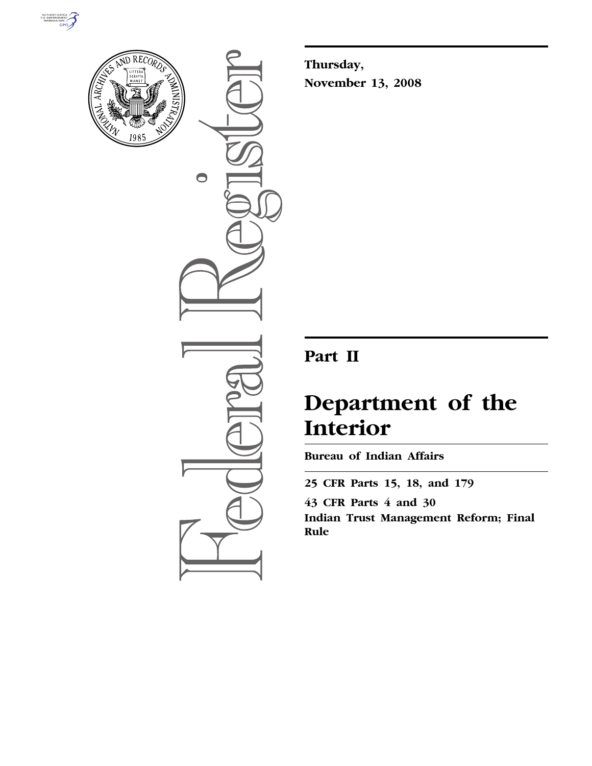Thursday,

November 13, 2008

# Part II

# Department of the Interior

## Bureau of Indian Affairs

**25 CFR Parts 15, 18, and 179**

**43 CFR Parts 4 and 30**

**Indian Trust Management Reform; Final Rule**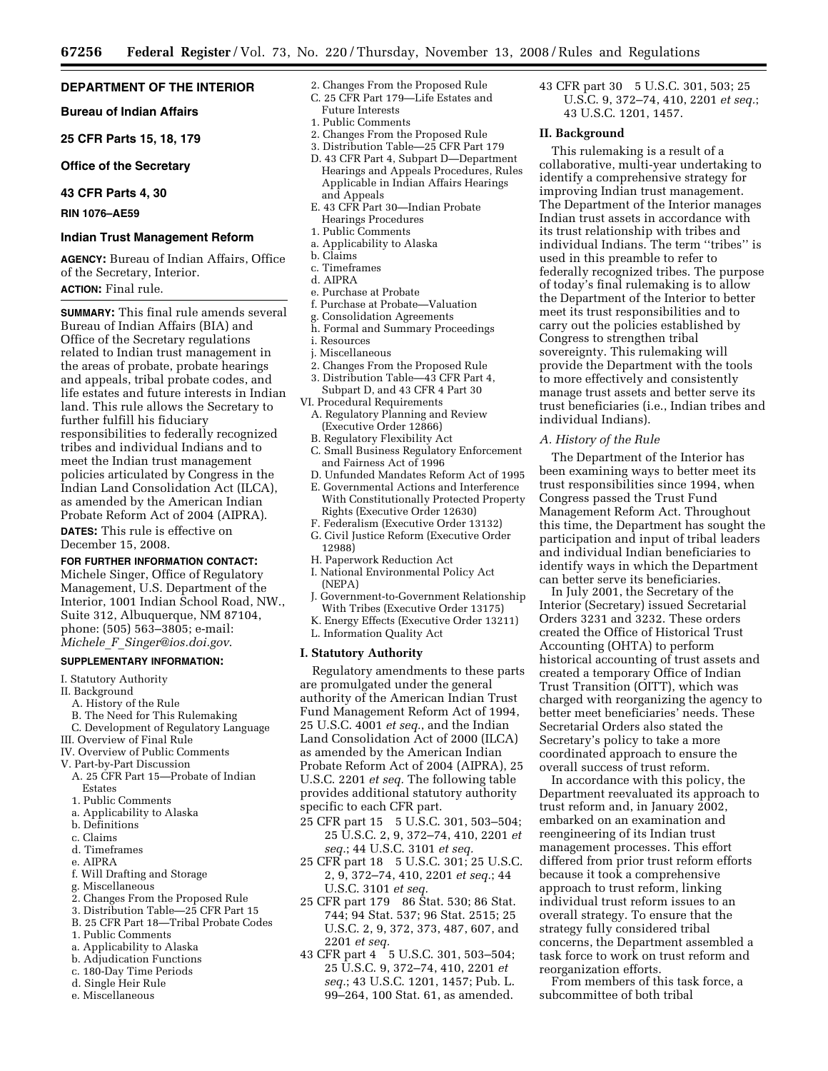**DEPARTMENT OF THE INTERIOR**

**Bureau of Indian Affairs**

**25 CFR Parts 15, 18, 179**

**Office of the Secretary**

**43 CFR Parts 4, 30**

**RIN 1076–AE59**

## Indian Trust Management Reform

**AGENCY:** Bureau of Indian Affairs, Office of the Secretary, Interior.

**ACTION:** Final rule.

**SUMMARY:** This final rule amends several Bureau of Indian Affairs (BIA) and Office of the Secretary regulations related to Indian trust management in the areas of probate, probate hearings and appeals, tribal probate codes, and life estates and future interests in Indian land. This rule allows the Secretary to further fulfill his fiduciary responsibilities to federally recognized tribes and individual Indians and to meet the Indian trust management policies articulated by Congress in the Indian Land Consolidation Act (ILCA), as amended by the American Indian Probate Reform Act of 2004 (AIPRA).

**DATES:** This rule is effective on December 15, 2008.

**FOR FURTHER INFORMATION CONTACT:** Michele Singer, Office of Regulatory Management, U.S. Department of the Interior, 1001 Indian School Road, NW., Suite 312, Albuquerque, NM 87104, phone: (505) 563–3805; e-mail: *Michele_F_Singer@ios.doi.gov.*

**SUPPLEMENTARY INFORMATION:**

I. Statutory Authority
II. Background
 A. History of the Rule
 B. The Need for This Rulemaking
 C. Development of Regulatory Language
III. Overview of Final Rule
IV. Overview of Public Comments
V. Part-by-Part Discussion
 A. 25 CFR Part 15—Probate of Indian Estates
 1. Public Comments
 a. Applicability to Alaska
 b. Definitions
 c. Claims
 d. Timeframes
 e. AIPRA
 f. Will Drafting and Storage
 g. Miscellaneous
 2. Changes From the Proposed Rule
 3. Distribution Table—25 CFR Part 15
 B. 25 CFR Part 18—Tribal Probate Codes
 1. Public Comments
 a. Applicability to Alaska
 b. Adjudication Functions
 c. 180-Day Time Periods
 d. Single Heir Rule
 e. Miscellaneous
 2. Changes From the Proposed Rule
 C. 25 CFR Part 179—Life Estates and Future Interests
 1. Public Comments
 2. Changes From the Proposed Rule
 3. Distribution Table—25 CFR Part 179
 D. 43 CFR Part 4, Subpart D—Department Hearings and Appeals Procedures, Rules Applicable in Indian Affairs Hearings and Appeals
 E. 43 CFR Part 30—Indian Probate Hearings Procedures
 1. Public Comments
 a. Applicability to Alaska
 b. Claims
 c. Timeframes
 d. AIPRA
 e. Purchase at Probate
 f. Purchase at Probate—Valuation
 g. Consolidation Agreements
 h. Formal and Summary Proceedings
 i. Resources
 j. Miscellaneous
 2. Changes From the Proposed Rule
 3. Distribution Table—43 CFR Part 4, Subpart D, and 43 CFR 4 Part 30
VI. Procedural Requirements
 A. Regulatory Planning and Review (Executive Order 12866)
 B. Regulatory Flexibility Act
 C. Small Business Regulatory Enforcement and Fairness Act of 1996
 D. Unfunded Mandates Reform Act of 1995
 E. Governmental Actions and Interference With Constitutionally Protected Property Rights (Executive Order 12630)
 F. Federalism (Executive Order 13132)
 G. Civil Justice Reform (Executive Order 12988)
 H. Paperwork Reduction Act
 I. National Environmental Policy Act (NEPA)
 J. Government-to-Government Relationship With Tribes (Executive Order 13175)
 K. Energy Effects (Executive Order 13211)
 L. Information Quality Act

### I. Statutory Authority

Regulatory amendments to these parts are promulgated under the general authority of the American Indian Trust Fund Management Reform Act of 1994, 25 U.S.C. 4001 *et seq.*, and the Indian Land Consolidation Act of 2000 (ILCA) as amended by the American Indian Probate Reform Act of 2004 (AIPRA), 25 U.S.C. 2201 *et seq.* The following table provides additional statutory authority specific to each CFR part.

25 CFR part 15 5 U.S.C. 301, 503–504; 25 U.S.C. 2, 9, 372–74, 410, 2201 *et seq.*; 44 U.S.C. 3101 *et seq.*
25 CFR part 18 5 U.S.C. 301; 25 U.S.C. 2, 9, 372–74, 410, 2201 *et seq.*; 44 U.S.C. 3101 *et seq.*
25 CFR part 179 86 Stat. 530; 86 Stat. 744; 94 Stat. 537; 96 Stat. 2515; 25 U.S.C. 2, 9, 372, 373, 487, 607, and 2201 *et seq.*
43 CFR part 4 5 U.S.C. 301, 503–504; 25 U.S.C. 9, 372–74, 410, 2201 *et seq.*; 43 U.S.C. 1201, 1457; Pub. L. 99–264, 100 Stat. 61, as amended.
43 CFR part 30 5 U.S.C. 301, 503; 25 U.S.C. 9, 372–74, 410, 2201 *et seq.*; 43 U.S.C. 1201, 1457.

### II. Background

This rulemaking is a result of a collaborative, multi-year undertaking to identify a comprehensive strategy for improving Indian trust management. The Department of the Interior manages Indian trust assets in accordance with its trust relationship with tribes and individual Indians. The term ''tribes'' is used in this preamble to refer to federally recognized tribes. The purpose of today's final rulemaking is to allow the Department of the Interior to better meet its trust responsibilities and to carry out the policies established by Congress to strengthen tribal sovereignty. This rulemaking will provide the Department with the tools to more effectively and consistently manage trust assets and better serve its trust beneficiaries (i.e., Indian tribes and individual Indians).

#### *A. History of the Rule*

The Department of the Interior has been examining ways to better meet its trust responsibilities since 1994, when Congress passed the Trust Fund Management Reform Act. Throughout this time, the Department has sought the participation and input of tribal leaders and individual Indian beneficiaries to identify ways in which the Department can better serve its beneficiaries.

In July 2001, the Secretary of the Interior (Secretary) issued Secretarial Orders 3231 and 3232. These orders created the Office of Historical Trust Accounting (OHTA) to perform historical accounting of trust assets and created a temporary Office of Indian Trust Transition (OITT), which was charged with reorganizing the agency to better meet beneficiaries' needs. These Secretarial Orders also stated the Secretary's policy to take a more coordinated approach to ensure the overall success of trust reform.

In accordance with this policy, the Department reevaluated its approach to trust reform and, in January 2002, embarked on an examination and reengineering of its Indian trust management processes. This effort differed from prior trust reform efforts because it took a comprehensive approach to trust reform, linking individual trust reform issues to an overall strategy. To ensure that the strategy fully considered tribal concerns, the Department assembled a task force to work on trust reform and reorganization efforts.

From members of this task force, a subcommittee of both tribal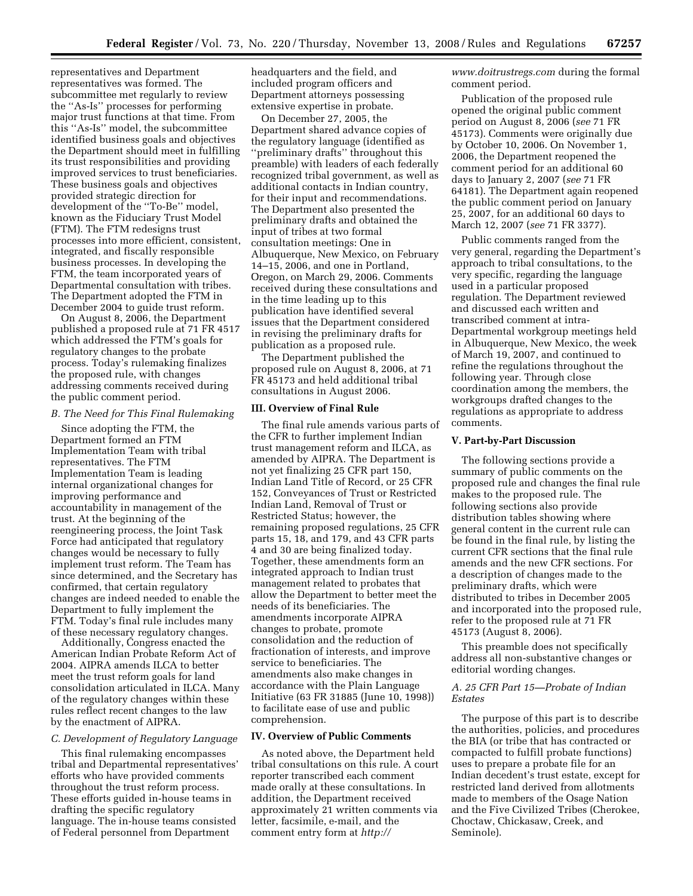representatives and Department representatives was formed. The subcommittee met regularly to review the ''As-Is'' processes for performing major trust functions at that time. From this ''As-Is'' model, the subcommittee identified business goals and objectives the Department should meet in fulfilling its trust responsibilities and providing improved services to trust beneficiaries. These business goals and objectives provided strategic direction for development of the ''To-Be'' model, known as the Fiduciary Trust Model (FTM). The FTM redesigns trust processes into more efficient, consistent, integrated, and fiscally responsible business processes. In developing the FTM, the team incorporated years of Departmental consultation with tribes. The Department adopted the FTM in December 2004 to guide trust reform.

On August 8, 2006, the Department published a proposed rule at 71 FR 4517 which addressed the FTM's goals for regulatory changes to the probate process. Today's rulemaking finalizes the proposed rule, with changes addressing comments received during the public comment period.

### *B. The Need for This Final Rulemaking*

Since adopting the FTM, the Department formed an FTM Implementation Team with tribal representatives. The FTM Implementation Team is leading internal organizational changes for improving performance and accountability in management of the trust. At the beginning of the reengineering process, the Joint Task Force had anticipated that regulatory changes would be necessary to fully implement trust reform. The Team has since determined, and the Secretary has confirmed, that certain regulatory changes are indeed needed to enable the Department to fully implement the FTM. Today's final rule includes many of these necessary regulatory changes.

Additionally, Congress enacted the American Indian Probate Reform Act of 2004. AIPRA amends ILCA to better meet the trust reform goals for land consolidation articulated in ILCA. Many of the regulatory changes within these rules reflect recent changes to the law by the enactment of AIPRA.

### *C. Development of Regulatory Language*

This final rulemaking encompasses tribal and Departmental representatives' efforts who have provided comments throughout the trust reform process. These efforts guided in-house teams in drafting the specific regulatory language. The in-house teams consisted of Federal personnel from Department headquarters and the field, and included program officers and Department attorneys possessing extensive expertise in probate.

On December 27, 2005, the Department shared advance copies of the regulatory language (identified as ''preliminary drafts'' throughout this preamble) with leaders of each federally recognized tribal government, as well as additional contacts in Indian country, for their input and recommendations. The Department also presented the preliminary drafts and obtained the input of tribes at two formal consultation meetings: One in Albuquerque, New Mexico, on February 14–15, 2006, and one in Portland, Oregon, on March 29, 2006. Comments received during these consultations and in the time leading up to this publication have identified several issues that the Department considered in revising the preliminary drafts for publication as a proposed rule.

The Department published the proposed rule on August 8, 2006, at 71 FR 45173 and held additional tribal consultations in August 2006.

## III. Overview of Final Rule

The final rule amends various parts of the CFR to further implement Indian trust management reform and ILCA, as amended by AIPRA. The Department is not yet finalizing 25 CFR part 150, Indian Land Title of Record, or 25 CFR 152, Conveyances of Trust or Restricted Indian Land, Removal of Trust or Restricted Status; however, the remaining proposed regulations, 25 CFR parts 15, 18, and 179, and 43 CFR parts 4 and 30 are being finalized today. Together, these amendments form an integrated approach to Indian trust management related to probates that allow the Department to better meet the needs of its beneficiaries. The amendments incorporate AIPRA changes to probate, promote consolidation and the reduction of fractionation of interests, and improve service to beneficiaries. The amendments also make changes in accordance with the Plain Language Initiative (63 FR 31885 (June 10, 1998)) to facilitate ease of use and public comprehension.

## IV. Overview of Public Comments

As noted above, the Department held tribal consultations on this rule. A court reporter transcribed each comment made orally at these consultations. In addition, the Department received approximately 21 written comments via letter, facsimile, e-mail, and the comment entry form at *http://www.doitrustregs.com* during the formal comment period.

Publication of the proposed rule opened the original public comment period on August 8, 2006 (*see* 71 FR 45173). Comments were originally due by October 10, 2006. On November 1, 2006, the Department reopened the comment period for an additional 60 days to January 2, 2007 (*see* 71 FR 64181). The Department again reopened the public comment period on January 25, 2007, for an additional 60 days to March 12, 2007 (*see* 71 FR 3377).

Public comments ranged from the very general, regarding the Department's approach to tribal consultations, to the very specific, regarding the language used in a particular proposed regulation. The Department reviewed and discussed each written and transcribed comment at intra-Departmental workgroup meetings held in Albuquerque, New Mexico, the week of March 19, 2007, and continued to refine the regulations throughout the following year. Through close coordination among the members, the workgroups drafted changes to the regulations as appropriate to address comments.

## V. Part-by-Part Discussion

The following sections provide a summary of public comments on the proposed rule and changes the final rule makes to the proposed rule. The following sections also provide distribution tables showing where general content in the current rule can be found in the final rule, by listing the current CFR sections that the final rule amends and the new CFR sections. For a description of changes made to the preliminary drafts, which were distributed to tribes in December 2005 and incorporated into the proposed rule, refer to the proposed rule at 71 FR 45173 (August 8, 2006).

This preamble does not specifically address all non-substantive changes or editorial wording changes.

### *A. 25 CFR Part 15—Probate of Indian Estates*

The purpose of this part is to describe the authorities, policies, and procedures the BIA (or tribe that has contracted or compacted to fulfill probate functions) uses to prepare a probate file for an Indian decedent's trust estate, except for restricted land derived from allotments made to members of the Osage Nation and the Five Civilized Tribes (Cherokee, Choctaw, Chickasaw, Creek, and Seminole).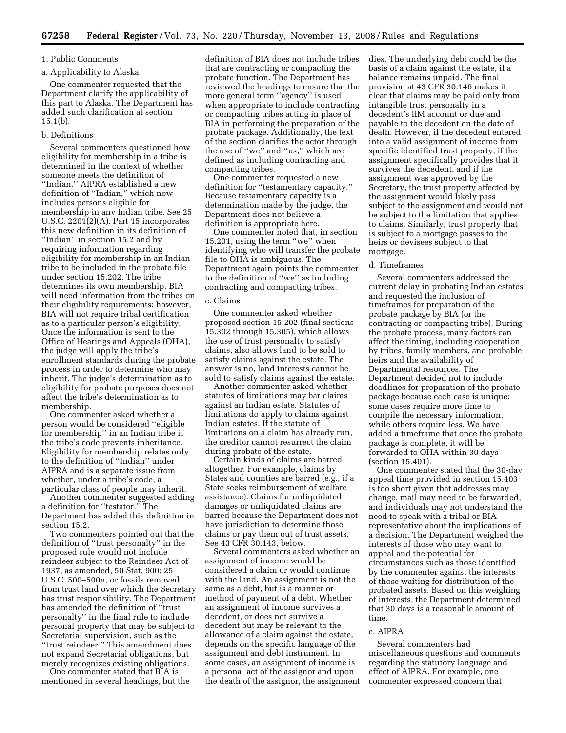1. Public Comments

a. Applicability to Alaska

One commenter requested that the Department clarify the applicability of this part to Alaska. The Department has added such clarification at section 15.1(b).

b. Definitions

Several commenters questioned how eligibility for membership in a tribe is determined in the context of whether someone meets the definition of ''Indian.'' AIPRA established a new definition of ''Indian,'' which now includes persons eligible for membership in any Indian tribe. See 25 U.S.C. 2201(2)(A). Part 15 incorporates this new definition in its definition of ''Indian'' in section 15.2 and by requiring information regarding eligibility for membership in an Indian tribe to be included in the probate file under section 15.202. The tribe determines its own membership. BIA will need information from the tribes on their eligibility requirements; however, BIA will not require tribal certification as to a particular person's eligibility. Once the information is sent to the Office of Hearings and Appeals (OHA), the judge will apply the tribe's enrollment standards during the probate process in order to determine who may inherit. The judge's determination as to eligibility for probate purposes does not affect the tribe's determination as to membership.

One commenter asked whether a person would be considered ''eligible for membership'' in an Indian tribe if the tribe's code prevents inheritance. Eligibility for membership relates only to the definition of ''Indian'' under AIPRA and is a separate issue from whether, under a tribe's code, a particular class of people may inherit.

Another commenter suggested adding a definition for ''testator.'' The Department has added this definition in section 15.2.

Two commenters pointed out that the definition of ''trust personalty'' in the proposed rule would not include reindeer subject to the Reindeer Act of 1937, as amended, 50 Stat. 900; 25 U.S.C. 500–500n, or fossils removed from trust land over which the Secretary has trust responsibility. The Department has amended the definition of ''trust personalty'' in the final rule to include personal property that may be subject to Secretarial supervision, such as the ''trust reindeer.'' This amendment does not expand Secretarial obligations, but merely recognizes existing obligations.

One commenter stated that BIA is mentioned in several headings, but the definition of BIA does not include tribes that are contracting or compacting the probate function. The Department has reviewed the headings to ensure that the more general term ''agency'' is used when appropriate to include contracting or compacting tribes acting in place of BIA in performing the preparation of the probate package. Additionally, the text of the section clarifies the actor through the use of ''we'' and ''us,'' which are defined as including contracting and compacting tribes.

One commenter requested a new definition for ''testamentary capacity.'' Because testamentary capacity is a determination made by the judge, the Department does not believe a definition is appropriate here.

One commenter noted that, in section 15.201, using the term ''we'' when identifying who will transfer the probate file to OHA is ambiguous. The Department again points the commenter to the definition of ''we'' as including contracting and compacting tribes.

c. Claims

One commenter asked whether proposed section 15.202 (final sections 15.302 through 15.305), which allows the use of trust personalty to satisfy claims, also allows land to be sold to satisfy claims against the estate. The answer is no, land interests cannot be sold to satisfy claims against the estate.

Another commenter asked whether statutes of limitations may bar claims against an Indian estate. Statutes of limitations do apply to claims against Indian estates. If the statute of limitations on a claim has already run, the creditor cannot resurrect the claim during probate of the estate.

Certain kinds of claims are barred altogether. For example, claims by States and counties are barred (e.g., if a State seeks reimbursement of welfare assistance). Claims for unliquidated damages or unliquidated claims are barred because the Department does not have jurisdiction to determine those claims or pay them out of trust assets. See 43 CFR 30.143, below.

Several commenters asked whether an assignment of income would be considered a claim or would continue with the land. An assignment is not the same as a debt, but is a manner or method of payment of a debt. Whether an assignment of income survives a decedent, or does not survive a decedent but may be relevant to the allowance of a claim against the estate, depends on the specific language of the assignment and debt instrument. In some cases, an assignment of income is a personal act of the assignor and upon the death of the assignor, the assignment dies. The underlying debt could be the basis of a claim against the estate, if a balance remains unpaid. The final provision at 43 CFR 30.146 makes it clear that claims may be paid only from intangible trust personalty in a decedent's IIM account or due and payable to the decedent on the date of death. However, if the decedent entered into a valid assignment of income from specific identified trust property, if the assignment specifically provides that it survives the decedent, and if the assignment was approved by the Secretary, the trust property affected by the assignment would likely pass subject to the assignment and would not be subject to the limitation that applies to claims. Similarly, trust property that is subject to a mortgage passes to the heirs or devisees subject to that mortgage.

d. Timeframes

Several commenters addressed the current delay in probating Indian estates and requested the inclusion of timeframes for preparation of the probate package by BIA (or the contracting or compacting tribe). During the probate process, many factors can affect the timing, including cooperation by tribes, family members, and probable heirs and the availability of Departmental resources. The Department decided not to include deadlines for preparation of the probate package because each case is unique; some cases require more time to compile the necessary information, while others require less. We have added a timeframe that once the probate package is complete, it will be forwarded to OHA within 30 days (section 15.401).

One commenter stated that the 30-day appeal time provided in section 15.403 is too short given that addresses may change, mail may need to be forwarded, and individuals may not understand the need to speak with a tribal or BIA representative about the implications of a decision. The Department weighed the interests of those who may want to appeal and the potential for circumstances such as those identified by the commenter against the interests of those waiting for distribution of the probated assets. Based on this weighing of interests, the Department determined that 30 days is a reasonable amount of time.

e. AIPRA

Several commenters had miscellaneous questions and comments regarding the statutory language and effect of AIPRA. For example, one commenter expressed concern that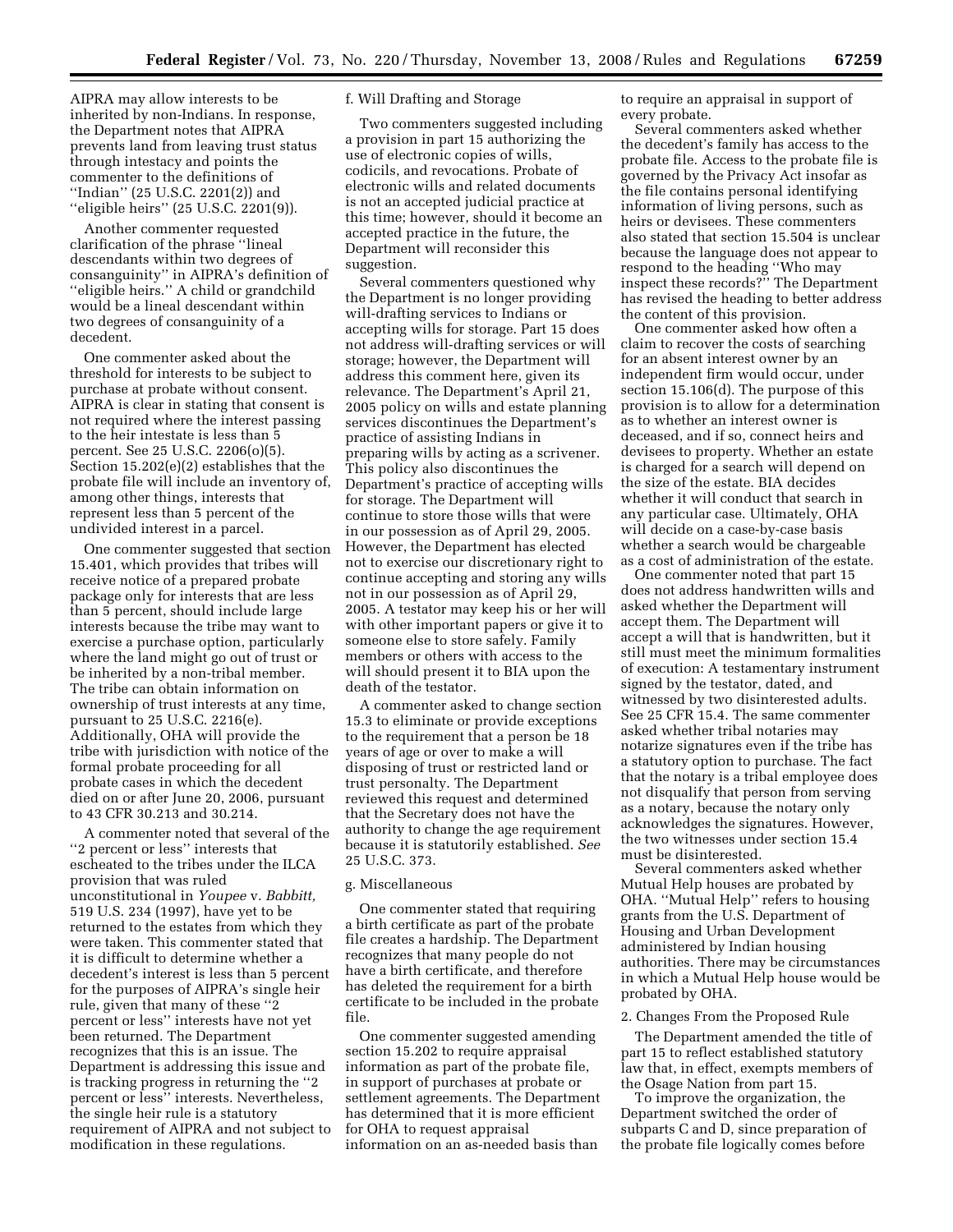AIPRA may allow interests to be inherited by non-Indians. In response, the Department notes that AIPRA prevents land from leaving trust status through intestacy and points the commenter to the definitions of ''Indian'' (25 U.S.C. 2201(2)) and ''eligible heirs'' (25 U.S.C. 2201(9)).

Another commenter requested clarification of the phrase ''lineal descendants within two degrees of consanguinity'' in AIPRA's definition of ''eligible heirs.'' A child or grandchild would be a lineal descendant within two degrees of consanguinity of a decedent.

One commenter asked about the threshold for interests to be subject to purchase at probate without consent. AIPRA is clear in stating that consent is not required where the interest passing to the heir intestate is less than 5 percent. See 25 U.S.C. 2206(o)(5). Section 15.202(e)(2) establishes that the probate file will include an inventory of, among other things, interests that represent less than 5 percent of the undivided interest in a parcel.

One commenter suggested that section 15.401, which provides that tribes will receive notice of a prepared probate package only for interests that are less than 5 percent, should include large interests because the tribe may want to exercise a purchase option, particularly where the land might go out of trust or be inherited by a non-tribal member. The tribe can obtain information on ownership of trust interests at any time, pursuant to 25 U.S.C. 2216(e). Additionally, OHA will provide the tribe with jurisdiction with notice of the formal probate proceeding for all probate cases in which the decedent died on or after June 20, 2006, pursuant to 43 CFR 30.213 and 30.214.

A commenter noted that several of the ''2 percent or less'' interests that escheated to the tribes under the ILCA provision that was ruled unconstitutional in *Youpee* v. *Babbitt,* 519 U.S. 234 (1997), have yet to be returned to the estates from which they were taken. This commenter stated that it is difficult to determine whether a decedent's interest is less than 5 percent for the purposes of AIPRA's single heir rule, given that many of these ''2 percent or less'' interests have not yet been returned. The Department recognizes that this is an issue. The Department is addressing this issue and is tracking progress in returning the ''2 percent or less'' interests. Nevertheless, the single heir rule is a statutory requirement of AIPRA and not subject to modification in these regulations.

f. Will Drafting and Storage

Two commenters suggested including a provision in part 15 authorizing the use of electronic copies of wills, codicils, and revocations. Probate of electronic wills and related documents is not an accepted judicial practice at this time; however, should it become an accepted practice in the future, the Department will reconsider this suggestion.

Several commenters questioned why the Department is no longer providing will-drafting services to Indians or accepting wills for storage. Part 15 does not address will-drafting services or will storage; however, the Department will address this comment here, given its relevance. The Department's April 21, 2005 policy on wills and estate planning services discontinues the Department's practice of assisting Indians in preparing wills by acting as a scrivener. This policy also discontinues the Department's practice of accepting wills for storage. The Department will continue to store those wills that were in our possession as of April 29, 2005. However, the Department has elected not to exercise our discretionary right to continue accepting and storing any wills not in our possession as of April 29, 2005. A testator may keep his or her will with other important papers or give it to someone else to store safely. Family members or others with access to the will should present it to BIA upon the death of the testator.

A commenter asked to change section 15.3 to eliminate or provide exceptions to the requirement that a person be 18 years of age or over to make a will disposing of trust or restricted land or trust personalty. The Department reviewed this request and determined that the Secretary does not have the authority to change the age requirement because it is statutorily established. *See* 25 U.S.C. 373.

g. Miscellaneous

One commenter stated that requiring a birth certificate as part of the probate file creates a hardship. The Department recognizes that many people do not have a birth certificate, and therefore has deleted the requirement for a birth certificate to be included in the probate file.

One commenter suggested amending section 15.202 to require appraisal information as part of the probate file, in support of purchases at probate or settlement agreements. The Department has determined that it is more efficient for OHA to request appraisal information on an as-needed basis than to require an appraisal in support of every probate.

Several commenters asked whether the decedent's family has access to the probate file. Access to the probate file is governed by the Privacy Act insofar as the file contains personal identifying information of living persons, such as heirs or devisees. These commenters also stated that section 15.504 is unclear because the language does not appear to respond to the heading ''Who may inspect these records?'' The Department has revised the heading to better address the content of this provision.

One commenter asked how often a claim to recover the costs of searching for an absent interest owner by an independent firm would occur, under section 15.106(d). The purpose of this provision is to allow for a determination as to whether an interest owner is deceased, and if so, connect heirs and devisees to property. Whether an estate is charged for a search will depend on the size of the estate. BIA decides whether it will conduct that search in any particular case. Ultimately, OHA will decide on a case-by-case basis whether a search would be chargeable as a cost of administration of the estate.

One commenter noted that part 15 does not address handwritten wills and asked whether the Department will accept them. The Department will accept a will that is handwritten, but it still must meet the minimum formalities of execution: A testamentary instrument signed by the testator, dated, and witnessed by two disinterested adults. See 25 CFR 15.4. The same commenter asked whether tribal notaries may notarize signatures even if the tribe has a statutory option to purchase. The fact that the notary is a tribal employee does not disqualify that person from serving as a notary, because the notary only acknowledges the signatures. However, the two witnesses under section 15.4 must be disinterested.

Several commenters asked whether Mutual Help houses are probated by OHA. ''Mutual Help'' refers to housing grants from the U.S. Department of Housing and Urban Development administered by Indian housing authorities. There may be circumstances in which a Mutual Help house would be probated by OHA.

2. Changes From the Proposed Rule

The Department amended the title of part 15 to reflect established statutory law that, in effect, exempts members of the Osage Nation from part 15.

To improve the organization, the Department switched the order of subparts C and D, since preparation of the probate file logically comes before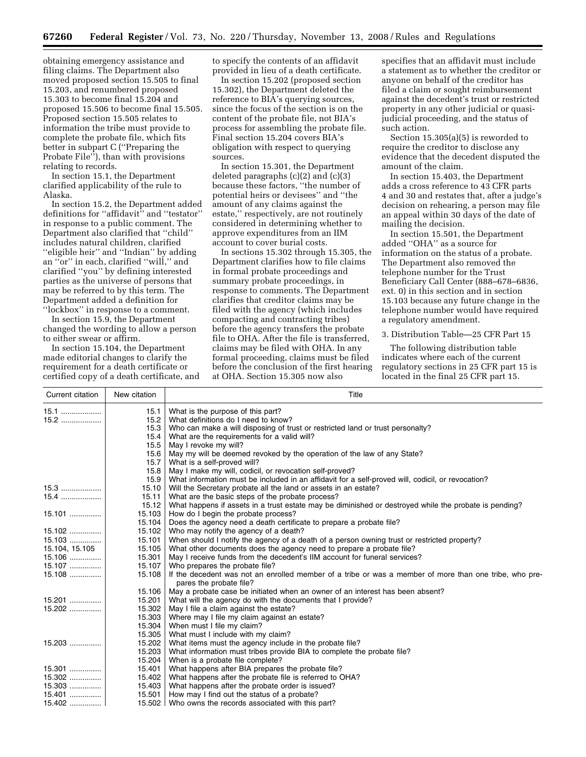obtaining emergency assistance and filing claims. The Department also moved proposed section 15.505 to final 15.203, and renumbered proposed 15.303 to become final 15.204 and proposed 15.506 to become final 15.505. Proposed section 15.505 relates to information the tribe must provide to complete the probate file, which fits better in subpart C (''Preparing the Probate File''), than with provisions relating to records.

In section 15.1, the Department clarified applicability of the rule to Alaska.

In section 15.2, the Department added definitions for ''affidavit'' and ''testator'' in response to a public comment. The Department also clarified that ''child'' includes natural children, clarified ''eligible heir'' and ''Indian'' by adding an ''or'' in each, clarified ''will,'' and clarified ''you'' by defining interested parties as the universe of persons that may be referred to by this term. The Department added a definition for ''lockbox'' in response to a comment.

In section 15.9, the Department changed the wording to allow a person to either swear or affirm.

In section 15.104, the Department made editorial changes to clarify the requirement for a death certificate or certified copy of a death certificate, and to specify the contents of an affidavit provided in lieu of a death certificate.

In section 15.202 (proposed section 15.302), the Department deleted the reference to BIA's querying sources, since the focus of the section is on the content of the probate file, not BIA's process for assembling the probate file. Final section 15.204 covers BIA's obligation with respect to querying sources.

In section 15.301, the Department deleted paragraphs (c)(2) and (c)(3) because these factors, ''the number of potential heirs or devisees'' and ''the amount of any claims against the estate,'' respectively, are not routinely considered in determining whether to approve expenditures from an IIM account to cover burial costs.

In sections 15.302 through 15.305, the Department clarifies how to file claims in formal probate proceedings and summary probate proceedings, in response to comments. The Department clarifies that creditor claims may be filed with the agency (which includes compacting and contracting tribes) before the agency transfers the probate file to OHA. After the file is transferred, claims may be filed with OHA. In any formal proceeding, claims must be filed before the conclusion of the first hearing at OHA. Section 15.305 now also specifies that an affidavit must include a statement as to whether the creditor or anyone on behalf of the creditor has filed a claim or sought reimbursement against the decedent's trust or restricted property in any other judicial or quasi-judicial proceeding, and the status of such action.

Section 15.305(a)(5) is reworded to require the creditor to disclose any evidence that the decedent disputed the amount of the claim.

In section 15.403, the Department adds a cross reference to 43 CFR parts 4 and 30 and restates that, after a judge's decision on rehearing, a person may file an appeal within 30 days of the date of mailing the decision.

In section 15.501, the Department added ''OHA'' as a source for information on the status of a probate. The Department also removed the telephone number for the Trust Beneficiary Call Center (888–678–6836, ext. 0) in this section and in section 15.103 because any future change in the telephone number would have required a regulatory amendment.

3. Distribution Table—25 CFR Part 15

The following distribution table indicates where each of the current regulatory sections in 25 CFR part 15 is located in the final 25 CFR part 15.

| Current citation | New citation | Title |
|---|---|---|
| 15.1 | 15.1 | What is the purpose of this part? |
| 15.2 | 15.2 | What definitions do I need to know? |
| | 15.3 | Who can make a will disposing of trust or restricted land or trust personalty? |
| | 15.4 | What are the requirements for a valid will? |
| | 15.5 | May I revoke my will? |
| | 15.6 | May my will be deemed revoked by the operation of the law of any State? |
| | 15.7 | What is a self-proved will? |
| | 15.8 | May I make my will, codicil, or revocation self-proved? |
| | 15.9 | What information must be included in an affidavit for a self-proved will, codicil, or revocation? |
| 15.3 | 15.10 | Will the Secretary probate all the land or assets in an estate? |
| 15.4 | 15.11 | What are the basic steps of the probate process? |
| | 15.12 | What happens if assets in a trust estate may be diminished or destroyed while the probate is pending? |
| 15.101 | 15.103 | How do I begin the probate process? |
| | 15.104 | Does the agency need a death certificate to prepare a probate file? |
| 15.102 | 15.102 | Who may notify the agency of a death? |
| 15.103 | 15.101 | When should I notify the agency of a death of a person owning trust or restricted property? |
| 15.104, 15.105 | 15.105 | What other documents does the agency need to prepare a probate file? |
| 15.106 | 15.301 | May I receive funds from the decedent's IIM account for funeral services? |
| 15.107 | 15.107 | Who prepares the probate file? |
| 15.108 | 15.108 | If the decedent was not an enrolled member of a tribe or was a member of more than one tribe, who prepares the probate file? |
| | 15.106 | May a probate case be initiated when an owner of an interest has been absent? |
| 15.201 | 15.201 | What will the agency do with the documents that I provide? |
| 15.202 | 15.302 | May I file a claim against the estate? |
| | 15.303 | Where may I file my claim against an estate? |
| | 15.304 | When must I file my claim? |
| | 15.305 | What must I include with my claim? |
| 15.203 | 15.202 | What items must the agency include in the probate file? |
| | 15.203 | What information must tribes provide BIA to complete the probate file? |
| | 15.204 | When is a probate file complete? |
| 15.301 | 15.401 | What happens after BIA prepares the probate file? |
| 15.302 | 15.402 | What happens after the probate file is referred to OHA? |
| 15.303 | 15.403 | What happens after the probate order is issued? |
| 15.401 | 15.501 | How may I find out the status of a probate? |
| 15.402 | 15.502 | Who owns the records associated with this part? |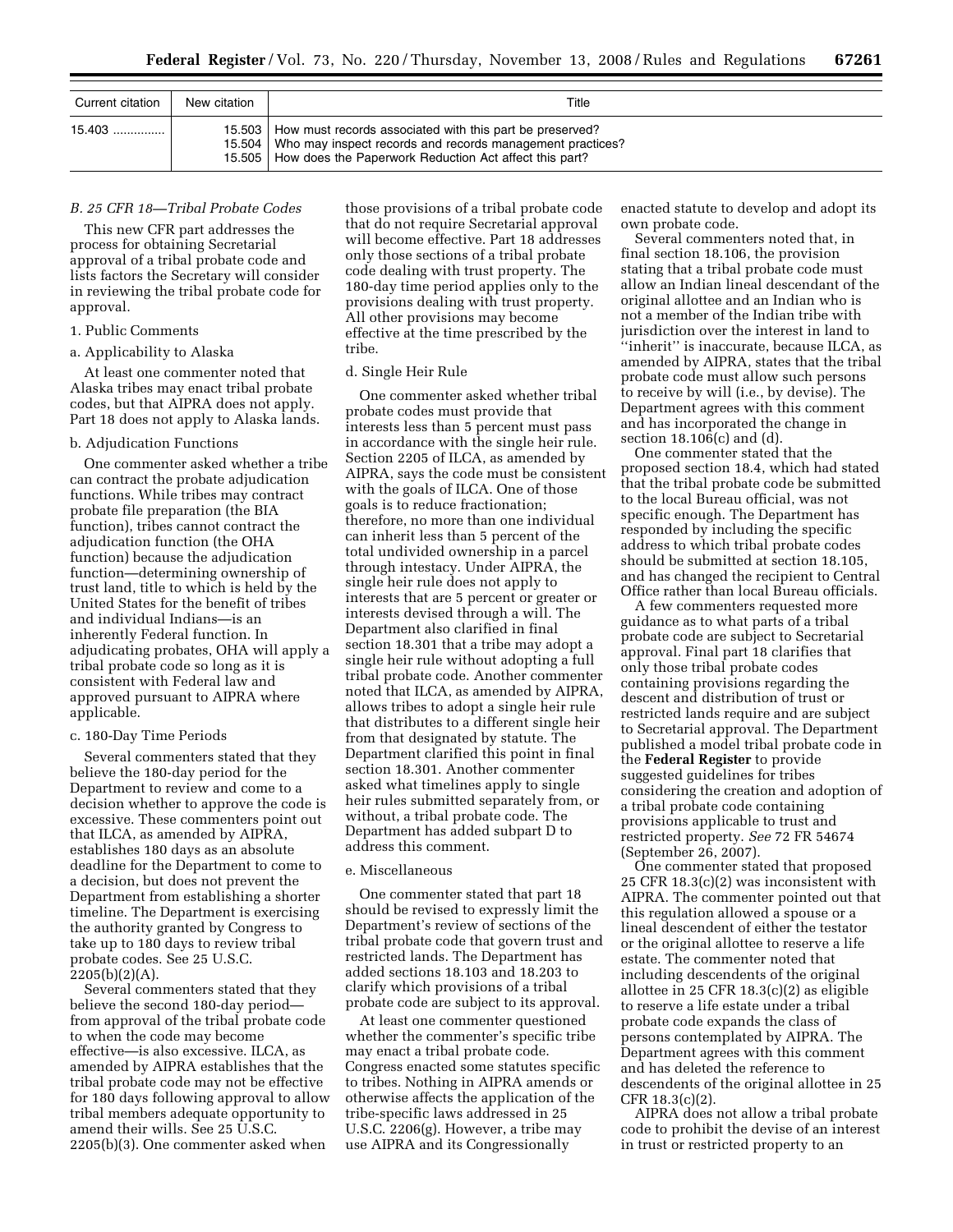| Current citation | New citation | Title |
|---|---|---|
| 15.403 .............. | 15.503 | How must records associated with this part be preserved? |
| | 15.504 | Who may inspect records and records management practices? |
| | 15.505 | How does the Paperwork Reduction Act affect this part? |

### B. 25 CFR 18—Tribal Probate Codes

This new CFR part addresses the process for obtaining Secretarial approval of a tribal probate code and lists factors the Secretary will consider in reviewing the tribal probate code for approval.

1. Public Comments

a. Applicability to Alaska

At least one commenter noted that Alaska tribes may enact tribal probate codes, but that AIPRA does not apply. Part 18 does not apply to Alaska lands.

b. Adjudication Functions

One commenter asked whether a tribe can contract the probate adjudication functions. While tribes may contract probate file preparation (the BIA function), tribes cannot contract the adjudication function (the OHA function) because the adjudication function—determining ownership of trust land, title to which is held by the United States for the benefit of tribes and individual Indians—is an inherently Federal function. In adjudicating probates, OHA will apply a tribal probate code so long as it is consistent with Federal law and approved pursuant to AIPRA where applicable.

c. 180-Day Time Periods

Several commenters stated that they believe the 180-day period for the Department to review and come to a decision whether to approve the code is excessive. These commenters point out that ILCA, as amended by AIPRA, establishes 180 days as an absolute deadline for the Department to come to a decision, but does not prevent the Department from establishing a shorter timeline. The Department is exercising the authority granted by Congress to take up to 180 days to review tribal probate codes. See 25 U.S.C. 2205(b)(2)(A).

Several commenters stated that they believe the second 180-day period—from approval of the tribal probate code to when the code may become effective—is also excessive. ILCA, as amended by AIPRA establishes that the tribal probate code may not be effective for 180 days following approval to allow tribal members adequate opportunity to amend their wills. See 25 U.S.C. 2205(b)(3). One commenter asked when those provisions of a tribal probate code that do not require Secretarial approval will become effective. Part 18 addresses only those sections of a tribal probate code dealing with trust property. The 180-day time period applies only to the provisions dealing with trust property. All other provisions may become effective at the time prescribed by the tribe.

d. Single Heir Rule

One commenter asked whether tribal probate codes must provide that interests less than 5 percent must pass in accordance with the single heir rule. Section 2205 of ILCA, as amended by AIPRA, says the code must be consistent with the goals of ILCA. One of those goals is to reduce fractionation; therefore, no more than one individual can inherit less than 5 percent of the total undivided ownership in a parcel through intestacy. Under AIPRA, the single heir rule does not apply to interests that are 5 percent or greater or interests devised through a will. The Department also clarified in final section 18.301 that a tribe may adopt a single heir rule without adopting a full tribal probate code. Another commenter noted that ILCA, as amended by AIPRA, allows tribes to adopt a single heir rule that distributes to a different single heir from that designated by statute. The Department clarified this point in final section 18.301. Another commenter asked what timelines apply to single heir rules submitted separately from, or without, a tribal probate code. The Department has added subpart D to address this comment.

e. Miscellaneous

One commenter stated that part 18 should be revised to expressly limit the Department's review of sections of the tribal probate code that govern trust and restricted lands. The Department has added sections 18.103 and 18.203 to clarify which provisions of a tribal probate code are subject to its approval.

At least one commenter questioned whether the commenter's specific tribe may enact a tribal probate code. Congress enacted some statutes specific to tribes. Nothing in AIPRA amends or otherwise affects the application of the tribe-specific laws addressed in 25 U.S.C. 2206(g). However, a tribe may use AIPRA and its Congressionally enacted statute to develop and adopt its own probate code.

Several commenters noted that, in final section 18.106, the provision stating that a tribal probate code must allow an Indian lineal descendant of the original allottee and an Indian who is not a member of the Indian tribe with jurisdiction over the interest in land to "inherit" is inaccurate, because ILCA, as amended by AIPRA, states that the tribal probate code must allow such persons to receive by will (i.e., by devise). The Department agrees with this comment and has incorporated the change in section 18.106(c) and (d).

One commenter stated that the proposed section 18.4, which had stated that the tribal probate code be submitted to the local Bureau official, was not specific enough. The Department has responded by including the specific address to which tribal probate codes should be submitted at section 18.105, and has changed the recipient to Central Office rather than local Bureau officials.

A few commenters requested more guidance as to what parts of a tribal probate code are subject to Secretarial approval. Final part 18 clarifies that only those tribal probate codes containing provisions regarding the descent and distribution of trust or restricted lands require and are subject to Secretarial approval. The Department published a model tribal probate code in the **Federal Register** to provide suggested guidelines for tribes considering the creation and adoption of a tribal probate code containing provisions applicable to trust and restricted property. *See* 72 FR 54674 (September 26, 2007).

One commenter stated that proposed 25 CFR 18.3(c)(2) was inconsistent with AIPRA. The commenter pointed out that this regulation allowed a spouse or a lineal descendent of either the testator or the original allottee to reserve a life estate. The commenter noted that including descendents of the original allottee in 25 CFR 18.3(c)(2) as eligible to reserve a life estate under a tribal probate code expands the class of persons contemplated by AIPRA. The Department agrees with this comment and has deleted the reference to descendents of the original allottee in 25 CFR 18.3(c)(2).

AIPRA does not allow a tribal probate code to prohibit the devise of an interest in trust or restricted property to an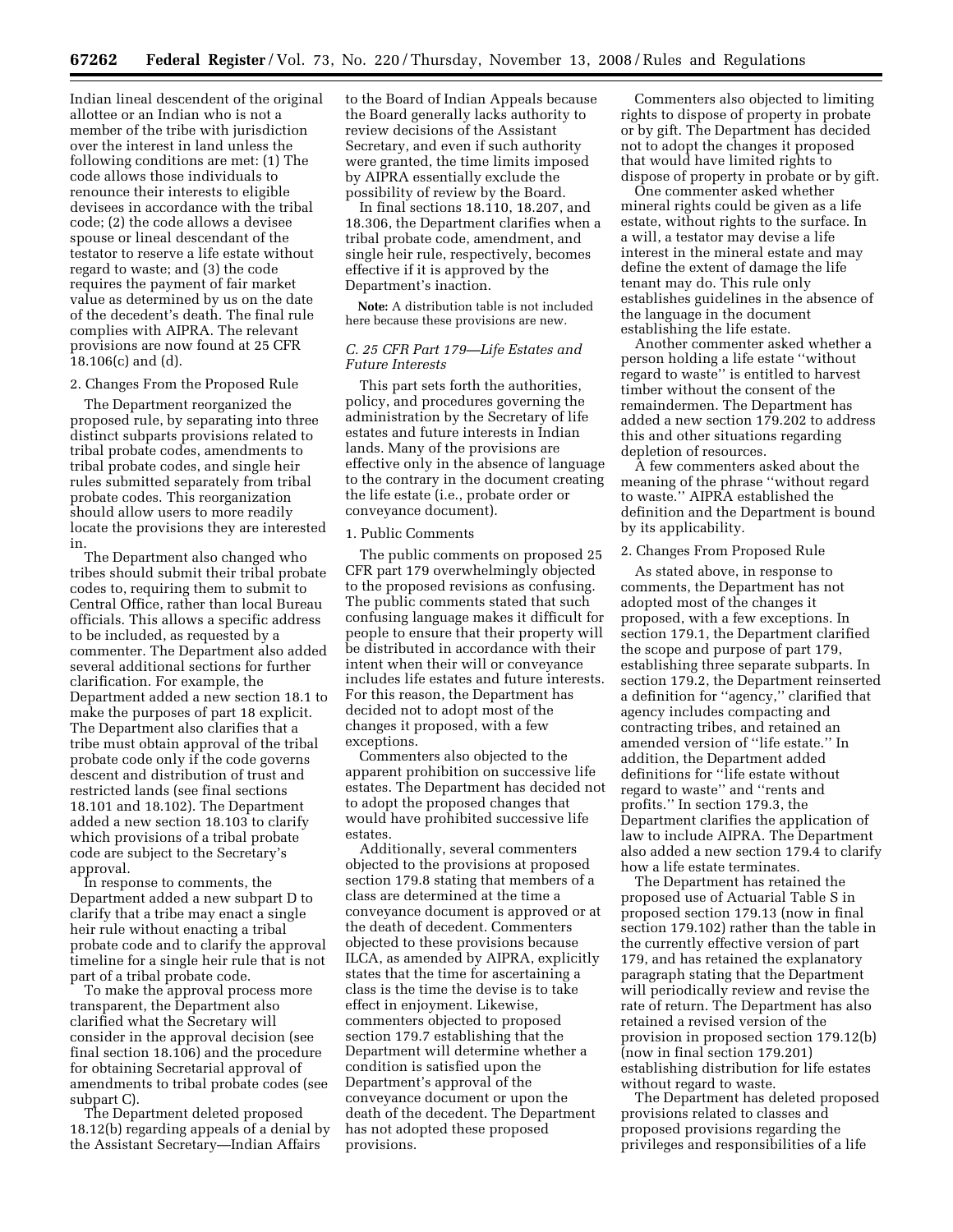Indian lineal descendent of the original allottee or an Indian who is not a member of the tribe with jurisdiction over the interest in land unless the following conditions are met: (1) The code allows those individuals to renounce their interests to eligible devisees in accordance with the tribal code; (2) the code allows a devisee spouse or lineal descendant of the testator to reserve a life estate without regard to waste; and (3) the code requires the payment of fair market value as determined by us on the date of the decedent's death. The final rule complies with AIPRA. The relevant provisions are now found at 25 CFR 18.106(c) and (d).

2. Changes From the Proposed Rule

The Department reorganized the proposed rule, by separating into three distinct subparts provisions related to tribal probate codes, amendments to tribal probate codes, and single heir rules submitted separately from tribal probate codes. This reorganization should allow users to more readily locate the provisions they are interested in.

The Department also changed who tribes should submit their tribal probate codes to, requiring them to submit to Central Office, rather than local Bureau officials. This allows a specific address to be included, as requested by a commenter. The Department also added several additional sections for further clarification. For example, the Department added a new section 18.1 to make the purposes of part 18 explicit. The Department also clarifies that a tribe must obtain approval of the tribal probate code only if the code governs descent and distribution of trust and restricted lands (see final sections 18.101 and 18.102). The Department added a new section 18.103 to clarify which provisions of a tribal probate code are subject to the Secretary's approval.

In response to comments, the Department added a new subpart D to clarify that a tribe may enact a single heir rule without enacting a tribal probate code and to clarify the approval timeline for a single heir rule that is not part of a tribal probate code.

To make the approval process more transparent, the Department also clarified what the Secretary will consider in the approval decision (see final section 18.106) and the procedure for obtaining Secretarial approval of amendments to tribal probate codes (see subpart C).

The Department deleted proposed 18.12(b) regarding appeals of a denial by the Assistant Secretary—Indian Affairs to the Board of Indian Appeals because the Board generally lacks authority to review decisions of the Assistant Secretary, and even if such authority were granted, the time limits imposed by AIPRA essentially exclude the possibility of review by the Board.

In final sections 18.110, 18.207, and 18.306, the Department clarifies when a tribal probate code, amendment, and single heir rule, respectively, becomes effective if it is approved by the Department's inaction.

**Note:** A distribution table is not included here because these provisions are new.

### *C. 25 CFR Part 179—Life Estates and Future Interests*

This part sets forth the authorities, policy, and procedures governing the administration by the Secretary of life estates and future interests in Indian lands. Many of the provisions are effective only in the absence of language to the contrary in the document creating the life estate (i.e., probate order or conveyance document).

1. Public Comments

The public comments on proposed 25 CFR part 179 overwhelmingly objected to the proposed revisions as confusing. The public comments stated that such confusing language makes it difficult for people to ensure that their property will be distributed in accordance with their intent when their will or conveyance includes life estates and future interests. For this reason, the Department has decided not to adopt most of the changes it proposed, with a few exceptions.

Commenters also objected to the apparent prohibition on successive life estates. The Department has decided not to adopt the proposed changes that would have prohibited successive life estates.

Additionally, several commenters objected to the provisions at proposed section 179.8 stating that members of a class are determined at the time a conveyance document is approved or at the death of decedent. Commenters objected to these provisions because ILCA, as amended by AIPRA, explicitly states that the time for ascertaining a class is the time the devise is to take effect in enjoyment. Likewise, commenters objected to proposed section 179.7 establishing that the Department will determine whether a condition is satisfied upon the Department's approval of the conveyance document or upon the death of the decedent. The Department has not adopted these proposed provisions.

Commenters also objected to limiting rights to dispose of property in probate or by gift. The Department has decided not to adopt the changes it proposed that would have limited rights to dispose of property in probate or by gift.

One commenter asked whether mineral rights could be given as a life estate, without rights to the surface. In a will, a testator may devise a life interest in the mineral estate and may define the extent of damage the life tenant may do. This rule only establishes guidelines in the absence of the language in the document establishing the life estate.

Another commenter asked whether a person holding a life estate "without regard to waste" is entitled to harvest timber without the consent of the remaindermen. The Department has added a new section 179.202 to address this and other situations regarding depletion of resources.

A few commenters asked about the meaning of the phrase "without regard to waste." AIPRA established the definition and the Department is bound by its applicability.

2. Changes From Proposed Rule

As stated above, in response to comments, the Department has not adopted most of the changes it proposed, with a few exceptions. In section 179.1, the Department clarified the scope and purpose of part 179, establishing three separate subparts. In section 179.2, the Department reinserted a definition for "agency," clarified that agency includes compacting and contracting tribes, and retained an amended version of "life estate." In addition, the Department added definitions for "life estate without regard to waste" and "rents and profits." In section 179.3, the Department clarifies the application of law to include AIPRA. The Department also added a new section 179.4 to clarify how a life estate terminates.

The Department has retained the proposed use of Actuarial Table S in proposed section 179.13 (now in final section 179.102) rather than the table in the currently effective version of part 179, and has retained the explanatory paragraph stating that the Department will periodically review and revise the rate of return. The Department has also retained a revised version of the provision in proposed section 179.12(b) (now in final section 179.201) establishing distribution for life estates without regard to waste.

The Department has deleted proposed provisions related to classes and proposed provisions regarding the privileges and responsibilities of a life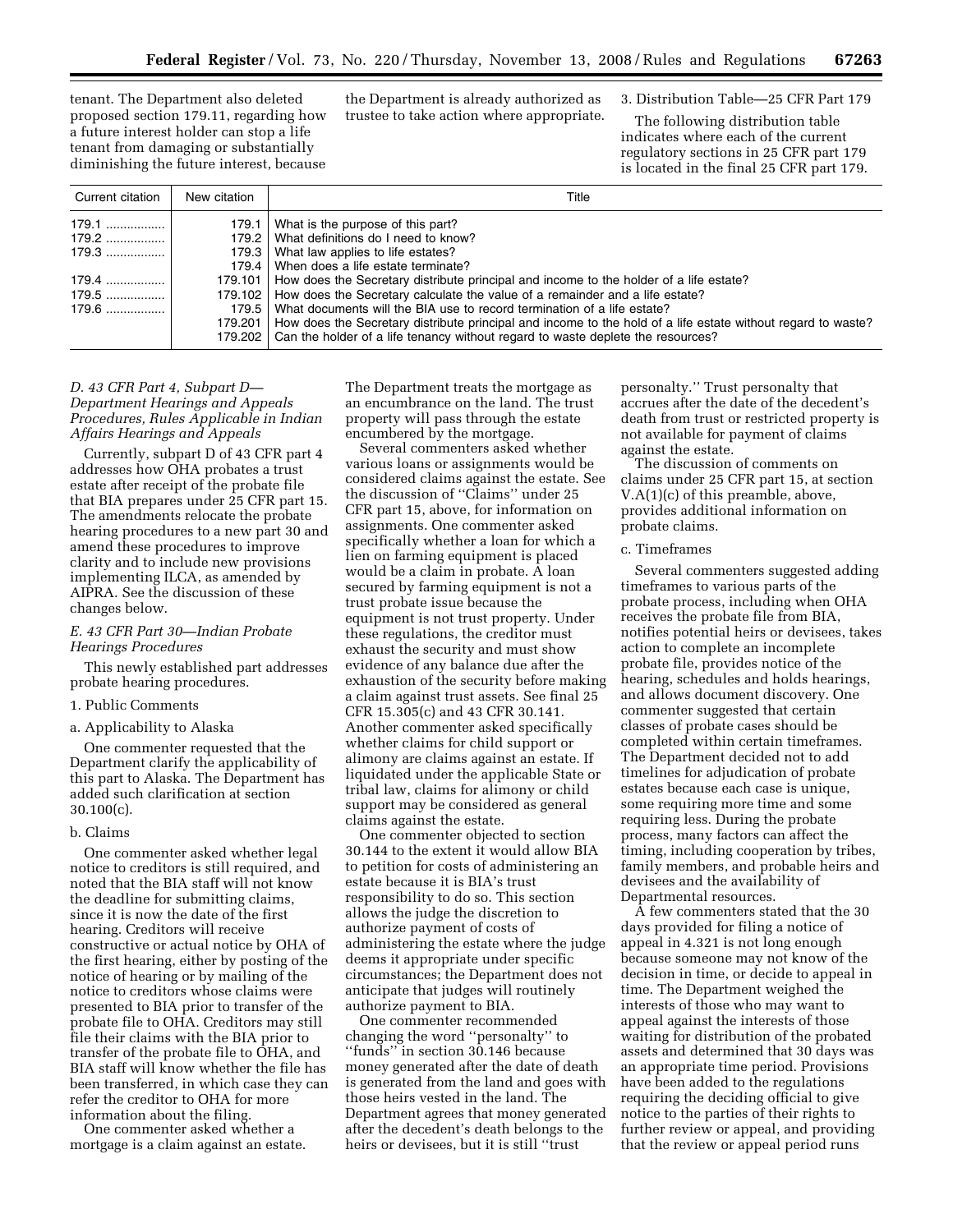tenant. The Department also deleted proposed section 179.11, regarding how a future interest holder can stop a life tenant from damaging or substantially diminishing the future interest, because the Department is already authorized as trustee to take action where appropriate.

3. Distribution Table—25 CFR Part 179

The following distribution table indicates where each of the current regulatory sections in 25 CFR part 179 is located in the final 25 CFR part 179.

| Current citation | New citation | Title |
|---|---|---|
| 179.1 | 179.1 | What is the purpose of this part? |
| 179.2 | 179.2 | What definitions do I need to know? |
| 179.3 | 179.3 | What law applies to life estates? |
| | 179.4 | When does a life estate terminate? |
| 179.4 | 179.101 | How does the Secretary distribute principal and income to the holder of a life estate? |
| 179.5 | 179.102 | How does the Secretary calculate the value of a remainder and a life estate? |
| 179.6 | 179.5 | What documents will the BIA use to record termination of a life estate? |
| | 179.201 | How does the Secretary distribute principal and income to the hold of a life estate without regard to waste? |
| | 179.202 | Can the holder of a life tenancy without regard to waste deplete the resources? |

*D. 43 CFR Part 4, Subpart D—Department Hearings and Appeals Procedures, Rules Applicable in Indian Affairs Hearings and Appeals*

Currently, subpart D of 43 CFR part 4 addresses how OHA probates a trust estate after receipt of the probate file that BIA prepares under 25 CFR part 15. The amendments relocate the probate hearing procedures to a new part 30 and amend these procedures to improve clarity and to include new provisions implementing ILCA, as amended by AIPRA. See the discussion of these changes below.

*E. 43 CFR Part 30—Indian Probate Hearings Procedures*

This newly established part addresses probate hearing procedures.

1. Public Comments

a. Applicability to Alaska

One commenter requested that the Department clarify the applicability of this part to Alaska. The Department has added such clarification at section 30.100(c).

b. Claims

One commenter asked whether legal notice to creditors is still required, and noted that the BIA staff will not know the deadline for submitting claims, since it is now the date of the first hearing. Creditors will receive constructive or actual notice by OHA of the first hearing, either by posting of the notice of hearing or by mailing of the notice to creditors whose claims were presented to BIA prior to transfer of the probate file to OHA. Creditors may still file their claims with the BIA prior to transfer of the probate file to OHA, and BIA staff will know whether the file has been transferred, in which case they can refer the creditor to OHA for more information about the filing.

One commenter asked whether a mortgage is a claim against an estate. The Department treats the mortgage as an encumbrance on the land. The trust property will pass through the estate encumbered by the mortgage.

Several commenters asked whether various loans or assignments would be considered claims against the estate. See the discussion of "Claims" under 25 CFR part 15, above, for information on assignments. One commenter asked specifically whether a loan for which a lien on farming equipment is placed would be a claim in probate. A loan secured by farming equipment is not a trust probate issue because the equipment is not trust property. Under these regulations, the creditor must exhaust the security and must show evidence of any balance due after the exhaustion of the security before making a claim against trust assets. See final 25 CFR 15.305(c) and 43 CFR 30.141. Another commenter asked specifically whether claims for child support or alimony are claims against an estate. If liquidated under the applicable State or tribal law, claims for alimony or child support may be considered as general claims against the estate.

One commenter objected to section 30.144 to the extent it would allow BIA to petition for costs of administering an estate because it is BIA's trust responsibility to do so. This section allows the judge the discretion to authorize payment of costs of administering the estate where the judge deems it appropriate under specific circumstances; the Department does not anticipate that judges will routinely authorize payment to BIA.

One commenter recommended changing the word "personalty" to "funds" in section 30.146 because money generated after the date of death is generated from the land and goes with those heirs vested in the land. The Department agrees that money generated after the decedent's death belongs to the heirs or devisees, but it is still "trust personalty." Trust personalty that accrues after the date of the decedent's death from trust or restricted property is not available for payment of claims against the estate.

The discussion of comments on claims under 25 CFR part 15, at section V.A(1)(c) of this preamble, above, provides additional information on probate claims.

c. Timeframes

Several commenters suggested adding timeframes to various parts of the probate process, including when OHA receives the probate file from BIA, notifies potential heirs or devisees, takes action to complete an incomplete probate file, provides notice of the hearing, schedules and holds hearings, and allows document discovery. One commenter suggested that certain classes of probate cases should be completed within certain timeframes. The Department decided not to add timelines for adjudication of probate estates because each case is unique, some requiring more time and some requiring less. During the probate process, many factors can affect the timing, including cooperation by tribes, family members, and probable heirs and devisees and the availability of Departmental resources.

A few commenters stated that the 30 days provided for filing a notice of appeal in 4.321 is not long enough because someone may not know of the decision in time, or decide to appeal in time. The Department weighed the interests of those who may want to appeal against the interests of those waiting for distribution of the probated assets and determined that 30 days was an appropriate time period. Provisions have been added to the regulations requiring the deciding official to give notice to the parties of their rights to further review or appeal, and providing that the review or appeal period runs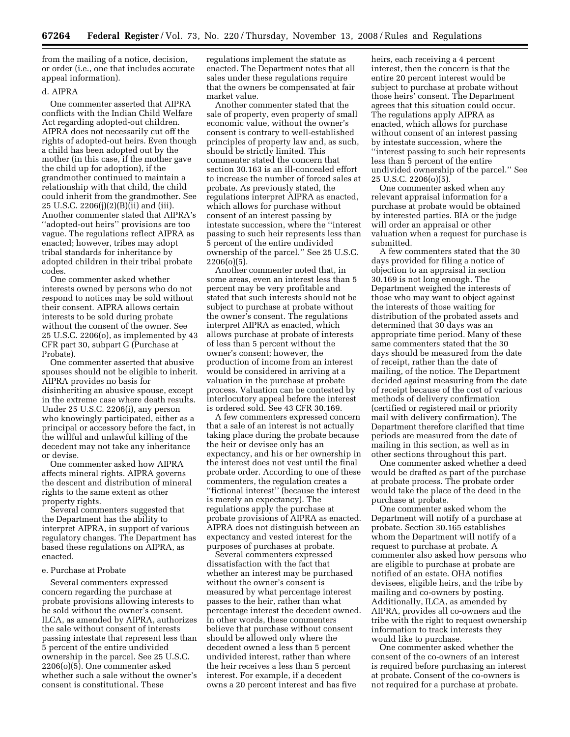from the mailing of a notice, decision, or order (i.e., one that includes accurate appeal information).

### d. AIPRA

One commenter asserted that AIPRA conflicts with the Indian Child Welfare Act regarding adopted-out children. AIPRA does not necessarily cut off the rights of adopted-out heirs. Even though a child has been adopted out by the mother (in this case, if the mother gave the child up for adoption), if the grandmother continued to maintain a relationship with that child, the child could inherit from the grandmother. See 25 U.S.C. 2206(j)(2)(B)(ii) and (iii). Another commenter stated that AIPRA's ''adopted-out heirs'' provisions are too vague. The regulations reflect AIPRA as enacted; however, tribes may adopt tribal standards for inheritance by adopted children in their tribal probate codes.

One commenter asked whether interests owned by persons who do not respond to notices may be sold without their consent. AIPRA allows certain interests to be sold during probate without the consent of the owner. See 25 U.S.C. 2206(o), as implemented by 43 CFR part 30, subpart G (Purchase at Probate).

One commenter asserted that abusive spouses should not be eligible to inherit. AIPRA provides no basis for disinheriting an abusive spouse, except in the extreme case where death results. Under 25 U.S.C. 2206(i), any person who knowingly participated, either as a principal or accessory before the fact, in the willful and unlawful killing of the decedent may not take any inheritance or devise.

One commenter asked how AIPRA affects mineral rights. AIPRA governs the descent and distribution of mineral rights to the same extent as other property rights.

Several commenters suggested that the Department has the ability to interpret AIPRA, in support of various regulatory changes. The Department has based these regulations on AIPRA, as enacted.

### e. Purchase at Probate

Several commenters expressed concern regarding the purchase at probate provisions allowing interests to be sold without the owner's consent. ILCA, as amended by AIPRA, authorizes the sale without consent of interests passing intestate that represent less than 5 percent of the entire undivided ownership in the parcel. See 25 U.S.C. 2206(o)(5). One commenter asked whether such a sale without the owner's consent is constitutional. These regulations implement the statute as enacted. The Department notes that all sales under these regulations require that the owners be compensated at fair market value.

Another commenter stated that the sale of property, even property of small economic value, without the owner's consent is contrary to well-established principles of property law and, as such, should be strictly limited. This commenter stated the concern that section 30.163 is an ill-concealed effort to increase the number of forced sales at probate. As previously stated, the regulations interpret AIPRA as enacted, which allows for purchase without consent of an interest passing by intestate succession, where the ''interest passing to such heir represents less than 5 percent of the entire undivided ownership of the parcel.'' See 25 U.S.C. 2206(o)(5).

Another commenter noted that, in some areas, even an interest less than 5 percent may be very profitable and stated that such interests should not be subject to purchase at probate without the owner's consent. The regulations interpret AIPRA as enacted, which allows purchase at probate of interests of less than 5 percent without the owner's consent; however, the production of income from an interest would be considered in arriving at a valuation in the purchase at probate process. Valuation can be contested by interlocutory appeal before the interest is ordered sold. See 43 CFR 30.169.

A few commenters expressed concern that a sale of an interest is not actually taking place during the probate because the heir or devisee only has an expectancy, and his or her ownership in the interest does not vest until the final probate order. According to one of these commenters, the regulation creates a ''fictional interest'' (because the interest is merely an expectancy). The regulations apply the purchase at probate provisions of AIPRA as enacted. AIPRA does not distinguish between an expectancy and vested interest for the purposes of purchases at probate.

Several commenters expressed dissatisfaction with the fact that whether an interest may be purchased without the owner's consent is measured by what percentage interest passes to the heir, rather than what percentage interest the decedent owned. In other words, these commenters believe that purchase without consent should be allowed only where the decedent owned a less than 5 percent undivided interest, rather than where the heir receives a less than 5 percent interest. For example, if a decedent owns a 20 percent interest and has five heirs, each receiving a 4 percent interest, then the concern is that the entire 20 percent interest would be subject to purchase at probate without those heirs' consent. The Department agrees that this situation could occur. The regulations apply AIPRA as enacted, which allows for purchase without consent of an interest passing by intestate succession, where the ''interest passing to such heir represents less than 5 percent of the entire undivided ownership of the parcel.'' See 25 U.S.C. 2206(o)(5).

One commenter asked when any relevant appraisal information for a purchase at probate would be obtained by interested parties. BIA or the judge will order an appraisal or other valuation when a request for purchase is submitted.

A few commenters stated that the 30 days provided for filing a notice of objection to an appraisal in section 30.169 is not long enough. The Department weighed the interests of those who may want to object against the interests of those waiting for distribution of the probated assets and determined that 30 days was an appropriate time period. Many of these same commenters stated that the 30 days should be measured from the date of receipt, rather than the date of mailing, of the notice. The Department decided against measuring from the date of receipt because of the cost of various methods of delivery confirmation (certified or registered mail or priority mail with delivery confirmation). The Department therefore clarified that time periods are measured from the date of mailing in this section, as well as in other sections throughout this part.

One commenter asked whether a deed would be drafted as part of the purchase at probate process. The probate order would take the place of the deed in the purchase at probate.

One commenter asked whom the Department will notify of a purchase at probate. Section 30.165 establishes whom the Department will notify of a request to purchase at probate. A commenter also asked how persons who are eligible to purchase at probate are notified of an estate. OHA notifies devisees, eligible heirs, and the tribe by mailing and co-owners by posting. Additionally, ILCA, as amended by AIPRA, provides all co-owners and the tribe with the right to request ownership information to track interests they would like to purchase.

One commenter asked whether the consent of the co-owners of an interest is required before purchasing an interest at probate. Consent of the co-owners is not required for a purchase at probate.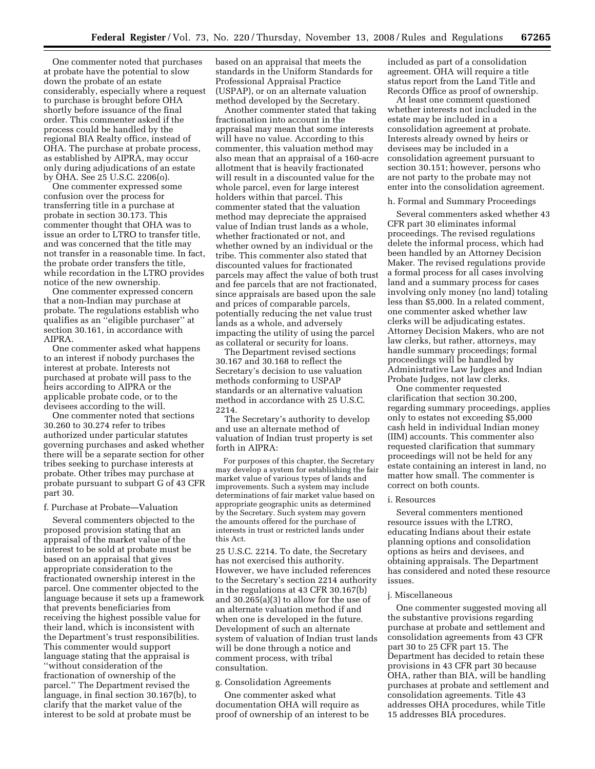One commenter noted that purchases at probate have the potential to slow down the probate of an estate considerably, especially where a request to purchase is brought before OHA shortly before issuance of the final order. This commenter asked if the process could be handled by the regional BIA Realty office, instead of OHA. The purchase at probate process, as established by AIPRA, may occur only during adjudications of an estate by OHA. See 25 U.S.C. 2206(o).

One commenter expressed some confusion over the process for transferring title in a purchase at probate in section 30.173. This commenter thought that OHA was to issue an order to LTRO to transfer title, and was concerned that the title may not transfer in a reasonable time. In fact, the probate order transfers the title, while recordation in the LTRO provides notice of the new ownership.

One commenter expressed concern that a non-Indian may purchase at probate. The regulations establish who qualifies as an ''eligible purchaser'' at section 30.161, in accordance with AIPRA.

One commenter asked what happens to an interest if nobody purchases the interest at probate. Interests not purchased at probate will pass to the heirs according to AIPRA or the applicable probate code, or to the devisees according to the will.

One commenter noted that sections 30.260 to 30.274 refer to tribes authorized under particular statutes governing purchases and asked whether there will be a separate section for other tribes seeking to purchase interests at probate. Other tribes may purchase at probate pursuant to subpart G of 43 CFR part 30.

### f. Purchase at Probate—Valuation

Several commenters objected to the proposed provision stating that an appraisal of the market value of the interest to be sold at probate must be based on an appraisal that gives appropriate consideration to the fractionated ownership interest in the parcel. One commenter objected to the language because it sets up a framework that prevents beneficiaries from receiving the highest possible value for their land, which is inconsistent with the Department's trust responsibilities. This commenter would support language stating that the appraisal is ''without consideration of the fractionation of ownership of the parcel.'' The Department revised the language, in final section 30.167(b), to clarify that the market value of the interest to be sold at probate must be based on an appraisal that meets the standards in the Uniform Standards for Professional Appraisal Practice (USPAP), or on an alternate valuation method developed by the Secretary.

Another commenter stated that taking fractionation into account in the appraisal may mean that some interests will have no value. According to this commenter, this valuation method may also mean that an appraisal of a 160-acre allotment that is heavily fractionated will result in a discounted value for the whole parcel, even for large interest holders within that parcel. This commenter stated that the valuation method may depreciate the appraised value of Indian trust lands as a whole, whether fractionated or not, and whether owned by an individual or the tribe. This commenter also stated that discounted values for fractionated parcels may affect the value of both trust and fee parcels that are not fractionated, since appraisals are based upon the sale and prices of comparable parcels, potentially reducing the net value trust lands as a whole, and adversely impacting the utility of using the parcel as collateral or security for loans.

The Department revised sections 30.167 and 30.168 to reflect the Secretary's decision to use valuation methods conforming to USPAP standards or an alternative valuation method in accordance with 25 U.S.C. 2214.

The Secretary's authority to develop and use an alternate method of valuation of Indian trust property is set forth in AIPRA:

> For purposes of this chapter, the Secretary may develop a system for establishing the fair market value of various types of lands and improvements. Such a system may include determinations of fair market value based on appropriate geographic units as determined by the Secretary. Such system may govern the amounts offered for the purchase of interests in trust or restricted lands under this Act.

25 U.S.C. 2214. To date, the Secretary has not exercised this authority. However, we have included references to the Secretary's section 2214 authority in the regulations at 43 CFR 30.167(b) and 30.265(a)(3) to allow for the use of an alternate valuation method in the future if and when one is developed in the future. Development of such an alternate system of valuation of Indian trust lands will be done through a notice and comment process, with tribal consultation.

### g. Consolidation Agreements

One commenter asked what documentation OHA will require as proof of ownership of an interest to be included as part of a consolidation agreement. OHA will require a title status report from the Land Title and Records Office as proof of ownership.

At least one comment questioned whether interests not included in the estate may be included in a consolidation agreement at probate. Interests already owned by heirs or devisees may be included in a consolidation agreement pursuant to section 30.151; however, persons who are not party to the probate may not enter into the consolidation agreement.

### h. Formal and Summary Proceedings

Several commenters asked whether 43 CFR part 30 eliminates informal proceedings. The revised regulations delete the informal process, which had been handled by an Attorney Decision Maker. The revised regulations provide a formal process for all cases involving land and a summary process for cases involving only money (no land) totaling less than $5,000. In a related comment, one commenter asked whether law clerks will be adjudicating estates. Attorney Decision Makers, who are not law clerks, but rather, attorneys, may handle summary proceedings; formal proceedings will be handled by Administrative Law Judges and Indian Probate Judges, not law clerks.

One commenter requested clarification that section 30.200, regarding summary proceedings, applies only to estates not exceeding $5,000 cash held in individual Indian money (IIM) accounts. This commenter also requested clarification that summary proceedings will not be held for any estate containing an interest in land, no matter how small. The commenter is correct on both counts.

### i. Resources

Several commenters mentioned resource issues with the LTRO, educating Indians about their estate planning options and consolidation options as heirs and devisees, and obtaining appraisals. The Department has considered and noted these resource issues.

### j. Miscellaneous

One commenter suggested moving all the substantive provisions regarding purchase at probate and settlement and consolidation agreements from 43 CFR part 30 to 25 CFR part 15. The Department has decided to retain these provisions in 43 CFR part 30 because OHA, rather than BIA, will be handling purchases at probate and settlement and consolidation agreements. Title 43 addresses OHA procedures, while Title 15 addresses BIA procedures.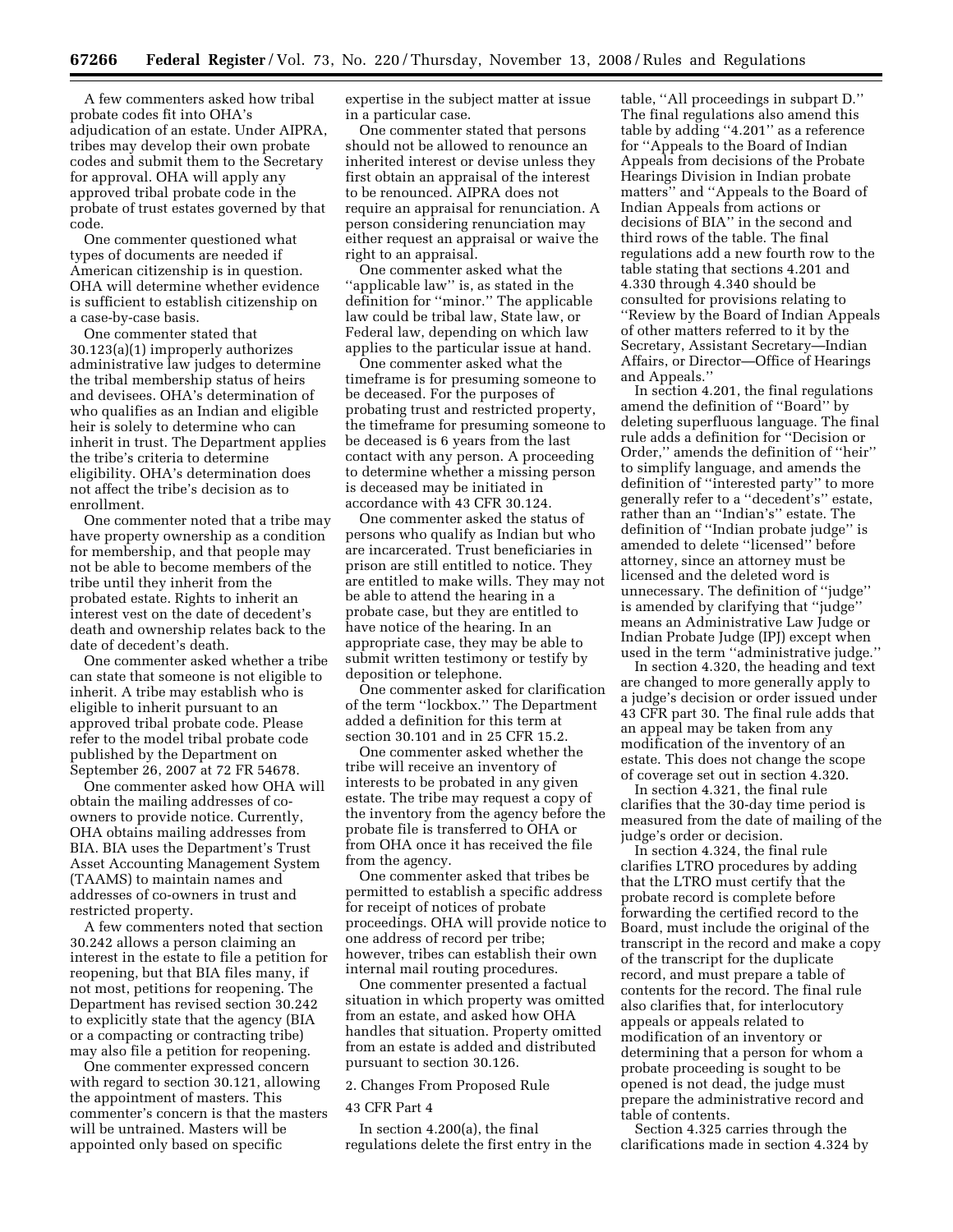A few commenters asked how tribal probate codes fit into OHA's adjudication of an estate. Under AIPRA, tribes may develop their own probate codes and submit them to the Secretary for approval. OHA will apply any approved tribal probate code in the probate of trust estates governed by that code.

One commenter questioned what types of documents are needed if American citizenship is in question. OHA will determine whether evidence is sufficient to establish citizenship on a case-by-case basis.

One commenter stated that 30.123(a)(1) improperly authorizes administrative law judges to determine the tribal membership status of heirs and devisees. OHA's determination of who qualifies as an Indian and eligible heir is solely to determine who can inherit in trust. The Department applies the tribe's criteria to determine eligibility. OHA's determination does not affect the tribe's decision as to enrollment.

One commenter noted that a tribe may have property ownership as a condition for membership, and that people may not be able to become members of the tribe until they inherit from the probated estate. Rights to inherit an interest vest on the date of decedent's death and ownership relates back to the date of decedent's death.

One commenter asked whether a tribe can state that someone is not eligible to inherit. A tribe may establish who is eligible to inherit pursuant to an approved tribal probate code. Please refer to the model tribal probate code published by the Department on September 26, 2007 at 72 FR 54678.

One commenter asked how OHA will obtain the mailing addresses of co-owners to provide notice. Currently, OHA obtains mailing addresses from BIA. BIA uses the Department's Trust Asset Accounting Management System (TAAMS) to maintain names and addresses of co-owners in trust and restricted property.

A few commenters noted that section 30.242 allows a person claiming an interest in the estate to file a petition for reopening, but that BIA files many, if not most, petitions for reopening. The Department has revised section 30.242 to explicitly state that the agency (BIA or a compacting or contracting tribe) may also file a petition for reopening.

One commenter expressed concern with regard to section 30.121, allowing the appointment of masters. This commenter's concern is that the masters will be untrained. Masters will be appointed only based on specific expertise in the subject matter at issue in a particular case.

One commenter stated that persons should not be allowed to renounce an inherited interest or devise unless they first obtain an appraisal of the interest to be renounced. AIPRA does not require an appraisal for renunciation. A person considering renunciation may either request an appraisal or waive the right to an appraisal.

One commenter asked what the ''applicable law'' is, as stated in the definition for ''minor.'' The applicable law could be tribal law, State law, or Federal law, depending on which law applies to the particular issue at hand.

One commenter asked what the timeframe is for presuming someone to be deceased. For the purposes of probating trust and restricted property, the timeframe for presuming someone to be deceased is 6 years from the last contact with any person. A proceeding to determine whether a missing person is deceased may be initiated in accordance with 43 CFR 30.124.

One commenter asked the status of persons who qualify as Indian but who are incarcerated. Trust beneficiaries in prison are still entitled to notice. They are entitled to make wills. They may not be able to attend the hearing in a probate case, but they are entitled to have notice of the hearing. In an appropriate case, they may be able to submit written testimony or testify by deposition or telephone.

One commenter asked for clarification of the term ''lockbox.'' The Department added a definition for this term at section 30.101 and in 25 CFR 15.2.

One commenter asked whether the tribe will receive an inventory of interests to be probated in any given estate. The tribe may request a copy of the inventory from the agency before the probate file is transferred to OHA or from OHA once it has received the file from the agency.

One commenter asked that tribes be permitted to establish a specific address for receipt of notices of probate proceedings. OHA will provide notice to one address of record per tribe; however, tribes can establish their own internal mail routing procedures.

One commenter presented a factual situation in which property was omitted from an estate, and asked how OHA handles that situation. Property omitted from an estate is added and distributed pursuant to section 30.126.

2. Changes From Proposed Rule

43 CFR Part 4

In section 4.200(a), the final regulations delete the first entry in the table, ''All proceedings in subpart D.'' The final regulations also amend this table by adding ''4.201'' as a reference for ''Appeals to the Board of Indian Appeals from decisions of the Probate Hearings Division in Indian probate matters'' and ''Appeals to the Board of Indian Appeals from actions or decisions of BIA'' in the second and third rows of the table. The final regulations add a new fourth row to the table stating that sections 4.201 and 4.330 through 4.340 should be consulted for provisions relating to ''Review by the Board of Indian Appeals of other matters referred to it by the Secretary, Assistant Secretary—Indian Affairs, or Director—Office of Hearings and Appeals.''

In section 4.201, the final regulations amend the definition of ''Board'' by deleting superfluous language. The final rule adds a definition for ''Decision or Order,'' amends the definition of ''heir'' to simplify language, and amends the definition of ''interested party'' to more generally refer to a ''decedent's'' estate, rather than an ''Indian's'' estate. The definition of ''Indian probate judge'' is amended to delete ''licensed'' before attorney, since an attorney must be licensed and the deleted word is unnecessary. The definition of ''judge'' is amended by clarifying that ''judge'' means an Administrative Law Judge or Indian Probate Judge (IPJ) except when used in the term ''administrative judge.''

In section 4.320, the heading and text are changed to more generally apply to a judge's decision or order issued under 43 CFR part 30. The final rule adds that an appeal may be taken from any modification of the inventory of an estate. This does not change the scope of coverage set out in section 4.320.

In section 4.321, the final rule clarifies that the 30-day time period is measured from the date of mailing of the judge's order or decision.

In section 4.324, the final rule clarifies LTRO procedures by adding that the LTRO must certify that the probate record is complete before forwarding the certified record to the Board, must include the original of the transcript in the record and make a copy of the transcript for the duplicate record, and must prepare a table of contents for the record. The final rule also clarifies that, for interlocutory appeals or appeals related to modification of an inventory or determining that a person for whom a probate proceeding is sought to be opened is not dead, the judge must prepare the administrative record and table of contents.

Section 4.325 carries through the clarifications made in section 4.324 by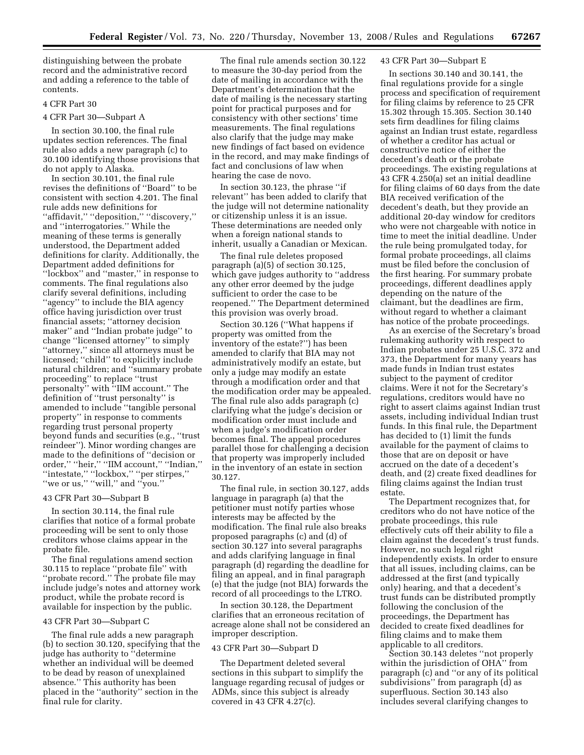distinguishing between the probate record and the administrative record and adding a reference to the table of contents.

4 CFR Part 30

4 CFR Part 30—Subpart A

In section 30.100, the final rule updates section references. The final rule also adds a new paragraph (c) to 30.100 identifying those provisions that do not apply to Alaska.

In section 30.101, the final rule revises the definitions of ''Board'' to be consistent with section 4.201. The final rule adds new definitions for ''affidavit,'' ''deposition,'' ''discovery,'' and ''interrogatories.'' While the meaning of these terms is generally understood, the Department added definitions for clarity. Additionally, the Department added definitions for ''lockbox'' and ''master,'' in response to comments. The final regulations also clarify several definitions, including ''agency'' to include the BIA agency office having jurisdiction over trust financial assets; ''attorney decision maker'' and ''Indian probate judge'' to change ''licensed attorney'' to simply ''attorney,'' since all attorneys must be licensed; ''child'' to explicitly include natural children; and ''summary probate proceeding'' to replace ''trust personalty'' with ''IIM account.'' The definition of ''trust personalty'' is amended to include ''tangible personal property'' in response to comments regarding trust personal property beyond funds and securities (e.g., ''trust reindeer''). Minor wording changes are made to the definitions of ''decision or order,'' ''heir,'' ''IIM account,'' ''Indian,'' ''intestate,'' ''lockbox,'' ''per stirpes,'' ''we or us,'' ''will,'' and ''you.''

43 CFR Part 30—Subpart B

In section 30.114, the final rule clarifies that notice of a formal probate proceeding will be sent to only those creditors whose claims appear in the probate file.

The final regulations amend section 30.115 to replace ''probate file'' with ''probate record.'' The probate file may include judge's notes and attorney work product, while the probate record is available for inspection by the public.

43 CFR Part 30—Subpart C

The final rule adds a new paragraph (b) to section 30.120, specifying that the judge has authority to ''determine whether an individual will be deemed to be dead by reason of unexplained absence.'' This authority has been placed in the ''authority'' section in the final rule for clarity.

The final rule amends section 30.122 to measure the 30-day period from the date of mailing in accordance with the Department's determination that the date of mailing is the necessary starting point for practical purposes and for consistency with other sections' time measurements. The final regulations also clarify that the judge may make new findings of fact based on evidence in the record, and may make findings of fact and conclusions of law when hearing the case de novo.

In section 30.123, the phrase ''if relevant'' has been added to clarify that the judge will not determine nationality or citizenship unless it is an issue. These determinations are needed only when a foreign national stands to inherit, usually a Canadian or Mexican.

The final rule deletes proposed paragraph (a)(5) of section 30.125, which gave judges authority to ''address any other error deemed by the judge sufficient to order the case to be reopened.'' The Department determined this provision was overly broad.

Section 30.126 (''What happens if property was omitted from the inventory of the estate?'') has been amended to clarify that BIA may not administratively modify an estate, but only a judge may modify an estate through a modification order and that the modification order may be appealed. The final rule also adds paragraph (c) clarifying what the judge's decision or modification order must include and when a judge's modification order becomes final. The appeal procedures parallel those for challenging a decision that property was improperly included in the inventory of an estate in section 30.127.

The final rule, in section 30.127, adds language in paragraph (a) that the petitioner must notify parties whose interests may be affected by the modification. The final rule also breaks proposed paragraphs (c) and (d) of section 30.127 into several paragraphs and adds clarifying language in final paragraph (d) regarding the deadline for filing an appeal, and in final paragraph (e) that the judge (not BIA) forwards the record of all proceedings to the LTRO.

In section 30.128, the Department clarifies that an erroneous recitation of acreage alone shall not be considered an improper description.

43 CFR Part 30—Subpart D

The Department deleted several sections in this subpart to simplify the language regarding recusal of judges or ADMs, since this subject is already covered in 43 CFR 4.27(c).

43 CFR Part 30—Subpart E

In sections 30.140 and 30.141, the final regulations provide for a single process and specification of requirement for filing claims by reference to 25 CFR 15.302 through 15.305. Section 30.140 sets firm deadlines for filing claims against an Indian trust estate, regardless of whether a creditor has actual or constructive notice of either the decedent's death or the probate proceedings. The existing regulations at 43 CFR 4.250(a) set an initial deadline for filing claims of 60 days from the date BIA received verification of the decedent's death, but they provide an additional 20-day window for creditors who were not chargeable with notice in time to meet the initial deadline. Under the rule being promulgated today, for formal probate proceedings, all claims must be filed before the conclusion of the first hearing. For summary probate proceedings, different deadlines apply depending on the nature of the claimant, but the deadlines are firm, without regard to whether a claimant has notice of the probate proceedings.

As an exercise of the Secretary's broad rulemaking authority with respect to Indian probates under 25 U.S.C. 372 and 373, the Department for many years has made funds in Indian trust estates subject to the payment of creditor claims. Were it not for the Secretary's regulations, creditors would have no right to assert claims against Indian trust assets, including individual Indian trust funds. In this final rule, the Department has decided to (1) limit the funds available for the payment of claims to those that are on deposit or have accrued on the date of a decedent's death, and (2) create fixed deadlines for filing claims against the Indian trust estate.

The Department recognizes that, for creditors who do not have notice of the probate proceedings, this rule effectively cuts off their ability to file a claim against the decedent's trust funds. However, no such legal right independently exists. In order to ensure that all issues, including claims, can be addressed at the first (and typically only) hearing, and that a decedent's trust funds can be distributed promptly following the conclusion of the proceedings, the Department has decided to create fixed deadlines for filing claims and to make them applicable to all creditors.

Section 30.143 deletes ''not properly within the jurisdiction of OHA'' from paragraph (c) and ''or any of its political subdivisions'' from paragraph (d) as superfluous. Section 30.143 also includes several clarifying changes to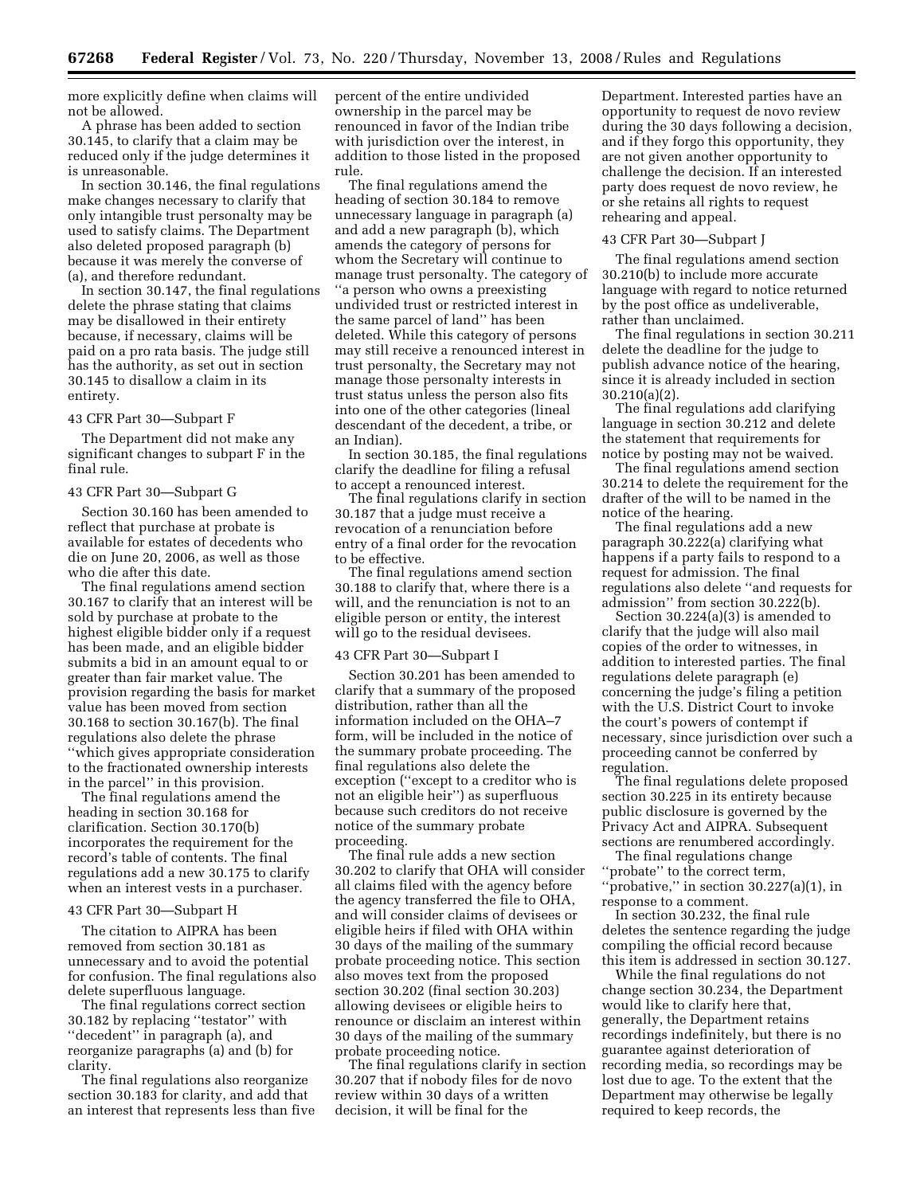more explicitly define when claims will not be allowed.

A phrase has been added to section 30.145, to clarify that a claim may be reduced only if the judge determines it is unreasonable.

In section 30.146, the final regulations make changes necessary to clarify that only intangible trust personalty may be used to satisfy claims. The Department also deleted proposed paragraph (b) because it was merely the converse of (a), and therefore redundant.

In section 30.147, the final regulations delete the phrase stating that claims may be disallowed in their entirety because, if necessary, claims will be paid on a pro rata basis. The judge still has the authority, as set out in section 30.145 to disallow a claim in its entirety.

### 43 CFR Part 30—Subpart F

The Department did not make any significant changes to subpart F in the final rule.

### 43 CFR Part 30—Subpart G

Section 30.160 has been amended to reflect that purchase at probate is available for estates of decedents who die on June 20, 2006, as well as those who die after this date.

The final regulations amend section 30.167 to clarify that an interest will be sold by purchase at probate to the highest eligible bidder only if a request has been made, and an eligible bidder submits a bid in an amount equal to or greater than fair market value. The provision regarding the basis for market value has been moved from section 30.168 to section 30.167(b). The final regulations also delete the phrase ''which gives appropriate consideration to the fractionated ownership interests in the parcel'' in this provision.

The final regulations amend the heading in section 30.168 for clarification. Section 30.170(b) incorporates the requirement for the record's table of contents. The final regulations add a new 30.175 to clarify when an interest vests in a purchaser.

### 43 CFR Part 30—Subpart H

The citation to AIPRA has been removed from section 30.181 as unnecessary and to avoid the potential for confusion. The final regulations also delete superfluous language.

The final regulations correct section 30.182 by replacing ''testator'' with ''decedent'' in paragraph (a), and reorganize paragraphs (a) and (b) for clarity.

The final regulations also reorganize section 30.183 for clarity, and add that an interest that represents less than five percent of the entire undivided ownership in the parcel may be renounced in favor of the Indian tribe with jurisdiction over the interest, in addition to those listed in the proposed rule.

The final regulations amend the heading of section 30.184 to remove unnecessary language in paragraph (a) and add a new paragraph (b), which amends the category of persons for whom the Secretary will continue to manage trust personalty. The category of ''a person who owns a preexisting undivided trust or restricted interest in the same parcel of land'' has been deleted. While this category of persons may still receive a renounced interest in trust personalty, the Secretary may not manage those personalty interests in trust status unless the person also fits into one of the other categories (lineal descendant of the decedent, a tribe, or an Indian).

In section 30.185, the final regulations clarify the deadline for filing a refusal to accept a renounced interest.

The final regulations clarify in section 30.187 that a judge must receive a revocation of a renunciation before entry of a final order for the revocation to be effective.

The final regulations amend section 30.188 to clarify that, where there is a will, and the renunciation is not to an eligible person or entity, the interest will go to the residual devisees.

### 43 CFR Part 30—Subpart I

Section 30.201 has been amended to clarify that a summary of the proposed distribution, rather than all the information included on the OHA–7 form, will be included in the notice of the summary probate proceeding. The final regulations also delete the exception (''except to a creditor who is not an eligible heir'') as superfluous because such creditors do not receive notice of the summary probate proceeding.

The final rule adds a new section 30.202 to clarify that OHA will consider all claims filed with the agency before the agency transferred the file to OHA, and will consider claims of devisees or eligible heirs if filed with OHA within 30 days of the mailing of the summary probate proceeding notice. This section also moves text from the proposed section 30.202 (final section 30.203) allowing devisees or eligible heirs to renounce or disclaim an interest within 30 days of the mailing of the summary probate proceeding notice.

The final regulations clarify in section 30.207 that if nobody files for de novo review within 30 days of a written decision, it will be final for the Department. Interested parties have an opportunity to request de novo review during the 30 days following a decision, and if they forgo this opportunity, they are not given another opportunity to challenge the decision. If an interested party does request de novo review, he or she retains all rights to request rehearing and appeal.

### 43 CFR Part 30—Subpart J

The final regulations amend section 30.210(b) to include more accurate language with regard to notice returned by the post office as undeliverable, rather than unclaimed.

The final regulations in section 30.211 delete the deadline for the judge to publish advance notice of the hearing, since it is already included in section 30.210(a)(2).

The final regulations add clarifying language in section 30.212 and delete the statement that requirements for notice by posting may not be waived.

The final regulations amend section 30.214 to delete the requirement for the drafter of the will to be named in the notice of the hearing.

The final regulations add a new paragraph 30.222(a) clarifying what happens if a party fails to respond to a request for admission. The final regulations also delete ''and requests for admission'' from section 30.222(b).

Section 30.224(a)(3) is amended to clarify that the judge will also mail copies of the order to witnesses, in addition to interested parties. The final regulations delete paragraph (e) concerning the judge's filing a petition with the U.S. District Court to invoke the court's powers of contempt if necessary, since jurisdiction over such a proceeding cannot be conferred by regulation.

The final regulations delete proposed section 30.225 in its entirety because public disclosure is governed by the Privacy Act and AIPRA. Subsequent sections are renumbered accordingly.

The final regulations change ''probate'' to the correct term, ''probative,'' in section 30.227(a)(1), in response to a comment.

In section 30.232, the final rule deletes the sentence regarding the judge compiling the official record because this item is addressed in section 30.127.

While the final regulations do not change section 30.234, the Department would like to clarify here that, generally, the Department retains recordings indefinitely, but there is no guarantee against deterioration of recording media, so recordings may be lost due to age. To the extent that the Department may otherwise be legally required to keep records, the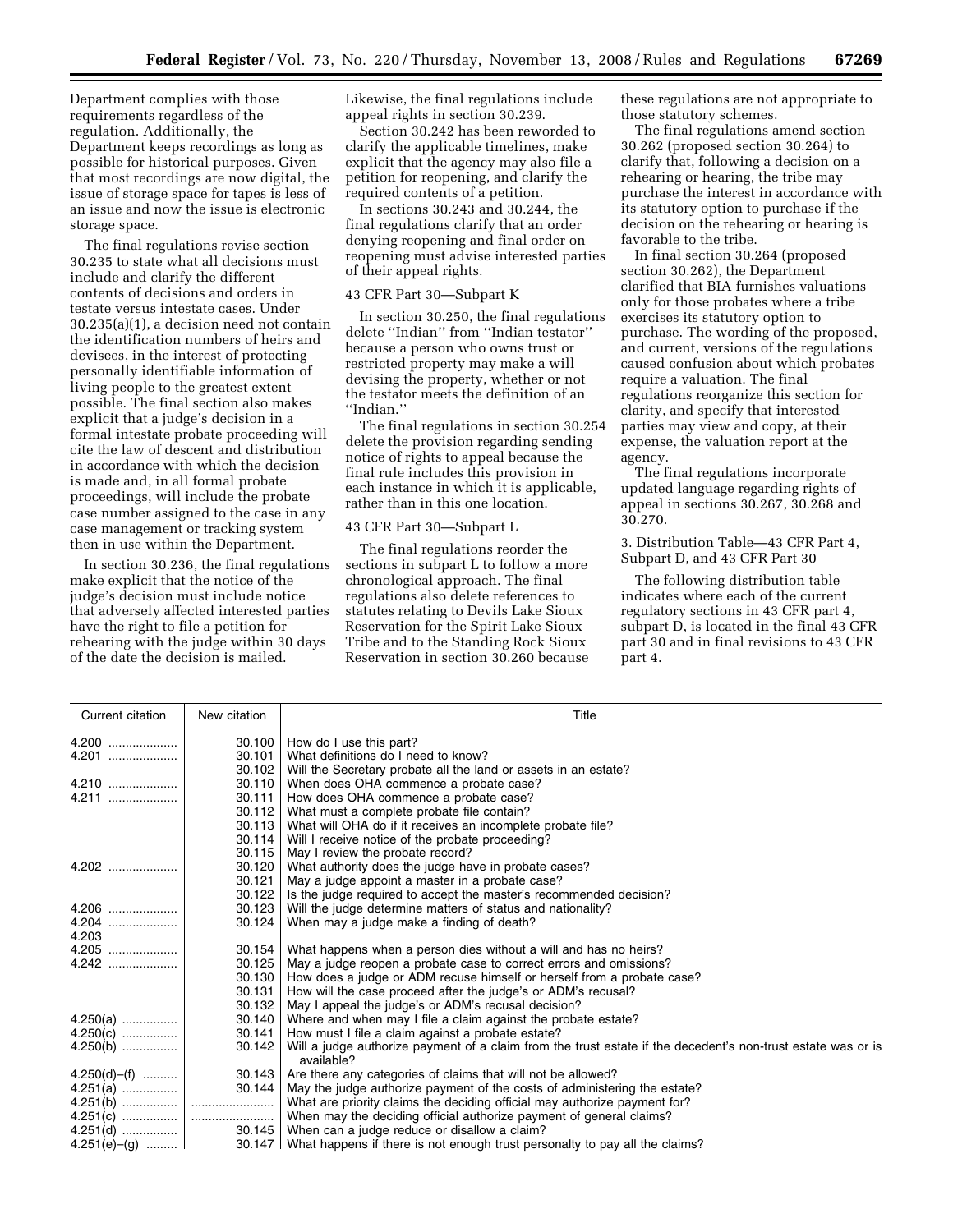Department complies with those requirements regardless of the regulation. Additionally, the Department keeps recordings as long as possible for historical purposes. Given that most recordings are now digital, the issue of storage space for tapes is less of an issue and now the issue is electronic storage space.

The final regulations revise section 30.235 to state what all decisions must include and clarify the different contents of decisions and orders in testate versus intestate cases. Under 30.235(a)(1), a decision need not contain the identification numbers of heirs and devisees, in the interest of protecting personally identifiable information of living people to the greatest extent possible. The final section also makes explicit that a judge's decision in a formal intestate probate proceeding will cite the law of descent and distribution in accordance with which the decision is made and, in all formal probate proceedings, will include the probate case number assigned to the case in any case management or tracking system then in use within the Department.

In section 30.236, the final regulations make explicit that the notice of the judge's decision must include notice that adversely affected interested parties have the right to file a petition for rehearing with the judge within 30 days of the date the decision is mailed. Likewise, the final regulations include appeal rights in section 30.239.

Section 30.242 has been reworded to clarify the applicable timelines, make explicit that the agency may also file a petition for reopening, and clarify the required contents of a petition.

In sections 30.243 and 30.244, the final regulations clarify that an order denying reopening and final order on reopening must advise interested parties of their appeal rights.

43 CFR Part 30—Subpart K

In section 30.250, the final regulations delete ''Indian'' from ''Indian testator'' because a person who owns trust or restricted property may make a will devising the property, whether or not the testator meets the definition of an ''Indian.''

The final regulations in section 30.254 delete the provision regarding sending notice of rights to appeal because the final rule includes this provision in each instance in which it is applicable, rather than in this one location.

43 CFR Part 30—Subpart L

The final regulations reorder the sections in subpart L to follow a more chronological approach. The final regulations also delete references to statutes relating to Devils Lake Sioux Reservation for the Spirit Lake Sioux Tribe and to the Standing Rock Sioux Reservation in section 30.260 because these regulations are not appropriate to those statutory schemes.

The final regulations amend section 30.262 (proposed section 30.264) to clarify that, following a decision on a rehearing or hearing, the tribe may purchase the interest in accordance with its statutory option to purchase if the decision on the rehearing or hearing is favorable to the tribe.

In final section 30.264 (proposed section 30.262), the Department clarified that BIA furnishes valuations only for those probates where a tribe exercises its statutory option to purchase. The wording of the proposed, and current, versions of the regulations caused confusion about which probates require a valuation. The final regulations reorganize this section for clarity, and specify that interested parties may view and copy, at their expense, the valuation report at the agency.

The final regulations incorporate updated language regarding rights of appeal in sections 30.267, 30.268 and 30.270.

3. Distribution Table—43 CFR Part 4, Subpart D, and 43 CFR Part 30

The following distribution table indicates where each of the current regulatory sections in 43 CFR part 4, subpart D, is located in the final 43 CFR part 30 and in final revisions to 43 CFR part 4.

| Current citation | New citation | Title |
|---|---|---|
| 4.200 | 30.100 | How do I use this part? |
| 4.201 | 30.101 | What definitions do I need to know? |
| | 30.102 | Will the Secretary probate all the land or assets in an estate? |
| 4.210 | 30.110 | When does OHA commence a probate case? |
| 4.211 | 30.111 | How does OHA commence a probate case? |
| | 30.112 | What must a complete probate file contain? |
| | 30.113 | What will OHA do if it receives an incomplete probate file? |
| | 30.114 | Will I receive notice of the probate proceeding? |
| | 30.115 | May I review the probate record? |
| 4.202 | 30.120 | What authority does the judge have in probate cases? |
| | 30.121 | May a judge appoint a master in a probate case? |
| | 30.122 | Is the judge required to accept the master's recommended decision? |
| 4.206 | 30.123 | Will the judge determine matters of status and nationality? |
| 4.204 | 30.124 | When may a judge make a finding of death? |
| 4.203 | | |
| 4.205 | 30.154 | What happens when a person dies without a will and has no heirs? |
| 4.242 | 30.125 | May a judge reopen a probate case to correct errors and omissions? |
| | 30.130 | How does a judge or ADM recuse himself or herself from a probate case? |
| | 30.131 | How will the case proceed after the judge's or ADM's recusal? |
| | 30.132 | May I appeal the judge's or ADM's recusal decision? |
| 4.250(a) | 30.140 | Where and when may I file a claim against the probate estate? |
| 4.250(c) | 30.141 | How must I file a claim against a probate estate? |
| 4.250(b) | 30.142 | Will a judge authorize payment of a claim from the trust estate if the decedent's non-trust estate was or is available? |
| 4.250(d)–(f) | 30.143 | Are there any categories of claims that will not be allowed? |
| 4.251(a) | 30.144 | May the judge authorize payment of the costs of administering the estate? |
| 4.251(b) | | What are priority claims the deciding official may authorize payment for? |
| 4.251(c) | | When may the deciding official authorize payment of general claims? |
| 4.251(d) | 30.145 | When can a judge reduce or disallow a claim? |
| 4.251(e)–(g) | 30.147 | What happens if there is not enough trust personalty to pay all the claims? |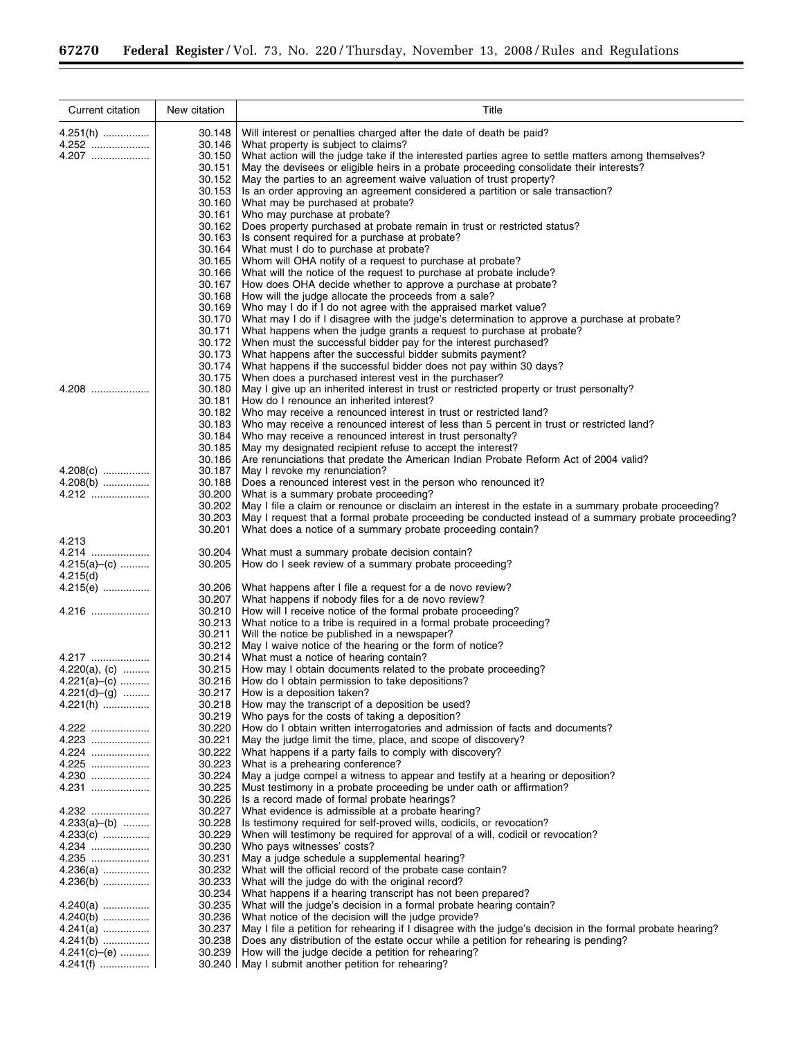| Current citation | New citation | Title |
| --- | --- | --- |
| 4.251(h) | 30.148 | Will interest or penalties charged after the date of death be paid? |
| 4.252 | 30.146 | What property is subject to claims? |
| 4.207 | 30.150 | What action will the judge take if the interested parties agree to settle matters among themselves? |
| | 30.151 | May the devisees or eligible heirs in a probate proceeding consolidate their interests? |
| | 30.152 | May the parties to an agreement waive valuation of trust property? |
| | 30.153 | Is an order approving an agreement considered a partition or sale transaction? |
| | 30.160 | What may be purchased at probate? |
| | 30.161 | Who may purchase at probate? |
| | 30.162 | Does property purchased at probate remain in trust or restricted status? |
| | 30.163 | Is consent required for a purchase at probate? |
| | 30.164 | What must I do to purchase at probate? |
| | 30.165 | Whom will OHA notify of a request to purchase at probate? |
| | 30.166 | What will the notice of the request to purchase at probate include? |
| | 30.167 | How does OHA decide whether to approve a purchase at probate? |
| | 30.168 | How will the judge allocate the proceeds from a sale? |
| | 30.169 | Who may I do if I do not agree with the appraised market value? |
| | 30.170 | What may I do if I disagree with the judge's determination to approve a purchase at probate? |
| | 30.171 | What happens when the judge grants a request to purchase at probate? |
| | 30.172 | When must the successful bidder pay for the interest purchased? |
| | 30.173 | What happens after the successful bidder submits payment? |
| | 30.174 | What happens if the successful bidder does not pay within 30 days? |
| | 30.175 | When does a purchased interest vest in the purchaser? |
| 4.208 | 30.180 | May I give up an inherited interest in trust or restricted property or trust personalty? |
| | 30.181 | How do I renounce an inherited interest? |
| | 30.182 | Who may receive a renounced interest in trust or restricted land? |
| | 30.183 | Who may receive a renounced interest of less than 5 percent in trust or restricted land? |
| | 30.184 | Who may receive a renounced interest in trust personalty? |
| | 30.185 | May my designated recipient refuse to accept the interest? |
| | 30.186 | Are renunciations that predate the American Indian Probate Reform Act of 2004 valid? |
| 4.208(c) | 30.187 | May I revoke my renunciation? |
| 4.208(b) | 30.188 | Does a renounced interest vest in the person who renounced it? |
| 4.212 | 30.200 | What is a summary probate proceeding? |
| | 30.202 | May I file a claim or renounce or disclaim an interest in the estate in a summary probate proceeding? |
| | 30.203 | May I request that a formal probate proceeding be conducted instead of a summary probate proceeding? |
| | 30.201 | What does a notice of a summary probate proceeding contain? |
| 4.213 | | |
| 4.214 | 30.204 | What must a summary probate decision contain? |
| 4.215(a)–(c) | 30.205 | How do I seek review of a summary probate proceeding? |
| 4.215(d) | | |
| 4.215(e) | 30.206 | What happens after I file a request for a de novo review? |
| | 30.207 | What happens if nobody files for a de novo review? |
| 4.216 | 30.210 | How will I receive notice of the formal probate proceeding? |
| | 30.213 | What notice to a tribe is required in a formal probate proceeding? |
| | 30.211 | Will the notice be published in a newspaper? |
| | 30.212 | May I waive notice of the hearing or the form of notice? |
| 4.217 | 30.214 | What must a notice of hearing contain? |
| 4.220(a), (c) | 30.215 | How may I obtain documents related to the probate proceeding? |
| 4.221(a)–(c) | 30.216 | How do I obtain permission to take depositions? |
| 4.221(d)–(g) | 30.217 | How is a deposition taken? |
| 4.221(h) | 30.218 | How may the transcript of a deposition be used? |
| | 30.219 | Who pays for the costs of taking a deposition? |
| 4.222 | 30.220 | How do I obtain written interrogatories and admission of facts and documents? |
| 4.223 | 30.221 | May the judge limit the time, place, and scope of discovery? |
| 4.224 | 30.222 | What happens if a party fails to comply with discovery? |
| 4.225 | 30.223 | What is a prehearing conference? |
| 4.230 | 30.224 | May a judge compel a witness to appear and testify at a hearing or deposition? |
| 4.231 | 30.225 | Must testimony in a probate proceeding be under oath or affirmation? |
| | 30.226 | Is a record made of formal probate hearings? |
| 4.232 | 30.227 | What evidence is admissible at a probate hearing? |
| 4.233(a)–(b) | 30.228 | Is testimony required for self-proved wills, codicils, or revocation? |
| 4.233(c) | 30.229 | When will testimony be required for approval of a will, codicil or revocation? |
| 4.234 | 30.230 | Who pays witnesses' costs? |
| 4.235 | 30.231 | May a judge schedule a supplemental hearing? |
| 4.236(a) | 30.232 | What will the official record of the probate case contain? |
| 4.236(b) | 30.233 | What will the judge do with the original record? |
| | 30.234 | What happens if a hearing transcript has not been prepared? |
| 4.240(a) | 30.235 | What will the judge's decision in a formal probate hearing contain? |
| 4.240(b) | 30.236 | What notice of the decision will the judge provide? |
| 4.241(a) | 30.237 | May I file a petition for rehearing if I disagree with the judge's decision in the formal probate hearing? |
| 4.241(b) | 30.238 | Does any distribution of the estate occur while a petition for rehearing is pending? |
| 4.241(c)–(e) | 30.239 | How will the judge decide a petition for rehearing? |
| 4.241(f) | 30.240 | May I submit another petition for rehearing? |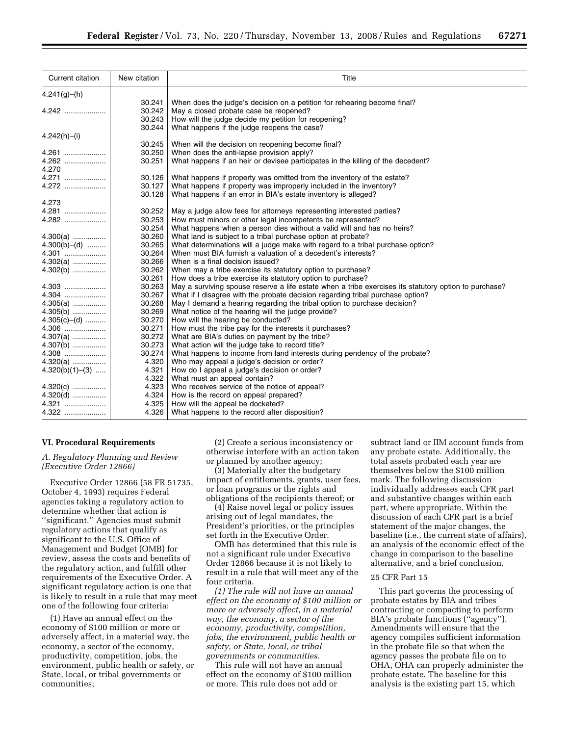| Current citation | New citation | Title |
|---|---|---|
| 4.241(g)–(h) | | |
| | 30.241 | When does the judge's decision on a petition for rehearing become final? |
| 4.242 | 30.242 | May a closed probate case be reopened? |
| | 30.243 | How will the judge decide my petition for reopening? |
| | 30.244 | What happens if the judge reopens the case? |
| 4.242(h)–(i) | | |
| | 30.245 | When will the decision on reopening become final? |
| 4.261 | 30.250 | When does the anti-lapse provision apply? |
| 4.262 | 30.251 | What happens if an heir or devisee participates in the killing of the decedent? |
| 4.270 | | |
| 4.271 | 30.126 | What happens if property was omitted from the inventory of the estate? |
| 4.272 | 30.127 | What happens if property was improperly included in the inventory? |
| | 30.128 | What happens if an error in BIA's estate inventory is alleged? |
| 4.273 | | |
| 4.281 | 30.252 | May a judge allow fees for attorneys representing interested parties? |
| 4.282 | 30.253 | How must minors or other legal incompetents be represented? |
| | 30.254 | What happens when a person dies without a valid will and has no heirs? |
| 4.300(a) | 30.260 | What land is subject to a tribal purchase option at probate? |
| 4.300(b)–(d) | 30.265 | What determinations will a judge make with regard to a tribal purchase option? |
| 4.301 | 30.264 | When must BIA furnish a valuation of a decedent's interests? |
| 4.302(a) | 30.266 | When is a final decision issued? |
| 4.302(b) | 30.262 | When may a tribe exercise its statutory option to purchase? |
| | 30.261 | How does a tribe exercise its statutory option to purchase? |
| 4.303 | 30.263 | May a surviving spouse reserve a life estate when a tribe exercises its statutory option to purchase? |
| 4.304 | 30.267 | What if I disagree with the probate decision regarding tribal purchase option? |
| 4.305(a) | 30.268 | May I demand a hearing regarding the tribal option to purchase decision? |
| 4.305(b) | 30.269 | What notice of the hearing will the judge provide? |
| 4.305(c)–(d) | 30.270 | How will the hearing be conducted? |
| 4.306 | 30.271 | How must the tribe pay for the interests it purchases? |
| 4.307(a) | 30.272 | What are BIA's duties on payment by the tribe? |
| 4.307(b) | 30.273 | What action will the judge take to record title? |
| 4.308 | 30.274 | What happens to income from land interests during pendency of the probate? |
| 4.320(a) | 4.320 | Who may appeal a judge's decision or order? |
| 4.320(b)(1)–(3) | 4.321 | How do I appeal a judge's decision or order? |
| | 4.322 | What must an appeal contain? |
| 4.320(c) | 4.323 | Who receives service of the notice of appeal? |
| 4.320(d) | 4.324 | How is the record on appeal prepared? |
| 4.321 | 4.325 | How will the appeal be docketed? |
| 4.322 | 4.326 | What happens to the record after disposition? |

## VI. Procedural Requirements

### *A. Regulatory Planning and Review (Executive Order 12866)*

Executive Order 12866 (58 FR 51735, October 4, 1993) requires Federal agencies taking a regulatory action to determine whether that action is ''significant.'' Agencies must submit regulatory actions that qualify as significant to the U.S. Office of Management and Budget (OMB) for review, assess the costs and benefits of the regulatory action, and fulfill other requirements of the Executive Order. A significant regulatory action is one that is likely to result in a rule that may meet one of the following four criteria:

(1) Have an annual effect on the economy of $100 million or more or adversely affect, in a material way, the economy, a sector of the economy, productivity, competition, jobs, the environment, public health or safety, or State, local, or tribal governments or communities;

(2) Create a serious inconsistency or otherwise interfere with an action taken or planned by another agency;

(3) Materially alter the budgetary impact of entitlements, grants, user fees, or loan programs or the rights and obligations of the recipients thereof; or

(4) Raise novel legal or policy issues arising out of legal mandates, the President's priorities, or the principles set forth in the Executive Order.

OMB has determined that this rule is not a significant rule under Executive Order 12866 because it is not likely to result in a rule that will meet any of the four criteria.

*(1) The rule will not have an annual effect on the economy of $100 million or more or adversely affect, in a material way, the economy, a sector of the economy, productivity, competition, jobs, the environment, public health or safety, or State, local, or tribal governments or communities.*

This rule will not have an annual effect on the economy of $100 million or more. This rule does not add or subtract land or IIM account funds from any probate estate. Additionally, the total assets probated each year are themselves below the $100 million mark. The following discussion individually addresses each CFR part and substantive changes within each part, where appropriate. Within the discussion of each CFR part is a brief statement of the major changes, the baseline (i.e., the current state of affairs), an analysis of the economic effect of the change in comparison to the baseline alternative, and a brief conclusion.

25 CFR Part 15

This part governs the processing of probate estates by BIA and tribes contracting or compacting to perform BIA's probate functions (''agency''). Amendments will ensure that the agency compiles sufficient information in the probate file so that when the agency passes the probate file on to OHA, OHA can properly administer the probate estate. The baseline for this analysis is the existing part 15, which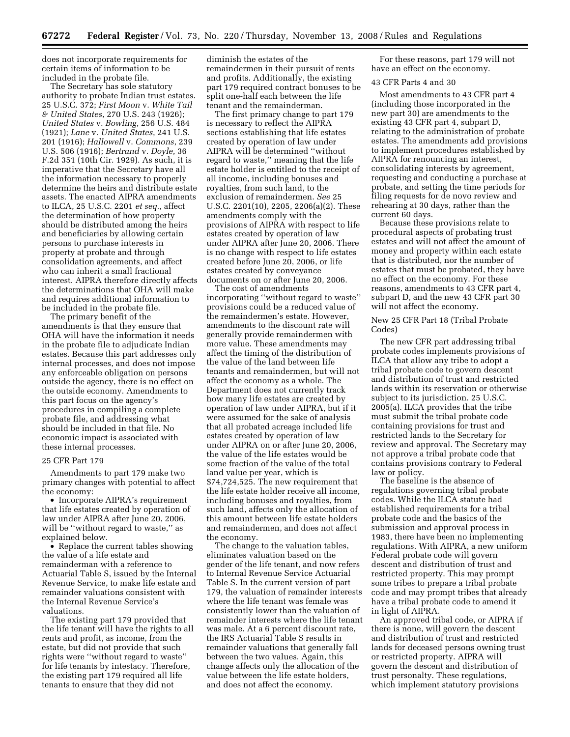does not incorporate requirements for certain items of information to be included in the probate file.

The Secretary has sole statutory authority to probate Indian trust estates. 25 U.S.C. 372; *First Moon* v. *White Tail & United States*, 270 U.S. 243 (1926); *United States* v. *Bowling*, 256 U.S. 484 (1921); *Lane* v. *United States*, 241 U.S. 201 (1916); *Hallowell* v. *Commons*, 239 U.S. 506 (1916); *Bertrand* v. *Doyle*, 36 F.2d 351 (10th Cir. 1929). As such, it is imperative that the Secretary have all the information necessary to properly determine the heirs and distribute estate assets. The enacted AIPRA amendments to ILCA, 25 U.S.C. 2201 *et seq.*, affect the determination of how property should be distributed among the heirs and beneficiaries by allowing certain persons to purchase interests in property at probate and through consolidation agreements, and affect who can inherit a small fractional interest. AIPRA therefore directly affects the determinations that OHA will make and requires additional information to be included in the probate file.

The primary benefit of the amendments is that they ensure that OHA will have the information it needs in the probate file to adjudicate Indian estates. Because this part addresses only internal processes, and does not impose any enforceable obligation on persons outside the agency, there is no effect on the outside economy. Amendments to this part focus on the agency's procedures in compiling a complete probate file, and addressing what should be included in that file. No economic impact is associated with these internal processes.

25 CFR Part 179

Amendments to part 179 make two primary changes with potential to affect the economy:

- Incorporate AIPRA's requirement that life estates created by operation of law under AIPRA after June 20, 2006, will be "without regard to waste," as explained below.
- Replace the current tables showing the value of a life estate and remainderman with a reference to Actuarial Table S, issued by the Internal Revenue Service, to make life estate and remainder valuations consistent with the Internal Revenue Service's valuations.

The existing part 179 provided that the life tenant will have the rights to all rents and profit, as income, from the estate, but did not provide that such rights were "without regard to waste" for life tenants by intestacy. Therefore, the existing part 179 required all life tenants to ensure that they did not diminish the estates of the remaindermen in their pursuit of rents and profits. Additionally, the existing part 179 required contract bonuses to be split one-half each between the life tenant and the remainderman.

The first primary change to part 179 is necessary to reflect the AIPRA sections establishing that life estates created by operation of law under AIPRA will be determined "without regard to waste," meaning that the life estate holder is entitled to the receipt of all income, including bonuses and royalties, from such land, to the exclusion of remaindermen. *See* 25 U.S.C. 2201(10), 2205, 2206(a)(2). These amendments comply with the provisions of AIPRA with respect to life estates created by operation of law under AIPRA after June 20, 2006. There is no change with respect to life estates created before June 20, 2006, or life estates created by conveyance documents on or after June 20, 2006.

The cost of amendments incorporating "without regard to waste" provisions could be a reduced value of the remaindermen's estate. However, amendments to the discount rate will generally provide remaindermen with more value. These amendments may affect the timing of the distribution of the value of the land between life tenants and remaindermen, but will not affect the economy as a whole. The Department does not currently track how many life estates are created by operation of law under AIPRA, but if it were assumed for the sake of analysis that all probated acreage included life estates created by operation of law under AIPRA on or after June 20, 2006, the value of the life estates would be some fraction of the value of the total land value per year, which is $74,724,525. The new requirement that the life estate holder receive all income, including bonuses and royalties, from such land, affects only the allocation of this amount between life estate holders and remaindermen, and does not affect the economy.

The change to the valuation tables, eliminates valuation based on the gender of the life tenant, and now refers to Internal Revenue Service Actuarial Table S. In the current version of part 179, the valuation of remainder interests where the life tenant was female was consistently lower than the valuation of remainder interests where the life tenant was male. At a 6 percent discount rate, the IRS Actuarial Table S results in remainder valuations that generally fall between the two values. Again, this change affects only the allocation of the value between the life estate holders, and does not affect the economy.

For these reasons, part 179 will not have an effect on the economy.

43 CFR Parts 4 and 30

Most amendments to 43 CFR part 4 (including those incorporated in the new part 30) are amendments to the existing 43 CFR part 4, subpart D, relating to the administration of probate estates. The amendments add provisions to implement procedures established by AIPRA for renouncing an interest, consolidating interests by agreement, requesting and conducting a purchase at probate, and setting the time periods for filing requests for de novo review and rehearing at 30 days, rather than the current 60 days.

Because these provisions relate to procedural aspects of probating trust estates and will not affect the amount of money and property within each estate that is distributed, nor the number of estates that must be probated, they have no effect on the economy. For these reasons, amendments to 43 CFR part 4, subpart D, and the new 43 CFR part 30 will not affect the economy.

New 25 CFR Part 18 (Tribal Probate Codes)

The new CFR part addressing tribal probate codes implements provisions of ILCA that allow any tribe to adopt a tribal probate code to govern descent and distribution of trust and restricted lands within its reservation or otherwise subject to its jurisdiction. 25 U.S.C. 2005(a). ILCA provides that the tribe must submit the tribal probate code containing provisions for trust and restricted lands to the Secretary for review and approval. The Secretary may not approve a tribal probate code that contains provisions contrary to Federal law or policy.

The baseline is the absence of regulations governing tribal probate codes. While the ILCA statute had established requirements for a tribal probate code and the basics of the submission and approval process in 1983, there have been no implementing regulations. With AIPRA, a new uniform Federal probate code will govern descent and distribution of trust and restricted property. This may prompt some tribes to prepare a tribal probate code and may prompt tribes that already have a tribal probate code to amend it in light of AIPRA.

An approved tribal code, or AIPRA if there is none, will govern the descent and distribution of trust and restricted lands for deceased persons owning trust or restricted property. AIPRA will govern the descent and distribution of trust personalty. These regulations, which implement statutory provisions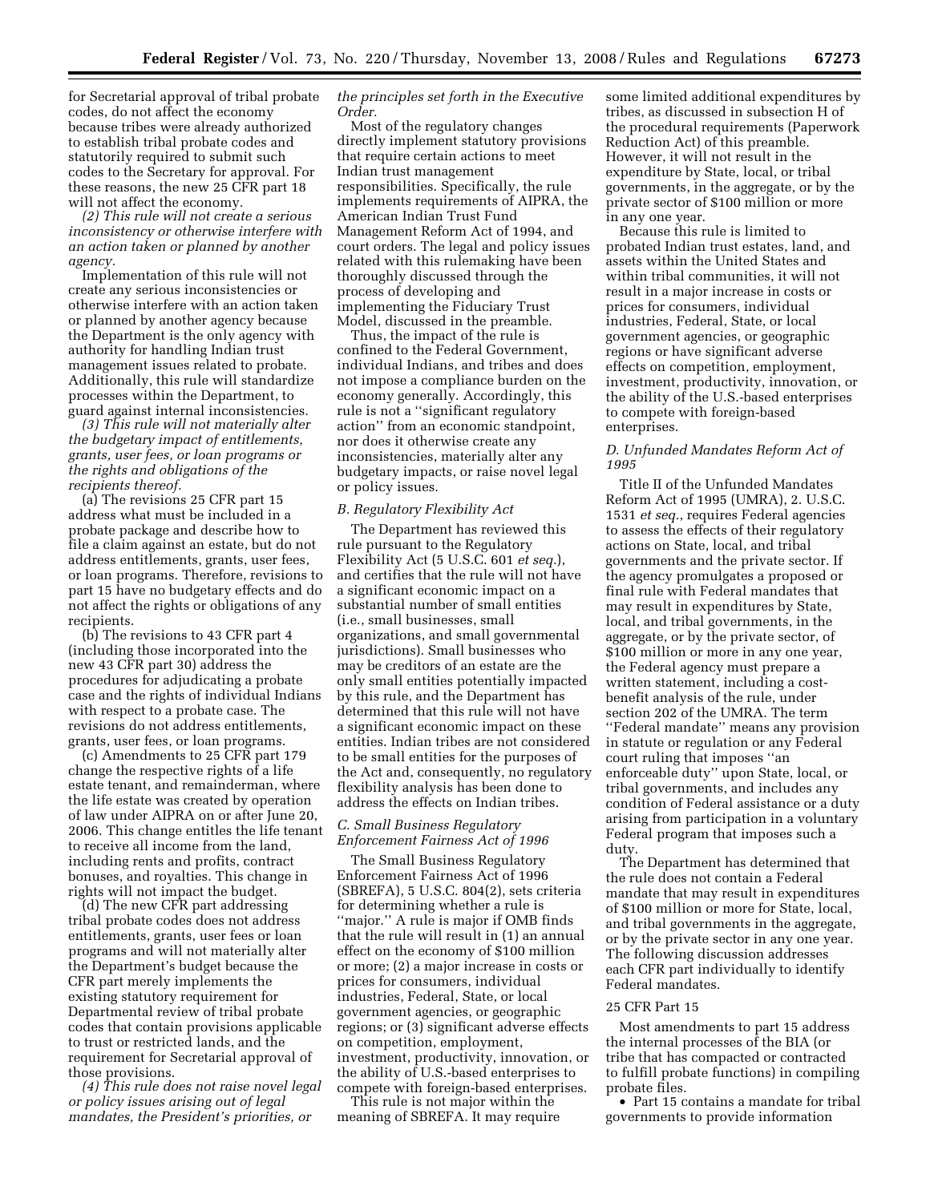for Secretarial approval of tribal probate codes, do not affect the economy because tribes were already authorized to establish tribal probate codes and statutorily required to submit such codes to the Secretary for approval. For these reasons, the new 25 CFR part 18 will not affect the economy.

*(2) This rule will not create a serious inconsistency or otherwise interfere with an action taken or planned by another agency.*

Implementation of this rule will not create any serious inconsistencies or otherwise interfere with an action taken or planned by another agency because the Department is the only agency with authority for handling Indian trust management issues related to probate. Additionally, this rule will standardize processes within the Department, to guard against internal inconsistencies.

*(3) This rule will not materially alter the budgetary impact of entitlements, grants, user fees, or loan programs or the rights and obligations of the recipients thereof.*

(a) The revisions 25 CFR part 15 address what must be included in a probate package and describe how to file a claim against an estate, but do not address entitlements, grants, user fees, or loan programs. Therefore, revisions to part 15 have no budgetary effects and do not affect the rights or obligations of any recipients.

(b) The revisions to 43 CFR part 4 (including those incorporated into the new 43 CFR part 30) address the procedures for adjudicating a probate case and the rights of individual Indians with respect to a probate case. The revisions do not address entitlements, grants, user fees, or loan programs.

(c) Amendments to 25 CFR part 179 change the respective rights of a life estate tenant, and remainderman, where the life estate was created by operation of law under AIPRA on or after June 20, 2006. This change entitles the life tenant to receive all income from the land, including rents and profits, contract bonuses, and royalties. This change in rights will not impact the budget.

(d) The new CFR part addressing tribal probate codes does not address entitlements, grants, user fees or loan programs and will not materially alter the Department's budget because the CFR part merely implements the existing statutory requirement for Departmental review of tribal probate codes that contain provisions applicable to trust or restricted lands, and the requirement for Secretarial approval of those provisions.

*(4) This rule does not raise novel legal or policy issues arising out of legal mandates, the President's priorities, or the principles set forth in the Executive Order.*

Most of the regulatory changes directly implement statutory provisions that require certain actions to meet Indian trust management responsibilities. Specifically, the rule implements requirements of AIPRA, the American Indian Trust Fund Management Reform Act of 1994, and court orders. The legal and policy issues related with this rulemaking have been thoroughly discussed through the process of developing and implementing the Fiduciary Trust Model, discussed in the preamble.

Thus, the impact of the rule is confined to the Federal Government, individual Indians, and tribes and does not impose a compliance burden on the economy generally. Accordingly, this rule is not a ''significant regulatory action'' from an economic standpoint, nor does it otherwise create any inconsistencies, materially alter any budgetary impacts, or raise novel legal or policy issues.

### *B. Regulatory Flexibility Act*

The Department has reviewed this rule pursuant to the Regulatory Flexibility Act (5 U.S.C. 601 *et seq.*), and certifies that the rule will not have a significant economic impact on a substantial number of small entities (i.e., small businesses, small organizations, and small governmental jurisdictions). Small businesses who may be creditors of an estate are the only small entities potentially impacted by this rule, and the Department has determined that this rule will not have a significant economic impact on these entities. Indian tribes are not considered to be small entities for the purposes of the Act and, consequently, no regulatory flexibility analysis has been done to address the effects on Indian tribes.

### *C. Small Business Regulatory Enforcement Fairness Act of 1996*

The Small Business Regulatory Enforcement Fairness Act of 1996 (SBREFA), 5 U.S.C. 804(2), sets criteria for determining whether a rule is ''major.'' A rule is major if OMB finds that the rule will result in (1) an annual effect on the economy of $100 million or more; (2) a major increase in costs or prices for consumers, individual industries, Federal, State, or local government agencies, or geographic regions; or (3) significant adverse effects on competition, employment, investment, productivity, innovation, or the ability of U.S.-based enterprises to compete with foreign-based enterprises.

This rule is not major within the meaning of SBREFA. It may require some limited additional expenditures by tribes, as discussed in subsection H of the procedural requirements (Paperwork Reduction Act) of this preamble. However, it will not result in the expenditure by State, local, or tribal governments, in the aggregate, or by the private sector of $100 million or more in any one year.

Because this rule is limited to probated Indian trust estates, land, and assets within the United States and within tribal communities, it will not result in a major increase in costs or prices for consumers, individual industries, Federal, State, or local government agencies, or geographic regions or have significant adverse effects on competition, employment, investment, productivity, innovation, or the ability of the U.S.-based enterprises to compete with foreign-based enterprises.

### *D. Unfunded Mandates Reform Act of 1995*

Title II of the Unfunded Mandates Reform Act of 1995 (UMRA), 2. U.S.C. 1531 *et seq.*, requires Federal agencies to assess the effects of their regulatory actions on State, local, and tribal governments and the private sector. If the agency promulgates a proposed or final rule with Federal mandates that may result in expenditures by State, local, and tribal governments, in the aggregate, or by the private sector, of $100 million or more in any one year, the Federal agency must prepare a written statement, including a cost-benefit analysis of the rule, under section 202 of the UMRA. The term ''Federal mandate'' means any provision in statute or regulation or any Federal court ruling that imposes ''an enforceable duty'' upon State, local, or tribal governments, and includes any condition of Federal assistance or a duty arising from participation in a voluntary Federal program that imposes such a duty.

The Department has determined that the rule does not contain a Federal mandate that may result in expenditures of $100 million or more for State, local, and tribal governments in the aggregate, or by the private sector in any one year. The following discussion addresses each CFR part individually to identify Federal mandates.

#### 25 CFR Part 15

Most amendments to part 15 address the internal processes of the BIA (or tribe that has compacted or contracted to fulfill probate functions) in compiling probate files.

- Part 15 contains a mandate for tribal governments to provide information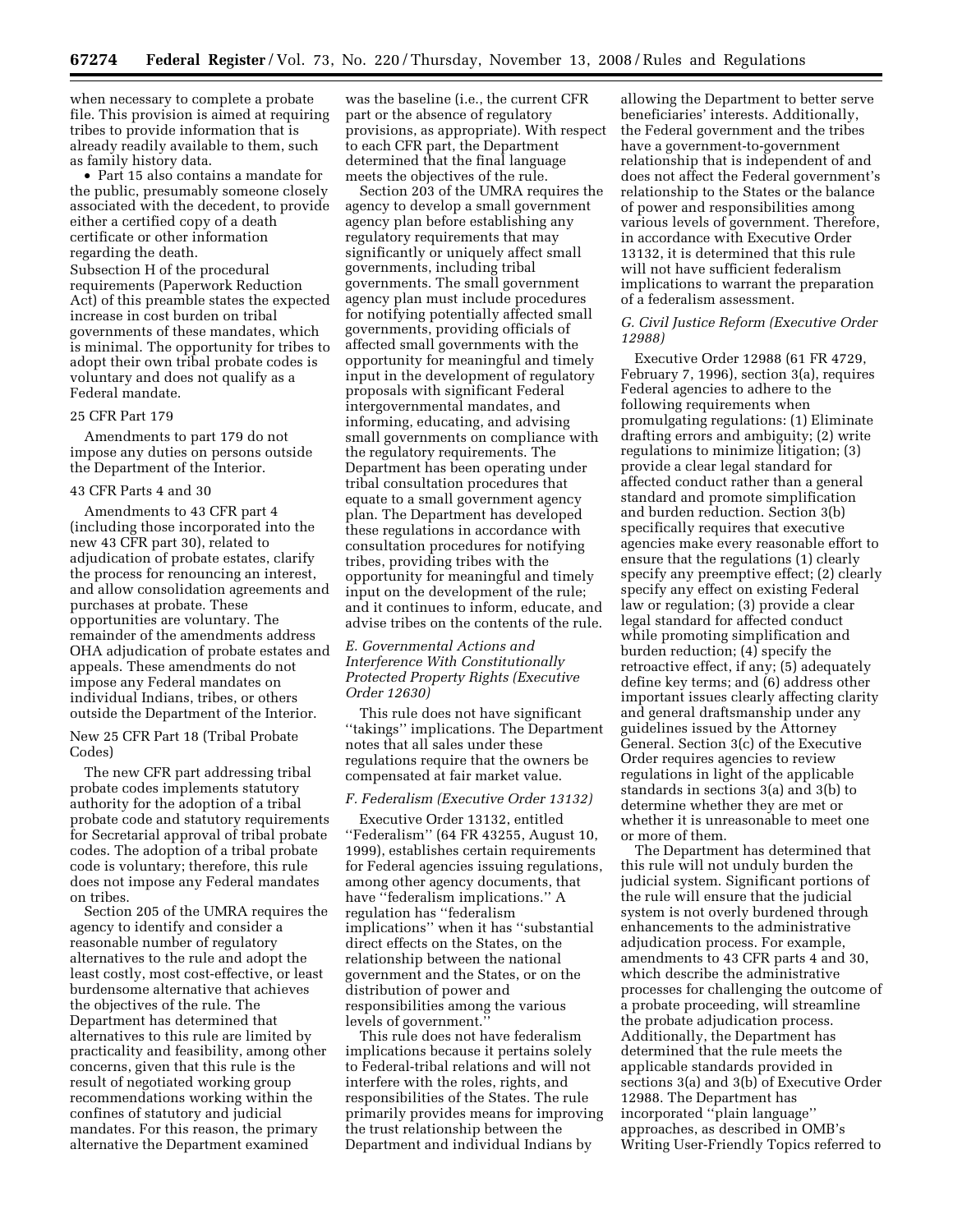when necessary to complete a probate file. This provision is aimed at requiring tribes to provide information that is already readily available to them, such as family history data.

- Part 15 also contains a mandate for the public, presumably someone closely associated with the decedent, to provide either a certified copy of a death certificate or other information regarding the death.

Subsection H of the procedural requirements (Paperwork Reduction Act) of this preamble states the expected increase in cost burden on tribal governments of these mandates, which is minimal. The opportunity for tribes to adopt their own tribal probate codes is voluntary and does not qualify as a Federal mandate.

25 CFR Part 179

Amendments to part 179 do not impose any duties on persons outside the Department of the Interior.

43 CFR Parts 4 and 30

Amendments to 43 CFR part 4 (including those incorporated into the new 43 CFR part 30), related to adjudication of probate estates, clarify the process for renouncing an interest, and allow consolidation agreements and purchases at probate. These opportunities are voluntary. The remainder of the amendments address OHA adjudication of probate estates and appeals. These amendments do not impose any Federal mandates on individual Indians, tribes, or others outside the Department of the Interior.

New 25 CFR Part 18 (Tribal Probate Codes)

The new CFR part addressing tribal probate codes implements statutory authority for the adoption of a tribal probate code and statutory requirements for Secretarial approval of tribal probate codes. The adoption of a tribal probate code is voluntary; therefore, this rule does not impose any Federal mandates on tribes.

Section 205 of the UMRA requires the agency to identify and consider a reasonable number of regulatory alternatives to the rule and adopt the least costly, most cost-effective, or least burdensome alternative that achieves the objectives of the rule. The Department has determined that alternatives to this rule are limited by practicality and feasibility, among other concerns, given that this rule is the result of negotiated working group recommendations working within the confines of statutory and judicial mandates. For this reason, the primary alternative the Department examined was the baseline (i.e., the current CFR part or the absence of regulatory provisions, as appropriate). With respect to each CFR part, the Department determined that the final language meets the objectives of the rule.

Section 203 of the UMRA requires the agency to develop a small government agency plan before establishing any regulatory requirements that may significantly or uniquely affect small governments, including tribal governments. The small government agency plan must include procedures for notifying potentially affected small governments, providing officials of affected small governments with the opportunity for meaningful and timely input in the development of regulatory proposals with significant Federal intergovernmental mandates, and informing, educating, and advising small governments on compliance with the regulatory requirements. The Department has been operating under tribal consultation procedures that equate to a small government agency plan. The Department has developed these regulations in accordance with consultation procedures for notifying tribes, providing tribes with the opportunity for meaningful and timely input on the development of the rule; and it continues to inform, educate, and advise tribes on the contents of the rule.

### *E. Governmental Actions and Interference With Constitutionally Protected Property Rights (Executive Order 12630)*

This rule does not have significant "takings" implications. The Department notes that all sales under these regulations require that the owners be compensated at fair market value.

### *F. Federalism (Executive Order 13132)*

Executive Order 13132, entitled "Federalism" (64 FR 43255, August 10, 1999), establishes certain requirements for Federal agencies issuing regulations, among other agency documents, that have "federalism implications." A regulation has "federalism implications" when it has "substantial direct effects on the States, on the relationship between the national government and the States, or on the distribution of power and responsibilities among the various levels of government."

This rule does not have federalism implications because it pertains solely to Federal-tribal relations and will not interfere with the roles, rights, and responsibilities of the States. The rule primarily provides means for improving the trust relationship between the Department and individual Indians by allowing the Department to better serve beneficiaries' interests. Additionally, the Federal government and the tribes have a government-to-government relationship that is independent of and does not affect the Federal government's relationship to the States or the balance of power and responsibilities among various levels of government. Therefore, in accordance with Executive Order 13132, it is determined that this rule will not have sufficient federalism implications to warrant the preparation of a federalism assessment.

### *G. Civil Justice Reform (Executive Order 12988)*

Executive Order 12988 (61 FR 4729, February 7, 1996), section 3(a), requires Federal agencies to adhere to the following requirements when promulgating regulations: (1) Eliminate drafting errors and ambiguity; (2) write regulations to minimize litigation; (3) provide a clear legal standard for affected conduct rather than a general standard and promote simplification and burden reduction. Section 3(b) specifically requires that executive agencies make every reasonable effort to ensure that the regulations (1) clearly specify any preemptive effect; (2) clearly specify any effect on existing Federal law or regulation; (3) provide a clear legal standard for affected conduct while promoting simplification and burden reduction; (4) specify the retroactive effect, if any; (5) adequately define key terms; and (6) address other important issues clearly affecting clarity and general draftsmanship under any guidelines issued by the Attorney General. Section 3(c) of the Executive Order requires agencies to review regulations in light of the applicable standards in sections 3(a) and 3(b) to determine whether they are met or whether it is unreasonable to meet one or more of them.

The Department has determined that this rule will not unduly burden the judicial system. Significant portions of the rule will ensure that the judicial system is not overly burdened through enhancements to the administrative adjudication process. For example, amendments to 43 CFR parts 4 and 30, which describe the administrative processes for challenging the outcome of a probate proceeding, will streamline the probate adjudication process. Additionally, the Department has determined that the rule meets the applicable standards provided in sections 3(a) and 3(b) of Executive Order 12988. The Department has incorporated "plain language" approaches, as described in OMB's Writing User-Friendly Topics referred to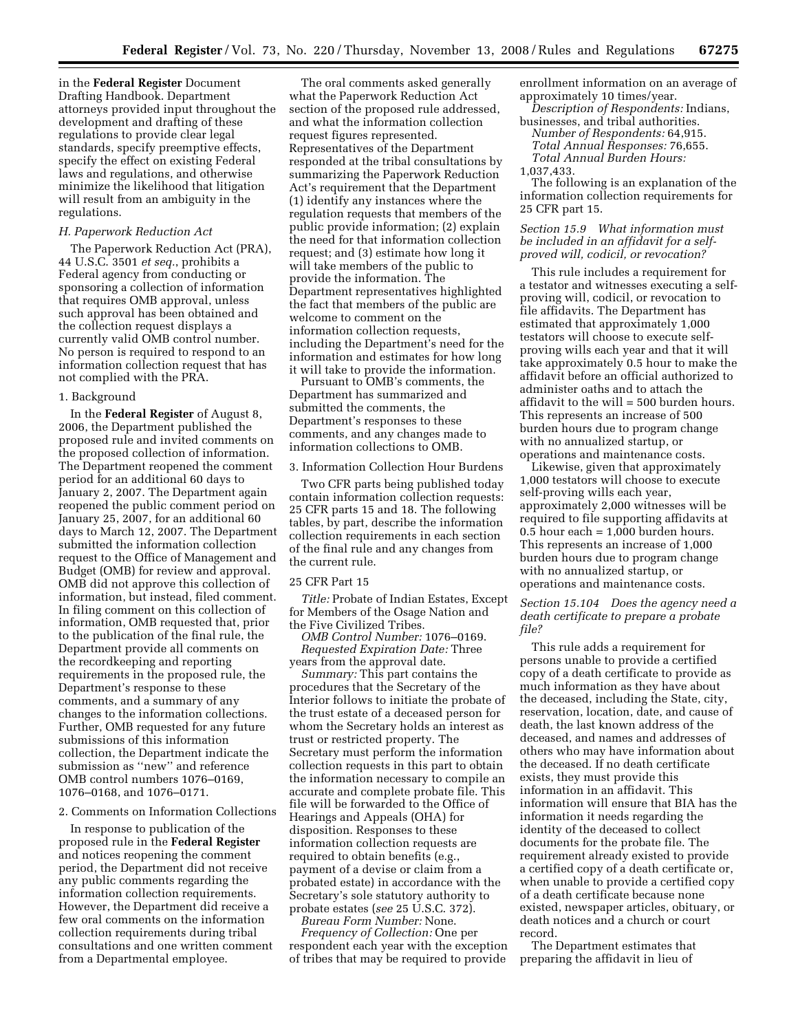in the **Federal Register** Document Drafting Handbook. Department attorneys provided input throughout the development and drafting of these regulations to provide clear legal standards, specify preemptive effects, specify the effect on existing Federal laws and regulations, and otherwise minimize the likelihood that litigation will result from an ambiguity in the regulations.

### *H. Paperwork Reduction Act*

The Paperwork Reduction Act (PRA), 44 U.S.C. 3501 *et seq.*, prohibits a Federal agency from conducting or sponsoring a collection of information that requires OMB approval, unless such approval has been obtained and the collection request displays a currently valid OMB control number. No person is required to respond to an information collection request that has not complied with the PRA.

#### 1. Background

In the **Federal Register** of August 8, 2006, the Department published the proposed rule and invited comments on the proposed collection of information. The Department reopened the comment period for an additional 60 days to January 2, 2007. The Department again reopened the public comment period on January 25, 2007, for an additional 60 days to March 12, 2007. The Department submitted the information collection request to the Office of Management and Budget (OMB) for review and approval. OMB did not approve this collection of information, but instead, filed comment. In filing comment on this collection of information, OMB requested that, prior to the publication of the final rule, the Department provide all comments on the recordkeeping and reporting requirements in the proposed rule, the Department's response to these comments, and a summary of any changes to the information collections. Further, OMB requested for any future submissions of this information collection, the Department indicate the submission as ''new'' and reference OMB control numbers 1076–0169, 1076–0168, and 1076–0171.

#### 2. Comments on Information Collections

In response to publication of the proposed rule in the **Federal Register** and notices reopening the comment period, the Department did not receive any public comments regarding the information collection requirements. However, the Department did receive a few oral comments on the information collection requirements during tribal consultations and one written comment from a Departmental employee.

The oral comments asked generally what the Paperwork Reduction Act section of the proposed rule addressed, and what the information collection request figures represented. Representatives of the Department responded at the tribal consultations by summarizing the Paperwork Reduction Act's requirement that the Department (1) identify any instances where the regulation requests that members of the public provide information; (2) explain the need for that information collection request; and (3) estimate how long it will take members of the public to provide the information. The Department representatives highlighted the fact that members of the public are welcome to comment on the information collection requests, including the Department's need for the information and estimates for how long it will take to provide the information.

Pursuant to OMB's comments, the Department has summarized and submitted the comments, the Department's responses to these comments, and any changes made to information collections to OMB.

#### 3. Information Collection Hour Burdens

Two CFR parts being published today contain information collection requests: 25 CFR parts 15 and 18. The following tables, by part, describe the information collection requirements in each section of the final rule and any changes from the current rule.

#### 25 CFR Part 15

*Title:* Probate of Indian Estates, Except for Members of the Osage Nation and the Five Civilized Tribes.

*OMB Control Number:* 1076–0169.

*Requested Expiration Date:* Three years from the approval date.

*Summary:* This part contains the procedures that the Secretary of the Interior follows to initiate the probate of the trust estate of a deceased person for whom the Secretary holds an interest as trust or restricted property. The Secretary must perform the information collection requests in this part to obtain the information necessary to compile an accurate and complete probate file. This file will be forwarded to the Office of Hearings and Appeals (OHA) for disposition. Responses to these information collection requests are required to obtain benefits (e.g., payment of a devise or claim from a probated estate) in accordance with the Secretary's sole statutory authority to probate estates (*see* 25 U.S.C. 372).

*Bureau Form Number:* None.

*Frequency of Collection:* One per respondent each year with the exception of tribes that may be required to provide enrollment information on an average of approximately 10 times/year.

*Description of Respondents:* Indians, businesses, and tribal authorities.

*Number of Respondents:* 64,915.

*Total Annual Responses:* 76,655.

*Total Annual Burden Hours:* 1,037,433.

The following is an explanation of the information collection requirements for 25 CFR part 15.

#### *Section 15.9 What information must be included in an affidavit for a self-proved will, codicil, or revocation?*

This rule includes a requirement for a testator and witnesses executing a self-proving will, codicil, or revocation to file affidavits. The Department has estimated that approximately 1,000 testators will choose to execute self-proving wills each year and that it will take approximately 0.5 hour to make the affidavit before an official authorized to administer oaths and to attach the affidavit to the will = 500 burden hours. This represents an increase of 500 burden hours due to program change with no annualized startup, or operations and maintenance costs.

Likewise, given that approximately 1,000 testators will choose to execute self-proving wills each year, approximately 2,000 witnesses will be required to file supporting affidavits at 0.5 hour each = 1,000 burden hours. This represents an increase of 1,000 burden hours due to program change with no annualized startup, or operations and maintenance costs.

#### *Section 15.104 Does the agency need a death certificate to prepare a probate file?*

This rule adds a requirement for persons unable to provide a certified copy of a death certificate to provide as much information as they have about the deceased, including the State, city, reservation, location, date, and cause of death, the last known address of the deceased, and names and addresses of others who may have information about the deceased. If no death certificate exists, they must provide this information in an affidavit. This information will ensure that BIA has the information it needs regarding the identity of the deceased to collect documents for the probate file. The requirement already existed to provide a certified copy of a death certificate or, when unable to provide a certified copy of a death certificate because none existed, newspaper articles, obituary, or death notices and a church or court record.

The Department estimates that preparing the affidavit in lieu of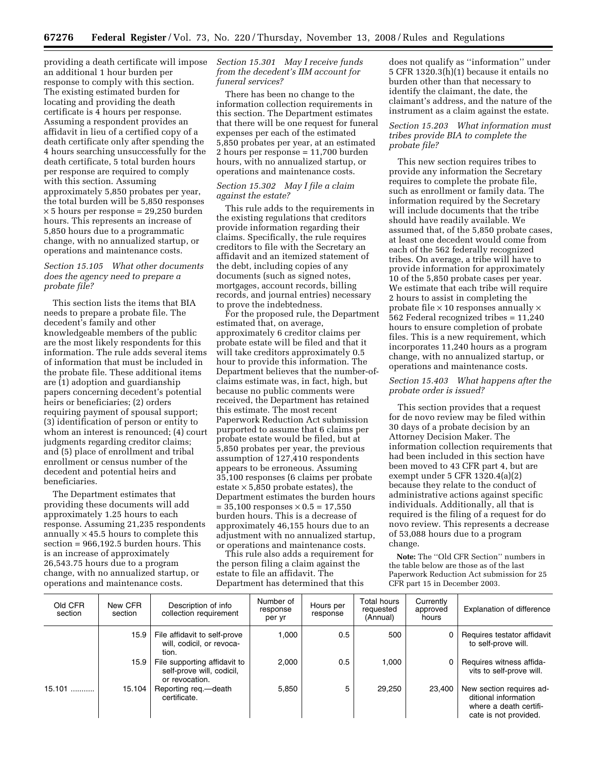providing a death certificate will impose an additional 1 hour burden per response to comply with this section. The existing estimated burden for locating and providing the death certificate is 4 hours per response. Assuming a respondent provides an affidavit in lieu of a certified copy of a death certificate only after spending the 4 hours searching unsuccessfully for the death certificate, 5 total burden hours per response are required to comply with this section. Assuming approximately 5,850 probates per year, the total burden will be 5,850 responses × 5 hours per response = 29,250 burden hours. This represents an increase of 5,850 hours due to a programmatic change, with no annualized startup, or operations and maintenance costs.

*Section 15.105 What other documents does the agency need to prepare a probate file?*

This section lists the items that BIA needs to prepare a probate file. The decedent's family and other knowledgeable members of the public are the most likely respondents for this information. The rule adds several items of information that must be included in the probate file. These additional items are (1) adoption and guardianship papers concerning decedent's potential heirs or beneficiaries; (2) orders requiring payment of spousal support; (3) identification of person or entity to whom an interest is renounced; (4) court judgments regarding creditor claims; and (5) place of enrollment and tribal enrollment or census number of the decedent and potential heirs and beneficiaries.

The Department estimates that providing these documents will add approximately 1.25 hours to each response. Assuming 21,235 respondents annually × 45.5 hours to complete this section = 966,192.5 burden hours. This is an increase of approximately 26,543.75 hours due to a program change, with no annualized startup, or operations and maintenance costs.

*Section 15.301 May I receive funds from the decedent's IIM account for funeral services?*

There has been no change to the information collection requirements in this section. The Department estimates that there will be one request for funeral expenses per each of the estimated 5,850 probates per year, at an estimated 2 hours per response = 11,700 burden hours, with no annualized startup, or operations and maintenance costs.

*Section 15.302 May I file a claim against the estate?*

This rule adds to the requirements in the existing regulations that creditors provide information regarding their claims. Specifically, the rule requires creditors to file with the Secretary an affidavit and an itemized statement of the debt, including copies of any documents (such as signed notes, mortgages, account records, billing records, and journal entries) necessary to prove the indebtedness.

For the proposed rule, the Department estimated that, on average, approximately 6 creditor claims per probate estate will be filed and that it will take creditors approximately 0.5 hour to provide this information. The Department believes that the number-of-claims estimate was, in fact, high, but because no public comments were received, the Department has retained this estimate. The most recent Paperwork Reduction Act submission purported to assume that 6 claims per probate estate would be filed, but at 5,850 probates per year, the previous assumption of 127,410 respondents appears to be erroneous. Assuming 35,100 responses (6 claims per probate estate × 5,850 probate estates), the Department estimates the burden hours = 35,100 responses × 0.5 = 17,550 burden hours. This is a decrease of approximately 46,155 hours due to an adjustment with no annualized startup, or operations and maintenance costs.

This rule also adds a requirement for the person filing a claim against the estate to file an affidavit. The Department has determined that this does not qualify as ''information'' under 5 CFR 1320.3(h)(1) because it entails no burden other than that necessary to identify the claimant, the date, the claimant's address, and the nature of the instrument as a claim against the estate.

*Section 15.203 What information must tribes provide BIA to complete the probate file?*

This new section requires tribes to provide any information the Secretary requires to complete the probate file, such as enrollment or family data. The information required by the Secretary will include documents that the tribe should have readily available. We assumed that, of the 5,850 probate cases, at least one decedent would come from each of the 562 federally recognized tribes. On average, a tribe will have to provide information for approximately 10 of the 5,850 probate cases per year. We estimate that each tribe will require 2 hours to assist in completing the probate file × 10 responses annually × 562 Federal recognized tribes = 11,240 hours to ensure completion of probate files. This is a new requirement, which incorporates 11,240 hours as a program change, with no annualized startup, or operations and maintenance costs.

*Section 15.403 What happens after the probate order is issued?*

This section provides that a request for de novo review may be filed within 30 days of a probate decision by an Attorney Decision Maker. The information collection requirements that had been included in this section have been moved to 43 CFR part 4, but are exempt under 5 CFR 1320.4(a)(2) because they relate to the conduct of administrative actions against specific individuals. Additionally, all that is required is the filing of a request for do novo review. This represents a decrease of 53,088 hours due to a program change.

**Note:** The ''Old CFR Section'' numbers in the table below are those as of the last Paperwork Reduction Act submission for 25 CFR part 15 in December 2003.

| Old CFR section | New CFR section | Description of info collection requirement | Number of response per yr | Hours per response | Total hours requested (Annual) | Currently approved hours | Explanation of difference |
|---|---|---|---|---|---|---|---|
| | 15.9 | File affidavit to self-prove will, codicil, or revocation. | 1,000 | 0.5 | 500 | 0 | Requires testator affidavit to self-prove will. |
| | 15.9 | File supporting affidavit to self-prove will, codicil, or revocation. | 2,000 | 0.5 | 1,000 | 0 | Requires witness affidavits to self-prove will. |
| 15.101 ........... | 15.104 | Reporting req.—death certificate. | 5,850 | 5 | 29,250 | 23,400 | New section requires additional information where a death certificate is not provided. |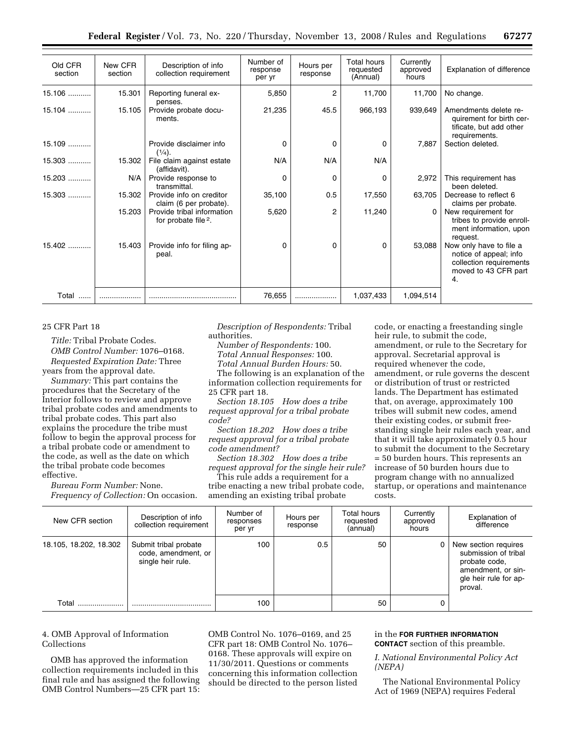| Old CFR section | New CFR section | Description of info collection requirement | Number of response per yr | Hours per response | Total hours requested (Annual) | Currently approved hours | Explanation of difference |
|---|---|---|---|---|---|---|---|
| 15.106 ........... | 15.301 | Reporting funeral expenses. | 5,850 | 2 | 11,700 | 11,700 | No change. |
| 15.104 ........... | 15.105 | Provide probate documents. | 21,235 | 45.5 | 966,193 | 939,649 | Amendments delete requirement for birth certificate, but add other requirements. |
| 15.109 ........... | | Provide disclaimer info (¼). | 0 | 0 | 0 | 7,887 | Section deleted. |
| 15.303 ........... | 15.302 | File claim against estate (affidavit). | N/A | N/A | N/A | | |
| 15.203 ........... | N/A | Provide response to transmittal. | 0 | 0 | 0 | 2,972 | This requirement has been deleted. |
| 15.303 ........... | 15.302 | Provide info on creditor claim (6 per probate). | 35,100 | 0.5 | 17,550 | 63,705 | Decrease to reflect 6 claims per probate. |
| | 15.203 | Provide tribal information for probate file [2]. | 5,620 | 2 | 11,240 | 0 | New requirement for tribes to provide enrollment information, upon request. |
| 15.402 ........... | 15.403 | Provide info for filing appeal. | 0 | 0 | 0 | 53,088 | Now only have to file a notice of appeal; info collection requirements moved to 43 CFR part 4. |
| Total ...... | .................... | .......................................... | 76,655 | .................... | 1,037,433 | 1,094,514 | |

25 CFR Part 18

*Title:* Tribal Probate Codes.

*OMB Control Number:* 1076–0168.

*Requested Expiration Date:* Three years from the approval date.

*Summary:* This part contains the procedures that the Secretary of the Interior follows to review and approve tribal probate codes and amendments to tribal probate codes. This part also explains the procedure the tribe must follow to begin the approval process for a tribal probate code or amendment to the code, as well as the date on which the tribal probate code becomes effective.

*Bureau Form Number:* None.

*Frequency of Collection:* On occasion.

*Description of Respondents:* Tribal authorities.

*Number of Respondents:* 100.

*Total Annual Responses:* 100.

*Total Annual Burden Hours:* 50.

The following is an explanation of the information collection requirements for 25 CFR part 18.

*Section 18.105 How does a tribe request approval for a tribal probate code?*

*Section 18.202 How does a tribe request approval for a tribal probate code amendment?*

*Section 18.302 How does a tribe request approval for the single heir rule?*

This rule adds a requirement for a tribe enacting a new tribal probate code, amending an existing tribal probate code, or enacting a freestanding single heir rule, to submit the code, amendment, or rule to the Secretary for approval. Secretarial approval is required whenever the code, amendment, or rule governs the descent or distribution of trust or restricted lands. The Department has estimated that, on average, approximately 100 tribes will submit new codes, amend their existing codes, or submit free-standing single heir rules each year, and that it will take approximately 0.5 hour to submit the document to the Secretary = 50 burden hours. This represents an increase of 50 burden hours due to program change with no annualized startup, or operations and maintenance costs.

| New CFR section | Description of info collection requirement | Number of responses per yr | Hours per response | Total hours requested (annual) | Currently approved hours | Explanation of difference |
|---|---|---|---|---|---|---|
| 18.105, 18.202, 18.302 | Submit tribal probate code, amendment, or single heir rule. | 100 | 0.5 | 50 | 0 | New section requires submission of tribal probate code, amendment, or single heir rule for approval. |
| Total ...................... | ..................................... | 100 | | 50 | 0 | |

4. OMB Approval of Information Collections

OMB has approved the information collection requirements included in this final rule and has assigned the following OMB Control Numbers—25 CFR part 15: OMB Control No. 1076–0169, and 25 CFR part 18: OMB Control No. 1076–0168. These approvals will expire on 11/30/2011. Questions or comments concerning this information collection should be directed to the person listed in the **FOR FURTHER INFORMATION CONTACT** section of this preamble.

*I. National Environmental Policy Act (NEPA)*

The National Environmental Policy Act of 1969 (NEPA) requires Federal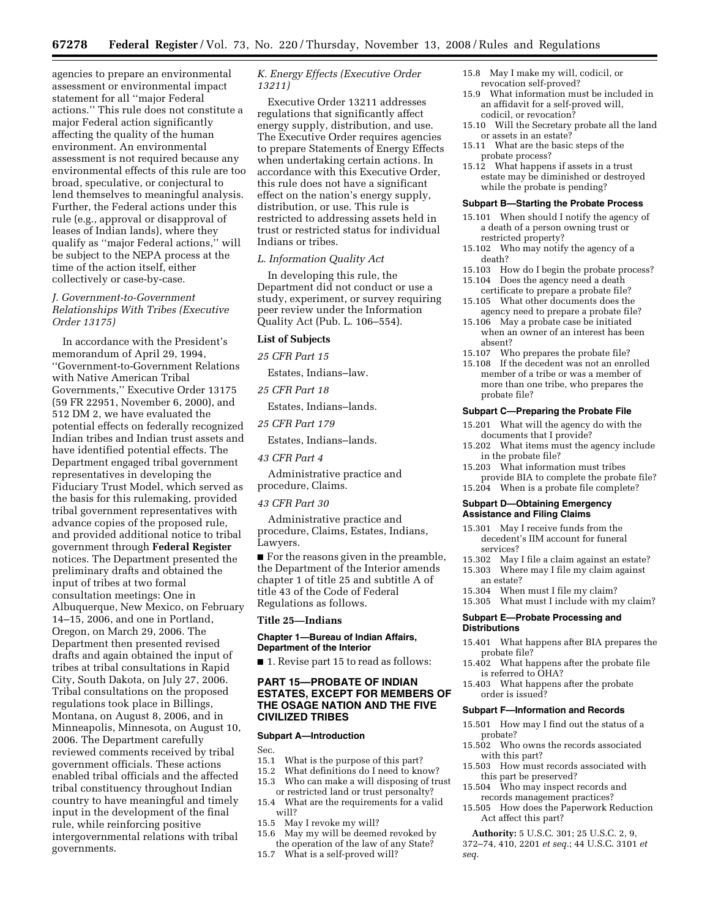agencies to prepare an environmental assessment or environmental impact statement for all ''major Federal actions.'' This rule does not constitute a major Federal action significantly affecting the quality of the human environment. An environmental assessment is not required because any environmental effects of this rule are too broad, speculative, or conjectural to lend themselves to meaningful analysis. Further, the Federal actions under this rule (e.g., approval or disapproval of leases of Indian lands), where they qualify as ''major Federal actions,'' will be subject to the NEPA process at the time of the action itself, either collectively or case-by-case.

### *J. Government-to-Government Relationships With Tribes (Executive Order 13175)*

In accordance with the President's memorandum of April 29, 1994, ''Government-to-Government Relations with Native American Tribal Governments,'' Executive Order 13175 (59 FR 22951, November 6, 2000), and 512 DM 2, we have evaluated the potential effects on federally recognized Indian tribes and Indian trust assets and have identified potential effects. The Department engaged tribal government representatives in developing the Fiduciary Trust Model, which served as the basis for this rulemaking, provided tribal government representatives with advance copies of the proposed rule, and provided additional notice to tribal government through **Federal Register** notices. The Department presented the preliminary drafts and obtained the input of tribes at two formal consultation meetings: One in Albuquerque, New Mexico, on February 14–15, 2006, and one in Portland, Oregon, on March 29, 2006. The Department then presented revised drafts and again obtained the input of tribes at tribal consultations in Rapid City, South Dakota, on July 27, 2006. Tribal consultations on the proposed regulations took place in Billings, Montana, on August 8, 2006, and in Minneapolis, Minnesota, on August 10, 2006. The Department carefully reviewed comments received by tribal government officials. These actions enabled tribal officials and the affected tribal constituency throughout Indian country to have meaningful and timely input in the development of the final rule, while reinforcing positive intergovernmental relations with tribal governments.

### *K. Energy Effects (Executive Order 13211)*

Executive Order 13211 addresses regulations that significantly affect energy supply, distribution, and use. The Executive Order requires agencies to prepare Statements of Energy Effects when undertaking certain actions. In accordance with this Executive Order, this rule does not have a significant effect on the nation's energy supply, distribution, or use. This rule is restricted to addressing assets held in trust or restricted status for individual Indians or tribes.

### *L. Information Quality Act*

In developing this rule, the Department did not conduct or use a study, experiment, or survey requiring peer review under the Information Quality Act (Pub. L. 106–554).

### List of Subjects

*25 CFR Part 15*

Estates, Indians–law.

*25 CFR Part 18*

Estates, Indians–lands.

*25 CFR Part 179*

Estates, Indians–lands.

*43 CFR Part 4*

Administrative practice and procedure, Claims.

*43 CFR Part 30*

Administrative practice and procedure, Claims, Estates, Indians, Lawyers.

■ For the reasons given in the preamble, the Department of the Interior amends chapter 1 of title 25 and subtitle A of title 43 of the Code of Federal Regulations as follows.

## Title 25—Indians

### Chapter 1—Bureau of Indian Affairs, Department of the Interior

■ 1. Revise part 15 to read as follows:

## PART 15—PROBATE OF INDIAN ESTATES, EXCEPT FOR MEMBERS OF THE OSAGE NATION AND THE FIVE CIVILIZED TRIBES

### Subpart A—Introduction

Sec.
15.1 What is the purpose of this part?
15.2 What definitions do I need to know?
15.3 Who can make a will disposing of trust or restricted land or trust personalty?
15.4 What are the requirements for a valid will?
15.5 May I revoke my will?
15.6 May my will be deemed revoked by the operation of the law of any State?
15.7 What is a self-proved will?
15.8 May I make my will, codicil, or revocation self-proved?
15.9 What information must be included in an affidavit for a self-proved will, codicil, or revocation?
15.10 Will the Secretary probate all the land or assets in an estate?
15.11 What are the basic steps of the probate process?
15.12 What happens if assets in a trust estate may be diminished or destroyed while the probate is pending?

### Subpart B—Starting the Probate Process

15.101 When should I notify the agency of a death of a person owning trust or restricted property?
15.102 Who may notify the agency of a death?
15.103 How do I begin the probate process?
15.104 Does the agency need a death certificate to prepare a probate file?
15.105 What other documents does the agency need to prepare a probate file?
15.106 May a probate case be initiated when an owner of an interest has been absent?
15.107 Who prepares the probate file?
15.108 If the decedent was not an enrolled member of a tribe or was a member of more than one tribe, who prepares the probate file?

### Subpart C—Preparing the Probate File

15.201 What will the agency do with the documents that I provide?
15.202 What items must the agency include in the probate file?
15.203 What information must tribes provide BIA to complete the probate file?
15.204 When is a probate file complete?

### Subpart D—Obtaining Emergency Assistance and Filing Claims

15.301 May I receive funds from the decedent's IIM account for funeral services?
15.302 May I file a claim against an estate?
15.303 Where may I file my claim against an estate?
15.304 When must I file my claim?
15.305 What must I include with my claim?

### Subpart E—Probate Processing and Distributions

15.401 What happens after BIA prepares the probate file?
15.402 What happens after the probate file is referred to OHA?
15.403 What happens after the probate order is issued?

### Subpart F—Information and Records

15.501 How may I find out the status of a probate?
15.502 Who owns the records associated with this part?
15.503 How must records associated with this part be preserved?
15.504 Who may inspect records and records management practices?
15.505 How does the Paperwork Reduction Act affect this part?

**Authority:** 5 U.S.C. 301; 25 U.S.C. 2, 9, 372–74, 410, 2201 *et seq.*; 44 U.S.C. 3101 *et seq.*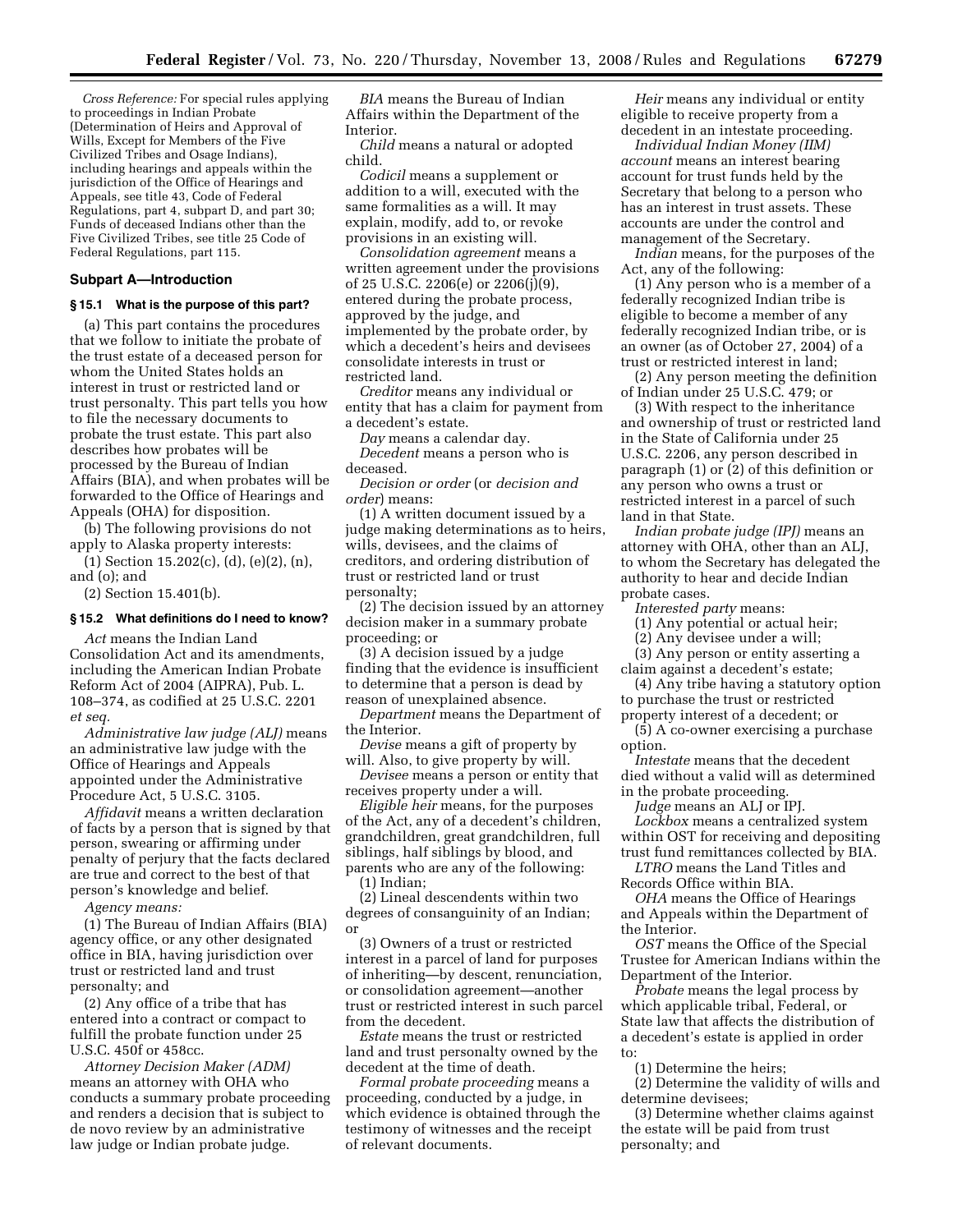*Cross Reference:* For special rules applying to proceedings in Indian Probate (Determination of Heirs and Approval of Wills, Except for Members of the Five Civilized Tribes and Osage Indians), including hearings and appeals within the jurisdiction of the Office of Hearings and Appeals, see title 43, Code of Federal Regulations, part 4, subpart D, and part 30; Funds of deceased Indians other than the Five Civilized Tribes, see title 25 Code of Federal Regulations, part 115.

## Subpart A—Introduction

### § 15.1 What is the purpose of this part?

(a) This part contains the procedures that we follow to initiate the probate of the trust estate of a deceased person for whom the United States holds an interest in trust or restricted land or trust personalty. This part tells you how to file the necessary documents to probate the trust estate. This part also describes how probates will be processed by the Bureau of Indian Affairs (BIA), and when probates will be forwarded to the Office of Hearings and Appeals (OHA) for disposition.

(b) The following provisions do not apply to Alaska property interests:

(1) Section 15.202(c), (d), (e)(2), (n), and (o); and

(2) Section 15.401(b).

### § 15.2 What definitions do I need to know?

*Act* means the Indian Land Consolidation Act and its amendments, including the American Indian Probate Reform Act of 2004 (AIPRA), Pub. L. 108–374, as codified at 25 U.S.C. 2201 *et seq.*

*Administrative law judge (ALJ)* means an administrative law judge with the Office of Hearings and Appeals appointed under the Administrative Procedure Act, 5 U.S.C. 3105.

*Affidavit* means a written declaration of facts by a person that is signed by that person, swearing or affirming under penalty of perjury that the facts declared are true and correct to the best of that person's knowledge and belief.

*Agency means:*

(1) The Bureau of Indian Affairs (BIA) agency office, or any other designated office in BIA, having jurisdiction over trust or restricted land and trust personalty; and

(2) Any office of a tribe that has entered into a contract or compact to fulfill the probate function under 25 U.S.C. 450f or 458cc.

*Attorney Decision Maker (ADM)* means an attorney with OHA who conducts a summary probate proceeding and renders a decision that is subject to de novo review by an administrative law judge or Indian probate judge.

*BIA* means the Bureau of Indian Affairs within the Department of the Interior.

*Child* means a natural or adopted child.

*Codicil* means a supplement or addition to a will, executed with the same formalities as a will. It may explain, modify, add to, or revoke provisions in an existing will.

*Consolidation agreement* means a written agreement under the provisions of 25 U.S.C. 2206(e) or 2206(j)(9), entered during the probate process, approved by the judge, and implemented by the probate order, by which a decedent's heirs and devisees consolidate interests in trust or restricted land.

*Creditor* means any individual or entity that has a claim for payment from a decedent's estate.

*Day* means a calendar day.

*Decedent* means a person who is deceased.

*Decision or order* (or *decision and order*) means:

(1) A written document issued by a judge making determinations as to heirs, wills, devisees, and the claims of creditors, and ordering distribution of trust or restricted land or trust personalty;

(2) The decision issued by an attorney decision maker in a summary probate proceeding; or

(3) A decision issued by a judge finding that the evidence is insufficient to determine that a person is dead by reason of unexplained absence.

*Department* means the Department of the Interior.

*Devise* means a gift of property by will. Also, to give property by will.

*Devisee* means a person or entity that receives property under a will.

*Eligible heir* means, for the purposes of the Act, any of a decedent's children, grandchildren, great grandchildren, full siblings, half siblings by blood, and parents who are any of the following:

(1) Indian;

(2) Lineal descendents within two degrees of consanguinity of an Indian; or

(3) Owners of a trust or restricted interest in a parcel of land for purposes of inheriting—by descent, renunciation, or consolidation agreement—another trust or restricted interest in such parcel from the decedent.

*Estate* means the trust or restricted land and trust personalty owned by the decedent at the time of death.

*Formal probate proceeding* means a proceeding, conducted by a judge, in which evidence is obtained through the testimony of witnesses and the receipt of relevant documents.

*Heir* means any individual or entity eligible to receive property from a decedent in an intestate proceeding.

*Individual Indian Money (IIM) account* means an interest bearing account for trust funds held by the Secretary that belong to a person who has an interest in trust assets. These accounts are under the control and management of the Secretary.

*Indian* means, for the purposes of the Act, any of the following:

(1) Any person who is a member of a federally recognized Indian tribe is eligible to become a member of any federally recognized Indian tribe, or is an owner (as of October 27, 2004) of a trust or restricted interest in land;

(2) Any person meeting the definition of Indian under 25 U.S.C. 479; or

(3) With respect to the inheritance and ownership of trust or restricted land in the State of California under 25 U.S.C. 2206, any person described in paragraph (1) or (2) of this definition or any person who owns a trust or restricted interest in a parcel of such land in that State.

*Indian probate judge (IPJ)* means an attorney with OHA, other than an ALJ, to whom the Secretary has delegated the authority to hear and decide Indian probate cases.

*Interested party* means:

(1) Any potential or actual heir;

(2) Any devisee under a will;

(3) Any person or entity asserting a claim against a decedent's estate;

(4) Any tribe having a statutory option to purchase the trust or restricted property interest of a decedent; or

(5) A co-owner exercising a purchase option.

*Intestate* means that the decedent died without a valid will as determined in the probate proceeding.

*Judge* means an ALJ or IPJ.

*Lockbox* means a centralized system within OST for receiving and depositing trust fund remittances collected by BIA.

*LTRO* means the Land Titles and Records Office within BIA.

*OHA* means the Office of Hearings and Appeals within the Department of the Interior.

*OST* means the Office of the Special Trustee for American Indians within the Department of the Interior.

*Probate* means the legal process by which applicable tribal, Federal, or State law that affects the distribution of a decedent's estate is applied in order to:

(1) Determine the heirs;

(2) Determine the validity of wills and determine devisees;

(3) Determine whether claims against the estate will be paid from trust personalty; and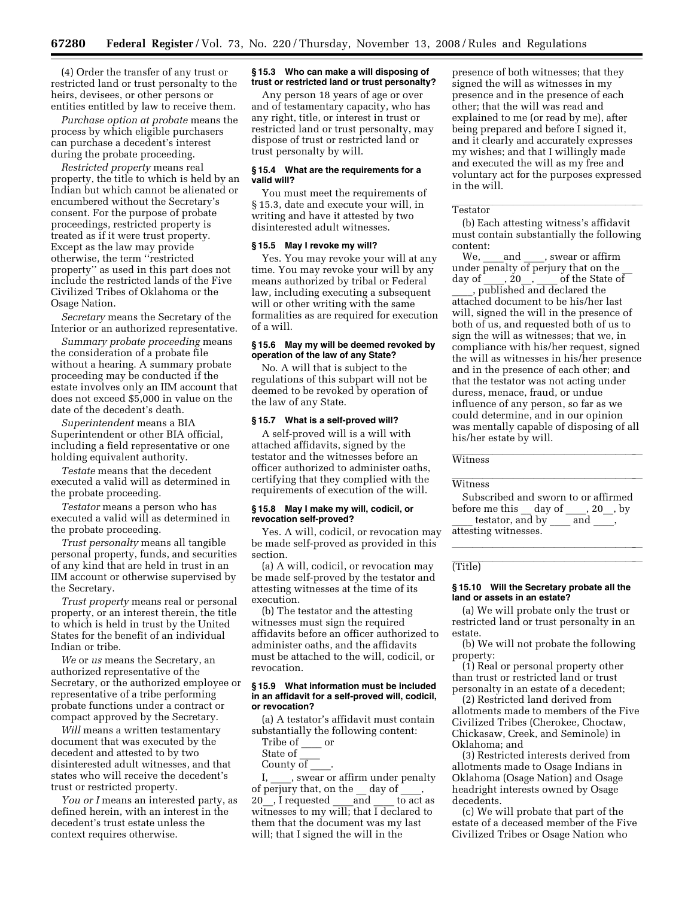(4) Order the transfer of any trust or restricted land or trust personalty to the heirs, devisees, or other persons or entities entitled by law to receive them.

*Purchase option at probate* means the process by which eligible purchasers can purchase a decedent's interest during the probate proceeding.

*Restricted property* means real property, the title to which is held by an Indian but which cannot be alienated or encumbered without the Secretary's consent. For the purpose of probate proceedings, restricted property is treated as if it were trust property. Except as the law may provide otherwise, the term ''restricted property'' as used in this part does not include the restricted lands of the Five Civilized Tribes of Oklahoma or the Osage Nation.

*Secretary* means the Secretary of the Interior or an authorized representative.

*Summary probate proceeding* means the consideration of a probate file without a hearing. A summary probate proceeding may be conducted if the estate involves only an IIM account that does not exceed $5,000 in value on the date of the decedent's death.

*Superintendent* means a BIA Superintendent or other BIA official, including a field representative or one holding equivalent authority.

*Testate* means that the decedent executed a valid will as determined in the probate proceeding.

*Testator* means a person who has executed a valid will as determined in the probate proceeding.

*Trust personalty* means all tangible personal property, funds, and securities of any kind that are held in trust in an IIM account or otherwise supervised by the Secretary.

*Trust property* means real or personal property, or an interest therein, the title to which is held in trust by the United States for the benefit of an individual Indian or tribe.

*We* or *us* means the Secretary, an authorized representative of the Secretary, or the authorized employee or representative of a tribe performing probate functions under a contract or compact approved by the Secretary.

*Will* means a written testamentary document that was executed by the decedent and attested to by two disinterested adult witnesses, and that states who will receive the decedent's trust or restricted property.

*You or I* means an interested party, as defined herein, with an interest in the decedent's trust estate unless the context requires otherwise.

**§ 15.3 Who can make a will disposing of trust or restricted land or trust personalty?**

Any person 18 years of age or over and of testamentary capacity, who has any right, title, or interest in trust or restricted land or trust personalty, may dispose of trust or restricted land or trust personalty by will.

**§ 15.4 What are the requirements for a valid will?**

You must meet the requirements of § 15.3, date and execute your will, in writing and have it attested by two disinterested adult witnesses.

**§ 15.5 May I revoke my will?**

Yes. You may revoke your will at any time. You may revoke your will by any means authorized by tribal or Federal law, including executing a subsequent will or other writing with the same formalities as are required for execution of a will.

**§ 15.6 May my will be deemed revoked by operation of the law of any State?**

No. A will that is subject to the regulations of this subpart will not be deemed to be revoked by operation of the law of any State.

**§ 15.7 What is a self-proved will?**

A self-proved will is a will with attached affidavits, signed by the testator and the witnesses before an officer authorized to administer oaths, certifying that they complied with the requirements of execution of the will.

**§ 15.8 May I make my will, codicil, or revocation self-proved?**

Yes. A will, codicil, or revocation may be made self-proved as provided in this section.

(a) A will, codicil, or revocation may be made self-proved by the testator and attesting witnesses at the time of its execution.

(b) The testator and the attesting witnesses must sign the required affidavits before an officer authorized to administer oaths, and the affidavits must be attached to the will, codicil, or revocation.

**§ 15.9 What information must be included in an affidavit for a self-proved will, codicil, or revocation?**

(a) A testator's affidavit must contain substantially the following content:

Tribe of ____ or
State of ____
County of ____.

I, ____, swear or affirm under penalty of perjury that, on the __ day of ____, 20__, I requested ____and ____ to act as witnesses to my will; that I declared to them that the document was my last will; that I signed the will in the presence of both witnesses; that they signed the will as witnesses in my presence and in the presence of each other; that the will was read and explained to me (or read by me), after being prepared and before I signed it, and it clearly and accurately expresses my wishes; and that I willingly made and executed the will as my free and voluntary act for the purposes expressed in the will.

______________________________
Testator

(b) Each attesting witness's affidavit must contain substantially the following content:

We, ____and ____, swear or affirm under penalty of perjury that on the __ day of ____, 20__, ____ of the State of ____, published and declared the attached document to be his/her last will, signed the will in the presence of both of us, and requested both of us to sign the will as witnesses; that we, in compliance with his/her request, signed the will as witnesses in his/her presence and in the presence of each other; and that the testator was not acting under duress, menace, fraud, or undue influence of any person, so far as we could determine, and in our opinion was mentally capable of disposing of all his/her estate by will.

______________________________
Witness

______________________________
Witness

Subscribed and sworn to or affirmed before me this __ day of ____, 20__, by ____ testator, and by ____ and ____, attesting witnesses.

______________________________

______________________________
(Title)

**§ 15.10 Will the Secretary probate all the land or assets in an estate?**

(a) We will probate only the trust or restricted land or trust personalty in an estate.

(b) We will not probate the following property:

(1) Real or personal property other than trust or restricted land or trust personalty in an estate of a decedent;

(2) Restricted land derived from allotments made to members of the Five Civilized Tribes (Cherokee, Choctaw, Chickasaw, Creek, and Seminole) in Oklahoma; and

(3) Restricted interests derived from allotments made to Osage Indians in Oklahoma (Osage Nation) and Osage headright interests owned by Osage decedents.

(c) We will probate that part of the estate of a deceased member of the Five Civilized Tribes or Osage Nation who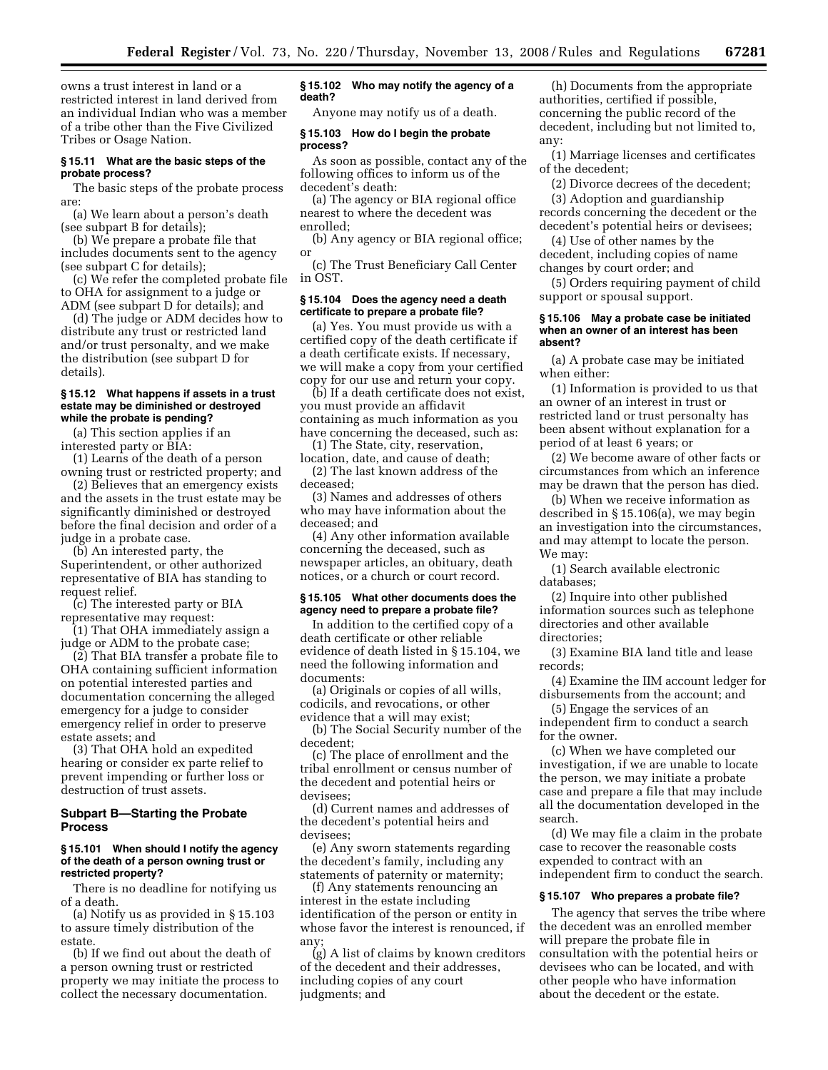owns a trust interest in land or a restricted interest in land derived from an individual Indian who was a member of a tribe other than the Five Civilized Tribes or Osage Nation.

**§ 15.11 What are the basic steps of the probate process?**

The basic steps of the probate process are:

(a) We learn about a person's death (see subpart B for details);

(b) We prepare a probate file that includes documents sent to the agency (see subpart C for details);

(c) We refer the completed probate file to OHA for assignment to a judge or ADM (see subpart D for details); and

(d) The judge or ADM decides how to distribute any trust or restricted land and/or trust personalty, and we make the distribution (see subpart D for details).

**§ 15.12 What happens if assets in a trust estate may be diminished or destroyed while the probate is pending?**

(a) This section applies if an interested party or BIA:

(1) Learns of the death of a person owning trust or restricted property; and

(2) Believes that an emergency exists and the assets in the trust estate may be significantly diminished or destroyed before the final decision and order of a judge in a probate case.

(b) An interested party, the Superintendent, or other authorized representative of BIA has standing to request relief.

(c) The interested party or BIA representative may request:

(1) That OHA immediately assign a judge or ADM to the probate case;

(2) That BIA transfer a probate file to OHA containing sufficient information on potential interested parties and documentation concerning the alleged emergency for a judge to consider emergency relief in order to preserve estate assets; and

(3) That OHA hold an expedited hearing or consider ex parte relief to prevent impending or further loss or destruction of trust assets.

## Subpart B—Starting the Probate Process

**§ 15.101 When should I notify the agency of the death of a person owning trust or restricted property?**

There is no deadline for notifying us of a death.

(a) Notify us as provided in § 15.103 to assure timely distribution of the estate.

(b) If we find out about the death of a person owning trust or restricted property we may initiate the process to collect the necessary documentation.

**§ 15.102 Who may notify the agency of a death?**

Anyone may notify us of a death.

**§ 15.103 How do I begin the probate process?**

As soon as possible, contact any of the following offices to inform us of the decedent's death:

(a) The agency or BIA regional office nearest to where the decedent was enrolled;

(b) Any agency or BIA regional office; or

(c) The Trust Beneficiary Call Center in OST.

**§ 15.104 Does the agency need a death certificate to prepare a probate file?**

(a) Yes. You must provide us with a certified copy of the death certificate if a death certificate exists. If necessary, we will make a copy from your certified copy for our use and return your copy.

(b) If a death certificate does not exist, you must provide an affidavit containing as much information as you have concerning the deceased, such as:

(1) The State, city, reservation, location, date, and cause of death;

(2) The last known address of the deceased;

(3) Names and addresses of others who may have information about the deceased; and

(4) Any other information available concerning the deceased, such as newspaper articles, an obituary, death notices, or a church or court record.

**§ 15.105 What other documents does the agency need to prepare a probate file?**

In addition to the certified copy of a death certificate or other reliable evidence of death listed in § 15.104, we need the following information and documents:

(a) Originals or copies of all wills, codicils, and revocations, or other evidence that a will may exist;

(b) The Social Security number of the decedent;

(c) The place of enrollment and the tribal enrollment or census number of the decedent and potential heirs or devisees;

(d) Current names and addresses of the decedent's potential heirs and devisees;

(e) Any sworn statements regarding the decedent's family, including any statements of paternity or maternity;

(f) Any statements renouncing an interest in the estate including identification of the person or entity in whose favor the interest is renounced, if any;

(g) A list of claims by known creditors of the decedent and their addresses, including copies of any court judgments; and

(h) Documents from the appropriate authorities, certified if possible, concerning the public record of the decedent, including but not limited to, any:

(1) Marriage licenses and certificates of the decedent;

(2) Divorce decrees of the decedent;

(3) Adoption and guardianship records concerning the decedent or the decedent's potential heirs or devisees;

(4) Use of other names by the decedent, including copies of name changes by court order; and

(5) Orders requiring payment of child support or spousal support.

**§ 15.106 May a probate case be initiated when an owner of an interest has been absent?**

(a) A probate case may be initiated when either:

(1) Information is provided to us that an owner of an interest in trust or restricted land or trust personalty has been absent without explanation for a period of at least 6 years; or

(2) We become aware of other facts or circumstances from which an inference may be drawn that the person has died.

(b) When we receive information as described in § 15.106(a), we may begin an investigation into the circumstances, and may attempt to locate the person. We may:

(1) Search available electronic databases;

(2) Inquire into other published information sources such as telephone directories and other available directories;

(3) Examine BIA land title and lease records;

(4) Examine the IIM account ledger for disbursements from the account; and

(5) Engage the services of an independent firm to conduct a search for the owner.

(c) When we have completed our investigation, if we are unable to locate the person, we may initiate a probate case and prepare a file that may include all the documentation developed in the search.

(d) We may file a claim in the probate case to recover the reasonable costs expended to contract with an independent firm to conduct the search.

**§ 15.107 Who prepares a probate file?**

The agency that serves the tribe where the decedent was an enrolled member will prepare the probate file in consultation with the potential heirs or devisees who can be located, and with other people who have information about the decedent or the estate.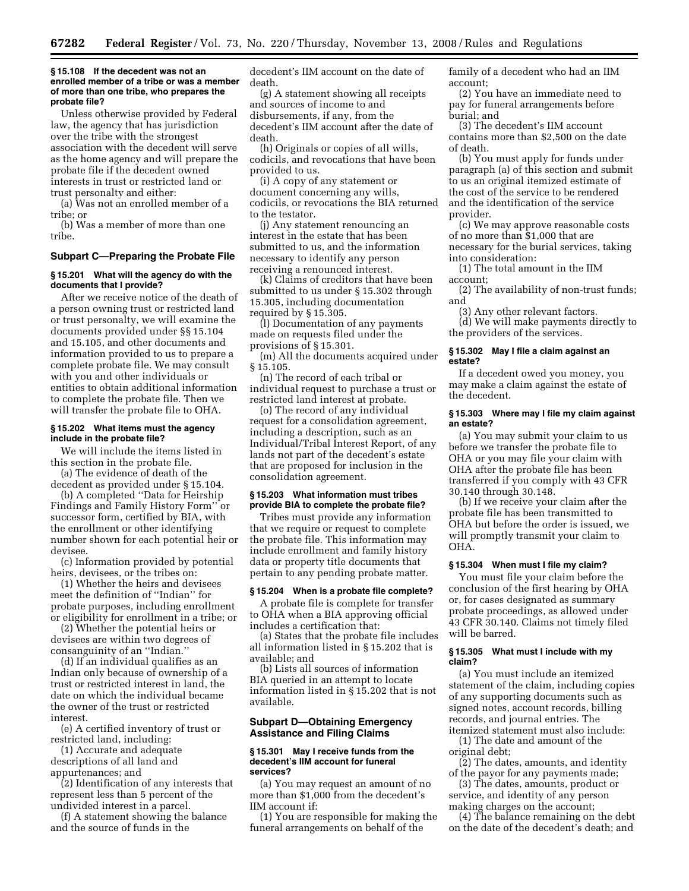#### § 15.108 If the decedent was not an enrolled member of a tribe or was a member of more than one tribe, who prepares the probate file?

Unless otherwise provided by Federal law, the agency that has jurisdiction over the tribe with the strongest association with the decedent will serve as the home agency and will prepare the probate file if the decedent owned interests in trust or restricted land or trust personalty and either:

(a) Was not an enrolled member of a tribe; or

(b) Was a member of more than one tribe.

### Subpart C—Preparing the Probate File

#### § 15.201 What will the agency do with the documents that I provide?

After we receive notice of the death of a person owning trust or restricted land or trust personalty, we will examine the documents provided under §§ 15.104 and 15.105, and other documents and information provided to us to prepare a complete probate file. We may consult with you and other individuals or entities to obtain additional information to complete the probate file. Then we will transfer the probate file to OHA.

#### § 15.202 What items must the agency include in the probate file?

We will include the items listed in this section in the probate file.

(a) The evidence of death of the decedent as provided under § 15.104.

(b) A completed ''Data for Heirship Findings and Family History Form'' or successor form, certified by BIA, with the enrollment or other identifying number shown for each potential heir or devisee.

(c) Information provided by potential heirs, devisees, or the tribes on:

(1) Whether the heirs and devisees meet the definition of ''Indian'' for probate purposes, including enrollment or eligibility for enrollment in a tribe; or

(2) Whether the potential heirs or devisees are within two degrees of consanguinity of an ''Indian.''

(d) If an individual qualifies as an Indian only because of ownership of a trust or restricted interest in land, the date on which the individual became the owner of the trust or restricted interest.

(e) A certified inventory of trust or restricted land, including:

(1) Accurate and adequate descriptions of all land and appurtenances; and

(2) Identification of any interests that represent less than 5 percent of the undivided interest in a parcel.

(f) A statement showing the balance and the source of funds in the decedent's IIM account on the date of death.

(g) A statement showing all receipts and sources of income to and disbursements, if any, from the decedent's IIM account after the date of death.

(h) Originals or copies of all wills, codicils, and revocations that have been provided to us.

(i) A copy of any statement or document concerning any wills, codicils, or revocations the BIA returned to the testator.

(j) Any statement renouncing an interest in the estate that has been submitted to us, and the information necessary to identify any person receiving a renounced interest.

(k) Claims of creditors that have been submitted to us under § 15.302 through 15.305, including documentation required by § 15.305.

(l) Documentation of any payments made on requests filed under the provisions of § 15.301.

(m) All the documents acquired under § 15.105.

(n) The record of each tribal or individual request to purchase a trust or restricted land interest at probate.

(o) The record of any individual request for a consolidation agreement, including a description, such as an Individual/Tribal Interest Report, of any lands not part of the decedent's estate that are proposed for inclusion in the consolidation agreement.

#### § 15.203 What information must tribes provide BIA to complete the probate file?

Tribes must provide any information that we require or request to complete the probate file. This information may include enrollment and family history data or property title documents that pertain to any pending probate matter.

#### § 15.204 When is a probate file complete?

A probate file is complete for transfer to OHA when a BIA approving official includes a certification that:

(a) States that the probate file includes all information listed in § 15.202 that is available; and

(b) Lists all sources of information BIA queried in an attempt to locate information listed in § 15.202 that is not available.

### Subpart D—Obtaining Emergency Assistance and Filing Claims

#### § 15.301 May I receive funds from the decedent's IIM account for funeral services?

(a) You may request an amount of no more than $1,000 from the decedent's IIM account if:

(1) You are responsible for making the funeral arrangements on behalf of the family of a decedent who had an IIM account;

(2) You have an immediate need to pay for funeral arrangements before burial; and

(3) The decedent's IIM account contains more than $2,500 on the date of death.

(b) You must apply for funds under paragraph (a) of this section and submit to us an original itemized estimate of the cost of the service to be rendered and the identification of the service provider.

(c) We may approve reasonable costs of no more than $1,000 that are necessary for the burial services, taking into consideration:

(1) The total amount in the IIM account;

(2) The availability of non-trust funds; and

(3) Any other relevant factors.

(d) We will make payments directly to the providers of the services.

#### § 15.302 May I file a claim against an estate?

If a decedent owed you money, you may make a claim against the estate of the decedent.

#### § 15.303 Where may I file my claim against an estate?

(a) You may submit your claim to us before we transfer the probate file to OHA or you may file your claim with OHA after the probate file has been transferred if you comply with 43 CFR 30.140 through 30.148.

(b) If we receive your claim after the probate file has been transmitted to OHA but before the order is issued, we will promptly transmit your claim to OHA.

#### § 15.304 When must I file my claim?

You must file your claim before the conclusion of the first hearing by OHA or, for cases designated as summary probate proceedings, as allowed under 43 CFR 30.140. Claims not timely filed will be barred.

#### § 15.305 What must I include with my claim?

(a) You must include an itemized statement of the claim, including copies of any supporting documents such as signed notes, account records, billing records, and journal entries. The itemized statement must also include:

(1) The date and amount of the original debt;

(2) The dates, amounts, and identity of the payor for any payments made;

(3) The dates, amounts, product or service, and identity of any person making charges on the account;

(4) The balance remaining on the debt on the date of the decedent's death; and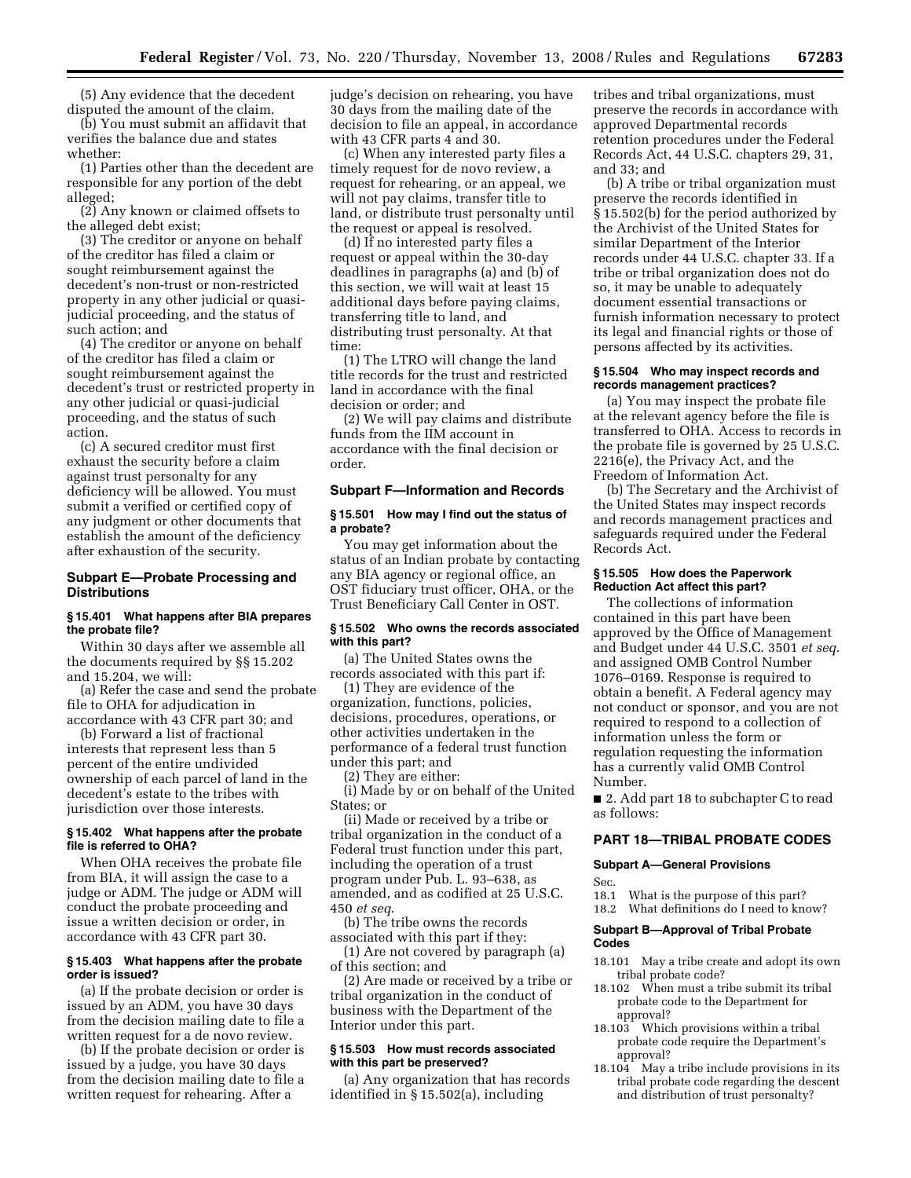(5) Any evidence that the decedent disputed the amount of the claim.

(b) You must submit an affidavit that verifies the balance due and states whether:

(1) Parties other than the decedent are responsible for any portion of the debt alleged;

(2) Any known or claimed offsets to the alleged debt exist;

(3) The creditor or anyone on behalf of the creditor has filed a claim or sought reimbursement against the decedent's non-trust or non-restricted property in any other judicial or quasi-judicial proceeding, and the status of such action; and

(4) The creditor or anyone on behalf of the creditor has filed a claim or sought reimbursement against the decedent's trust or restricted property in any other judicial or quasi-judicial proceeding, and the status of such action.

(c) A secured creditor must first exhaust the security before a claim against trust personalty for any deficiency will be allowed. You must submit a verified or certified copy of any judgment or other documents that establish the amount of the deficiency after exhaustion of the security.

## Subpart E—Probate Processing and Distributions

### § 15.401 What happens after BIA prepares the probate file?

Within 30 days after we assemble all the documents required by §§ 15.202 and 15.204, we will:

(a) Refer the case and send the probate file to OHA for adjudication in accordance with 43 CFR part 30; and

(b) Forward a list of fractional interests that represent less than 5 percent of the entire undivided ownership of each parcel of land in the decedent's estate to the tribes with jurisdiction over those interests.

### § 15.402 What happens after the probate file is referred to OHA?

When OHA receives the probate file from BIA, it will assign the case to a judge or ADM. The judge or ADM will conduct the probate proceeding and issue a written decision or order, in accordance with 43 CFR part 30.

### § 15.403 What happens after the probate order is issued?

(a) If the probate decision or order is issued by an ADM, you have 30 days from the decision mailing date to file a written request for a de novo review.

(b) If the probate decision or order is issued by a judge, you have 30 days from the decision mailing date to file a written request for rehearing. After a judge's decision on rehearing, you have 30 days from the mailing date of the decision to file an appeal, in accordance with 43 CFR parts 4 and 30.

(c) When any interested party files a timely request for de novo review, a request for rehearing, or an appeal, we will not pay claims, transfer title to land, or distribute trust personalty until the request or appeal is resolved.

(d) If no interested party files a request or appeal within the 30-day deadlines in paragraphs (a) and (b) of this section, we will wait at least 15 additional days before paying claims, transferring title to land, and distributing trust personalty. At that time:

(1) The LTRO will change the land title records for the trust and restricted land in accordance with the final decision or order; and

(2) We will pay claims and distribute funds from the IIM account in accordance with the final decision or order.

## Subpart F—Information and Records

### § 15.501 How may I find out the status of a probate?

You may get information about the status of an Indian probate by contacting any BIA agency or regional office, an OST fiduciary trust officer, OHA, or the Trust Beneficiary Call Center in OST.

### § 15.502 Who owns the records associated with this part?

(a) The United States owns the records associated with this part if:

(1) They are evidence of the organization, functions, policies, decisions, procedures, operations, or other activities undertaken in the performance of a federal trust function under this part; and

(2) They are either:

(i) Made by or on behalf of the United States; or

(ii) Made or received by a tribe or tribal organization in the conduct of a Federal trust function under this part, including the operation of a trust program under Pub. L. 93–638, as amended, and as codified at 25 U.S.C. 450 *et seq.*

(b) The tribe owns the records associated with this part if they:

(1) Are not covered by paragraph (a) of this section; and

(2) Are made or received by a tribe or tribal organization in the conduct of business with the Department of the Interior under this part.

### § 15.503 How must records associated with this part be preserved?

(a) Any organization that has records identified in § 15.502(a), including tribes and tribal organizations, must preserve the records in accordance with approved Departmental records retention procedures under the Federal Records Act, 44 U.S.C. chapters 29, 31, and 33; and

(b) A tribe or tribal organization must preserve the records identified in § 15.502(b) for the period authorized by the Archivist of the United States for similar Department of the Interior records under 44 U.S.C. chapter 33. If a tribe or tribal organization does not do so, it may be unable to adequately document essential transactions or furnish information necessary to protect its legal and financial rights or those of persons affected by its activities.

### § 15.504 Who may inspect records and records management practices?

(a) You may inspect the probate file at the relevant agency before the file is transferred to OHA. Access to records in the probate file is governed by 25 U.S.C. 2216(e), the Privacy Act, and the Freedom of Information Act.

(b) The Secretary and the Archivist of the United States may inspect records and records management practices and safeguards required under the Federal Records Act.

### § 15.505 How does the Paperwork Reduction Act affect this part?

The collections of information contained in this part have been approved by the Office of Management and Budget under 44 U.S.C. 3501 *et seq.* and assigned OMB Control Number 1076–0169. Response is required to obtain a benefit. A Federal agency may not conduct or sponsor, and you are not required to respond to a collection of information unless the form or regulation requesting the information has a currently valid OMB Control Number.

■ 2. Add part 18 to subchapter C to read as follows:

## PART 18—TRIBAL PROBATE CODES

### Subpart A—General Provisions

Sec.
18.1 What is the purpose of this part?
18.2 What definitions do I need to know?

### Subpart B—Approval of Tribal Probate Codes

18.101 May a tribe create and adopt its own tribal probate code?
18.102 When must a tribe submit its tribal probate code to the Department for approval?
18.103 Which provisions within a tribal probate code require the Department's approval?
18.104 May a tribe include provisions in its tribal probate code regarding the descent and distribution of trust personalty?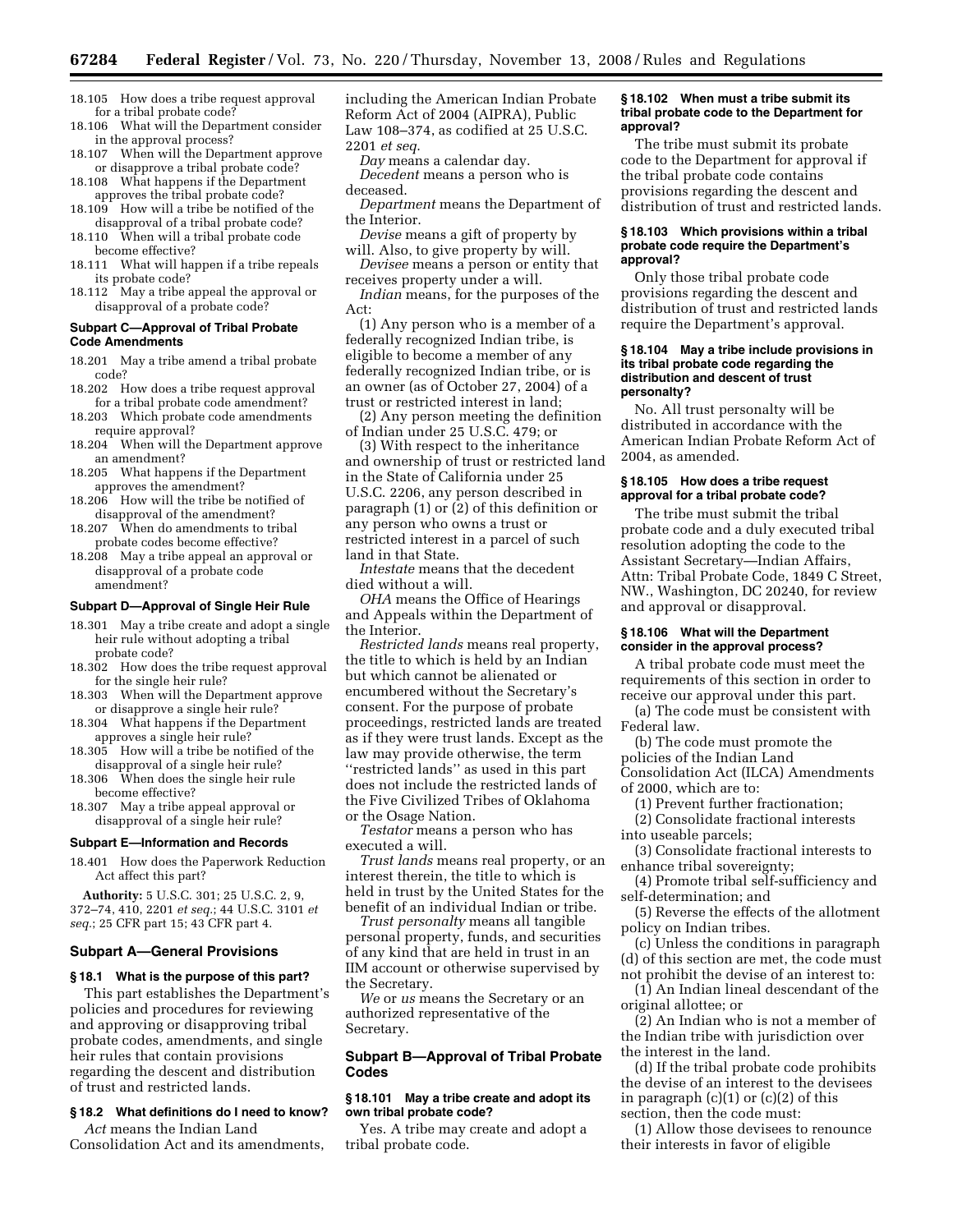18.105 How does a tribe request approval for a tribal probate code?
18.106 What will the Department consider in the approval process?
18.107 When will the Department approve or disapprove a tribal probate code?
18.108 What happens if the Department approves the tribal probate code?
18.109 How will a tribe be notified of the disapproval of a tribal probate code?
18.110 When will a tribal probate code become effective?
18.111 What will happen if a tribe repeals its probate code?
18.112 May a tribe appeal the approval or disapproval of a probate code?

**Subpart C—Approval of Tribal Probate Code Amendments**

18.201 May a tribe amend a tribal probate code?
18.202 How does a tribe request approval for a tribal probate code amendment?
18.203 Which probate code amendments require approval?
18.204 When will the Department approve an amendment?
18.205 What happens if the Department approves the amendment?
18.206 How will the tribe be notified of disapproval of the amendment?
18.207 When do amendments to tribal probate codes become effective?
18.208 May a tribe appeal an approval or disapproval of a probate code amendment?

**Subpart D—Approval of Single Heir Rule**

18.301 May a tribe create and adopt a single heir rule without adopting a tribal probate code?
18.302 How does the tribe request approval for the single heir rule?
18.303 When will the Department approve or disapprove a single heir rule?
18.304 What happens if the Department approves a single heir rule?
18.305 How will a tribe be notified of the disapproval of a single heir rule?
18.306 When does the single heir rule become effective?
18.307 May a tribe appeal approval or disapproval of a single heir rule?

**Subpart E—Information and Records**

18.401 How does the Paperwork Reduction Act affect this part?

**Authority:** 5 U.S.C. 301; 25 U.S.C. 2, 9, 372–74, 410, 2201 *et seq.*; 44 U.S.C. 3101 *et seq.*; 25 CFR part 15; 43 CFR part 4.

## Subpart A—General Provisions

### § 18.1 What is the purpose of this part?

This part establishes the Department's policies and procedures for reviewing and approving or disapproving tribal probate codes, amendments, and single heir rules that contain provisions regarding the descent and distribution of trust and restricted lands.

### § 18.2 What definitions do I need to know?

*Act* means the Indian Land Consolidation Act and its amendments, including the American Indian Probate Reform Act of 2004 (AIPRA), Public Law 108–374, as codified at 25 U.S.C. 2201 *et seq.*

*Day* means a calendar day.

*Decedent* means a person who is deceased.

*Department* means the Department of the Interior.

*Devise* means a gift of property by will. Also, to give property by will.

*Devisee* means a person or entity that receives property under a will.

*Indian* means, for the purposes of the Act:

(1) Any person who is a member of a federally recognized Indian tribe, is eligible to become a member of any federally recognized Indian tribe, or is an owner (as of October 27, 2004) of a trust or restricted interest in land;

(2) Any person meeting the definition of Indian under 25 U.S.C. 479; or

(3) With respect to the inheritance and ownership of trust or restricted land in the State of California under 25 U.S.C. 2206, any person described in paragraph (1) or (2) of this definition or any person who owns a trust or restricted interest in a parcel of such land in that State.

*Intestate* means that the decedent died without a will.

*OHA* means the Office of Hearings and Appeals within the Department of the Interior.

*Restricted lands* means real property, the title to which is held by an Indian but which cannot be alienated or encumbered without the Secretary's consent. For the purpose of probate proceedings, restricted lands are treated as if they were trust lands. Except as the law may provide otherwise, the term "restricted lands" as used in this part does not include the restricted lands of the Five Civilized Tribes of Oklahoma or the Osage Nation.

*Testator* means a person who has executed a will.

*Trust lands* means real property, or an interest therein, the title to which is held in trust by the United States for the benefit of an individual Indian or tribe.

*Trust personalty* means all tangible personal property, funds, and securities of any kind that are held in trust in an IIM account or otherwise supervised by the Secretary.

*We* or *us* means the Secretary or an authorized representative of the Secretary.

## Subpart B—Approval of Tribal Probate Codes

### § 18.101 May a tribe create and adopt its own tribal probate code?

Yes. A tribe may create and adopt a tribal probate code.

### § 18.102 When must a tribe submit its tribal probate code to the Department for approval?

The tribe must submit its probate code to the Department for approval if the tribal probate code contains provisions regarding the descent and distribution of trust and restricted lands.

### § 18.103 Which provisions within a tribal probate code require the Department's approval?

Only those tribal probate code provisions regarding the descent and distribution of trust and restricted lands require the Department's approval.

### § 18.104 May a tribe include provisions in its tribal probate code regarding the distribution and descent of trust personalty?

No. All trust personalty will be distributed in accordance with the American Indian Probate Reform Act of 2004, as amended.

### § 18.105 How does a tribe request approval for a tribal probate code?

The tribe must submit the tribal probate code and a duly executed tribal resolution adopting the code to the Assistant Secretary—Indian Affairs, Attn: Tribal Probate Code, 1849 C Street, NW., Washington, DC 20240, for review and approval or disapproval.

### § 18.106 What will the Department consider in the approval process?

A tribal probate code must meet the requirements of this section in order to receive our approval under this part.

(a) The code must be consistent with Federal law.

(b) The code must promote the policies of the Indian Land Consolidation Act (ILCA) Amendments of 2000, which are to:

(1) Prevent further fractionation;

(2) Consolidate fractional interests into useable parcels;

(3) Consolidate fractional interests to enhance tribal sovereignty;

(4) Promote tribal self-sufficiency and self-determination; and

(5) Reverse the effects of the allotment policy on Indian tribes.

(c) Unless the conditions in paragraph (d) of this section are met, the code must not prohibit the devise of an interest to:

(1) An Indian lineal descendant of the original allottee; or

(2) An Indian who is not a member of the Indian tribe with jurisdiction over the interest in the land.

(d) If the tribal probate code prohibits the devise of an interest to the devisees in paragraph (c)(1) or (c)(2) of this section, then the code must:

(1) Allow those devisees to renounce their interests in favor of eligible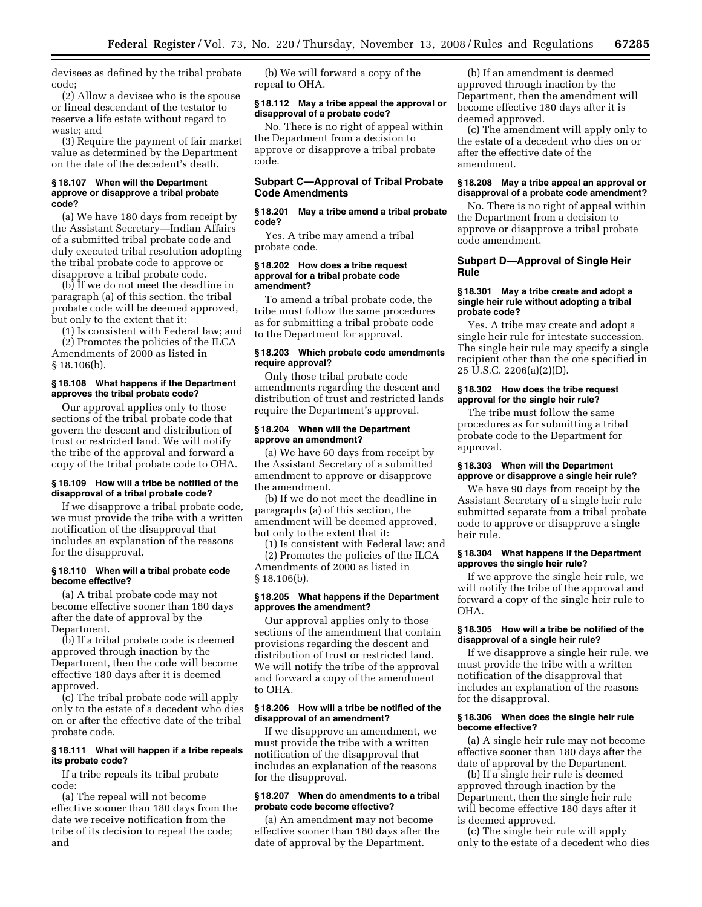devisees as defined by the tribal probate code;

(2) Allow a devisee who is the spouse or lineal descendant of the testator to reserve a life estate without regard to waste; and

(3) Require the payment of fair market value as determined by the Department on the date of the decedent's death.

#### § 18.107 When will the Department approve or disapprove a tribal probate code?

(a) We have 180 days from receipt by the Assistant Secretary—Indian Affairs of a submitted tribal probate code and duly executed tribal resolution adopting the tribal probate code to approve or disapprove a tribal probate code.

(b) If we do not meet the deadline in paragraph (a) of this section, the tribal probate code will be deemed approved, but only to the extent that it:

(1) Is consistent with Federal law; and

(2) Promotes the policies of the ILCA Amendments of 2000 as listed in § 18.106(b).

#### § 18.108 What happens if the Department approves the tribal probate code?

Our approval applies only to those sections of the tribal probate code that govern the descent and distribution of trust or restricted land. We will notify the tribe of the approval and forward a copy of the tribal probate code to OHA.

#### § 18.109 How will a tribe be notified of the disapproval of a tribal probate code?

If we disapprove a tribal probate code, we must provide the tribe with a written notification of the disapproval that includes an explanation of the reasons for the disapproval.

#### § 18.110 When will a tribal probate code become effective?

(a) A tribal probate code may not become effective sooner than 180 days after the date of approval by the Department.

(b) If a tribal probate code is deemed approved through inaction by the Department, then the code will become effective 180 days after it is deemed approved.

(c) The tribal probate code will apply only to the estate of a decedent who dies on or after the effective date of the tribal probate code.

#### § 18.111 What will happen if a tribe repeals its probate code?

If a tribe repeals its tribal probate code:

(a) The repeal will not become effective sooner than 180 days from the date we receive notification from the tribe of its decision to repeal the code; and

(b) We will forward a copy of the repeal to OHA.

#### § 18.112 May a tribe appeal the approval or disapproval of a probate code?

No. There is no right of appeal within the Department from a decision to approve or disapprove a tribal probate code.

### Subpart C—Approval of Tribal Probate Code Amendments

#### § 18.201 May a tribe amend a tribal probate code?

Yes. A tribe may amend a tribal probate code.

#### § 18.202 How does a tribe request approval for a tribal probate code amendment?

To amend a tribal probate code, the tribe must follow the same procedures as for submitting a tribal probate code to the Department for approval.

#### § 18.203 Which probate code amendments require approval?

Only those tribal probate code amendments regarding the descent and distribution of trust and restricted lands require the Department's approval.

#### § 18.204 When will the Department approve an amendment?

(a) We have 60 days from receipt by the Assistant Secretary of a submitted amendment to approve or disapprove the amendment.

(b) If we do not meet the deadline in paragraphs (a) of this section, the amendment will be deemed approved, but only to the extent that it:

(1) Is consistent with Federal law; and

(2) Promotes the policies of the ILCA Amendments of 2000 as listed in § 18.106(b).

#### § 18.205 What happens if the Department approves the amendment?

Our approval applies only to those sections of the amendment that contain provisions regarding the descent and distribution of trust or restricted land. We will notify the tribe of the approval and forward a copy of the amendment to OHA.

#### § 18.206 How will a tribe be notified of the disapproval of an amendment?

If we disapprove an amendment, we must provide the tribe with a written notification of the disapproval that includes an explanation of the reasons for the disapproval.

#### § 18.207 When do amendments to a tribal probate code become effective?

(a) An amendment may not become effective sooner than 180 days after the date of approval by the Department.

(b) If an amendment is deemed approved through inaction by the Department, then the amendment will become effective 180 days after it is deemed approved.

(c) The amendment will apply only to the estate of a decedent who dies on or after the effective date of the amendment.

#### § 18.208 May a tribe appeal an approval or disapproval of a probate code amendment?

No. There is no right of appeal within the Department from a decision to approve or disapprove a tribal probate code amendment.

### Subpart D—Approval of Single Heir Rule

#### § 18.301 May a tribe create and adopt a single heir rule without adopting a tribal probate code?

Yes. A tribe may create and adopt a single heir rule for intestate succession. The single heir rule may specify a single recipient other than the one specified in 25 U.S.C. 2206(a)(2)(D).

#### § 18.302 How does the tribe request approval for the single heir rule?

The tribe must follow the same procedures as for submitting a tribal probate code to the Department for approval.

#### § 18.303 When will the Department approve or disapprove a single heir rule?

We have 90 days from receipt by the Assistant Secretary of a single heir rule submitted separate from a tribal probate code to approve or disapprove a single heir rule.

#### § 18.304 What happens if the Department approves the single heir rule?

If we approve the single heir rule, we will notify the tribe of the approval and forward a copy of the single heir rule to OHA.

#### § 18.305 How will a tribe be notified of the disapproval of a single heir rule?

If we disapprove a single heir rule, we must provide the tribe with a written notification of the disapproval that includes an explanation of the reasons for the disapproval.

#### § 18.306 When does the single heir rule become effective?

(a) A single heir rule may not become effective sooner than 180 days after the date of approval by the Department.

(b) If a single heir rule is deemed approved through inaction by the Department, then the single heir rule will become effective 180 days after it is deemed approved.

(c) The single heir rule will apply only to the estate of a decedent who dies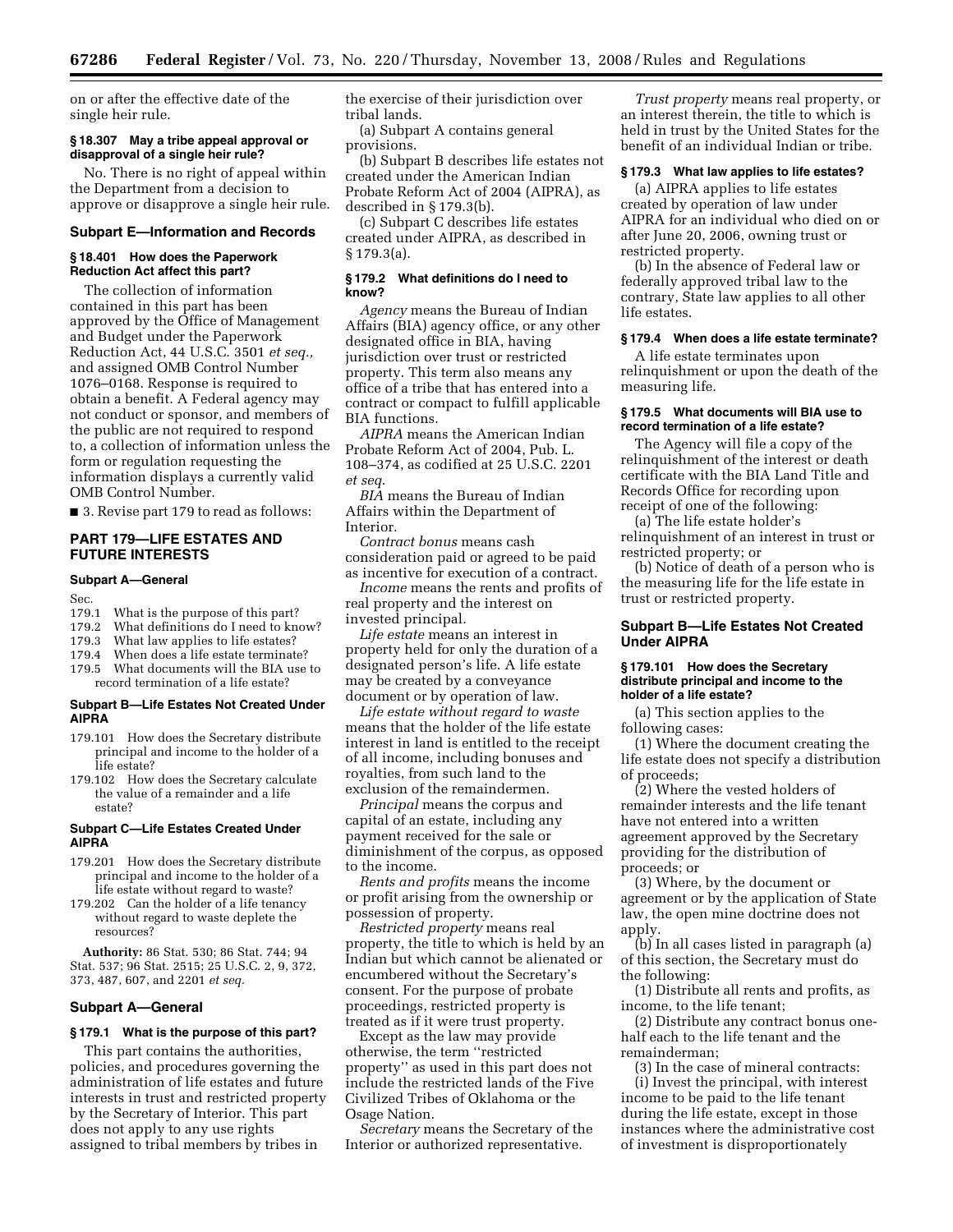on or after the effective date of the single heir rule.

#### § 18.307 May a tribe appeal approval or disapproval of a single heir rule?

No. There is no right of appeal within the Department from a decision to approve or disapprove a single heir rule.

### Subpart E—Information and Records

#### § 18.401 How does the Paperwork Reduction Act affect this part?

The collection of information contained in this part has been approved by the Office of Management and Budget under the Paperwork Reduction Act, 44 U.S.C. 3501 *et seq.,* and assigned OMB Control Number 1076–0168. Response is required to obtain a benefit. A Federal agency may not conduct or sponsor, and members of the public are not required to respond to, a collection of information unless the form or regulation requesting the information displays a currently valid OMB Control Number.

■ 3. Revise part 179 to read as follows:

## PART 179—LIFE ESTATES AND FUTURE INTERESTS

### Subpart A—General

Sec.
179.1 What is the purpose of this part?
179.2 What definitions do I need to know?
179.3 What law applies to life estates?
179.4 When does a life estate terminate?
179.5 What documents will the BIA use to record termination of a life estate?

### Subpart B—Life Estates Not Created Under AIPRA

179.101 How does the Secretary distribute principal and income to the holder of a life estate?
179.102 How does the Secretary calculate the value of a remainder and a life estate?

### Subpart C—Life Estates Created Under AIPRA

179.201 How does the Secretary distribute principal and income to the holder of a life estate without regard to waste?
179.202 Can the holder of a life tenancy without regard to waste deplete the resources?

**Authority:** 86 Stat. 530; 86 Stat. 744; 94 Stat. 537; 96 Stat. 2515; 25 U.S.C. 2, 9, 372, 373, 487, 607, and 2201 *et seq.*

### Subpart A—General

#### § 179.1 What is the purpose of this part?

This part contains the authorities, policies, and procedures governing the administration of life estates and future interests in trust and restricted property by the Secretary of Interior. This part does not apply to any use rights assigned to tribal members by tribes in the exercise of their jurisdiction over tribal lands.

(a) Subpart A contains general provisions.

(b) Subpart B describes life estates not created under the American Indian Probate Reform Act of 2004 (AIPRA), as described in § 179.3(b).

(c) Subpart C describes life estates created under AIPRA, as described in § 179.3(a).

#### § 179.2 What definitions do I need to know?

*Agency* means the Bureau of Indian Affairs (BIA) agency office, or any other designated office in BIA, having jurisdiction over trust or restricted property. This term also means any office of a tribe that has entered into a contract or compact to fulfill applicable BIA functions.

*AIPRA* means the American Indian Probate Reform Act of 2004, Pub. L. 108–374, as codified at 25 U.S.C. 2201 *et seq.*

*BIA* means the Bureau of Indian Affairs within the Department of Interior.

*Contract bonus* means cash consideration paid or agreed to be paid as incentive for execution of a contract.

*Income* means the rents and profits of real property and the interest on invested principal.

*Life estate* means an interest in property held for only the duration of a designated person's life. A life estate may be created by a conveyance document or by operation of law.

*Life estate without regard to waste* means that the holder of the life estate interest in land is entitled to the receipt of all income, including bonuses and royalties, from such land to the exclusion of the remaindermen.

*Principal* means the corpus and capital of an estate, including any payment received for the sale or diminishment of the corpus, as opposed to the income.

*Rents and profits* means the income or profit arising from the ownership or possession of property.

*Restricted property* means real property, the title to which is held by an Indian but which cannot be alienated or encumbered without the Secretary's consent. For the purpose of probate proceedings, restricted property is treated as if it were trust property.

Except as the law may provide otherwise, the term "restricted property" as used in this part does not include the restricted lands of the Five Civilized Tribes of Oklahoma or the Osage Nation.

*Secretary* means the Secretary of the Interior or authorized representative.

*Trust property* means real property, or an interest therein, the title to which is held in trust by the United States for the benefit of an individual Indian or tribe.

#### § 179.3 What law applies to life estates?

(a) AIPRA applies to life estates created by operation of law under AIPRA for an individual who died on or after June 20, 2006, owning trust or restricted property.

(b) In the absence of Federal law or federally approved tribal law to the contrary, State law applies to all other life estates.

#### § 179.4 When does a life estate terminate?

A life estate terminates upon relinquishment or upon the death of the measuring life.

#### § 179.5 What documents will BIA use to record termination of a life estate?

The Agency will file a copy of the relinquishment of the interest or death certificate with the BIA Land Title and Records Office for recording upon receipt of one of the following:

(a) The life estate holder's relinquishment of an interest in trust or restricted property; or

(b) Notice of death of a person who is the measuring life for the life estate in trust or restricted property.

### Subpart B—Life Estates Not Created Under AIPRA

#### § 179.101 How does the Secretary distribute principal and income to the holder of a life estate?

(a) This section applies to the following cases:

(1) Where the document creating the life estate does not specify a distribution of proceeds;

(2) Where the vested holders of remainder interests and the life tenant have not entered into a written agreement approved by the Secretary providing for the distribution of proceeds; or

(3) Where, by the document or agreement or by the application of State law, the open mine doctrine does not apply.

(b) In all cases listed in paragraph (a) of this section, the Secretary must do the following:

(1) Distribute all rents and profits, as income, to the life tenant;

(2) Distribute any contract bonus one-half each to the life tenant and the remainderman;

(3) In the case of mineral contracts:

(i) Invest the principal, with interest income to be paid to the life tenant during the life estate, except in those instances where the administrative cost of investment is disproportionately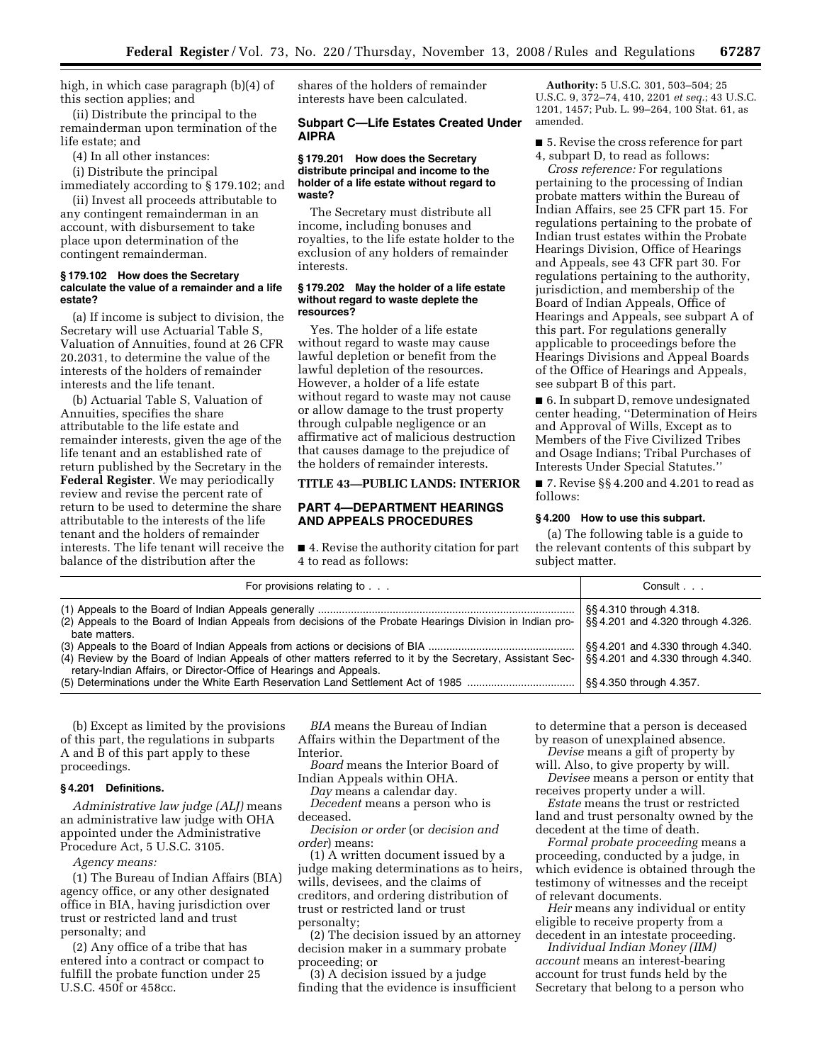high, in which case paragraph (b)(4) of this section applies; and

(ii) Distribute the principal to the remainderman upon termination of the life estate; and

(4) In all other instances:

(i) Distribute the principal immediately according to § 179.102; and

(ii) Invest all proceeds attributable to any contingent remainderman in an account, with disbursement to take place upon determination of the contingent remainderman.

#### § 179.102 How does the Secretary calculate the value of a remainder and a life estate?

(a) If income is subject to division, the Secretary will use Actuarial Table S, Valuation of Annuities, found at 26 CFR 20.2031, to determine the value of the interests of the holders of remainder interests and the life tenant.

(b) Actuarial Table S, Valuation of Annuities, specifies the share attributable to the life estate and remainder interests, given the age of the life tenant and an established rate of return published by the Secretary in the **Federal Register**. We may periodically review and revise the percent rate of return to be used to determine the share attributable to the interests of the life tenant and the holders of remainder interests. The life tenant will receive the balance of the distribution after the shares of the holders of remainder interests have been calculated.

### Subpart C—Life Estates Created Under AIPRA

#### § 179.201 How does the Secretary distribute principal and income to the holder of a life estate without regard to waste?

The Secretary must distribute all income, including bonuses and royalties, to the life estate holder to the exclusion of any holders of remainder interests.

#### § 179.202 May the holder of a life estate without regard to waste deplete the resources?

Yes. The holder of a life estate without regard to waste may cause lawful depletion or benefit from the lawful depletion of the resources. However, a holder of a life estate without regard to waste may not cause or allow damage to the trust property through culpable negligence or an affirmative act of malicious destruction that causes damage to the prejudice of the holders of remainder interests.

## TITLE 43—PUBLIC LANDS: INTERIOR

## PART 4—DEPARTMENT HEARINGS AND APPEALS PROCEDURES

■ 4. Revise the authority citation for part 4 to read as follows:

**Authority:** 5 U.S.C. 301, 503–504; 25 U.S.C. 9, 372–74, 410, 2201 *et seq.*; 43 U.S.C. 1201, 1457; Pub. L. 99–264, 100 Stat. 61, as amended.

■ 5. Revise the cross reference for part 4, subpart D, to read as follows:

*Cross reference:* For regulations pertaining to the processing of Indian probate matters within the Bureau of Indian Affairs, see 25 CFR part 15. For regulations pertaining to the probate of Indian trust estates within the Probate Hearings Division, Office of Hearings and Appeals, see 43 CFR part 30. For regulations pertaining to the authority, jurisdiction, and membership of the Board of Indian Appeals, Office of Hearings and Appeals, see subpart A of this part. For regulations generally applicable to proceedings before the Hearings Divisions and Appeal Boards of the Office of Hearings and Appeals, see subpart B of this part.

■ 6. In subpart D, remove undesignated center heading, ''Determination of Heirs and Approval of Wills, Except as to Members of the Five Civilized Tribes and Osage Indians; Tribal Purchases of Interests Under Special Statutes.''

■ 7. Revise §§ 4.200 and 4.201 to read as follows:

#### § 4.200 How to use this subpart.

(a) The following table is a guide to the relevant contents of this subpart by subject matter.

| For provisions relating to . . . | Consult . . . |
|---|---|
| (1) Appeals to the Board of Indian Appeals generally | §§ 4.310 through 4.318. |
| (2) Appeals to the Board of Indian Appeals from decisions of the Probate Hearings Division in Indian probate matters. | §§ 4.201 and 4.320 through 4.326. |
| (3) Appeals to the Board of Indian Appeals from actions or decisions of BIA | §§ 4.201 and 4.330 through 4.340. |
| (4) Review by the Board of Indian Appeals of other matters referred to it by the Secretary, Assistant Secretary-Indian Affairs, or Director-Office of Hearings and Appeals. | §§ 4.201 and 4.330 through 4.340. |
| (5) Determinations under the White Earth Reservation Land Settlement Act of 1985 | §§ 4.350 through 4.357. |

(b) Except as limited by the provisions of this part, the regulations in subparts A and B of this part apply to these proceedings.

#### § 4.201 Definitions.

*Administrative law judge (ALJ)* means an administrative law judge with OHA appointed under the Administrative Procedure Act, 5 U.S.C. 3105.

*Agency means:*

(1) The Bureau of Indian Affairs (BIA) agency office, or any other designated office in BIA, having jurisdiction over trust or restricted land and trust personalty; and

(2) Any office of a tribe that has entered into a contract or compact to fulfill the probate function under 25 U.S.C. 450f or 458cc.

*BIA* means the Bureau of Indian Affairs within the Department of the Interior.

*Board* means the Interior Board of Indian Appeals within OHA.

*Day* means a calendar day.

*Decedent* means a person who is deceased.

*Decision or order* (or *decision and order*) means:

(1) A written document issued by a judge making determinations as to heirs, wills, devisees, and the claims of creditors, and ordering distribution of trust or restricted land or trust personalty;

(2) The decision issued by an attorney decision maker in a summary probate proceeding; or

(3) A decision issued by a judge finding that the evidence is insufficient to determine that a person is deceased by reason of unexplained absence.

*Devise* means a gift of property by will. Also, to give property by will.

*Devisee* means a person or entity that receives property under a will.

*Estate* means the trust or restricted land and trust personalty owned by the decedent at the time of death.

*Formal probate proceeding* means a proceeding, conducted by a judge, in which evidence is obtained through the testimony of witnesses and the receipt of relevant documents.

*Heir* means any individual or entity eligible to receive property from a decedent in an intestate proceeding.

*Individual Indian Money (IIM) account* means an interest-bearing account for trust funds held by the Secretary that belong to a person who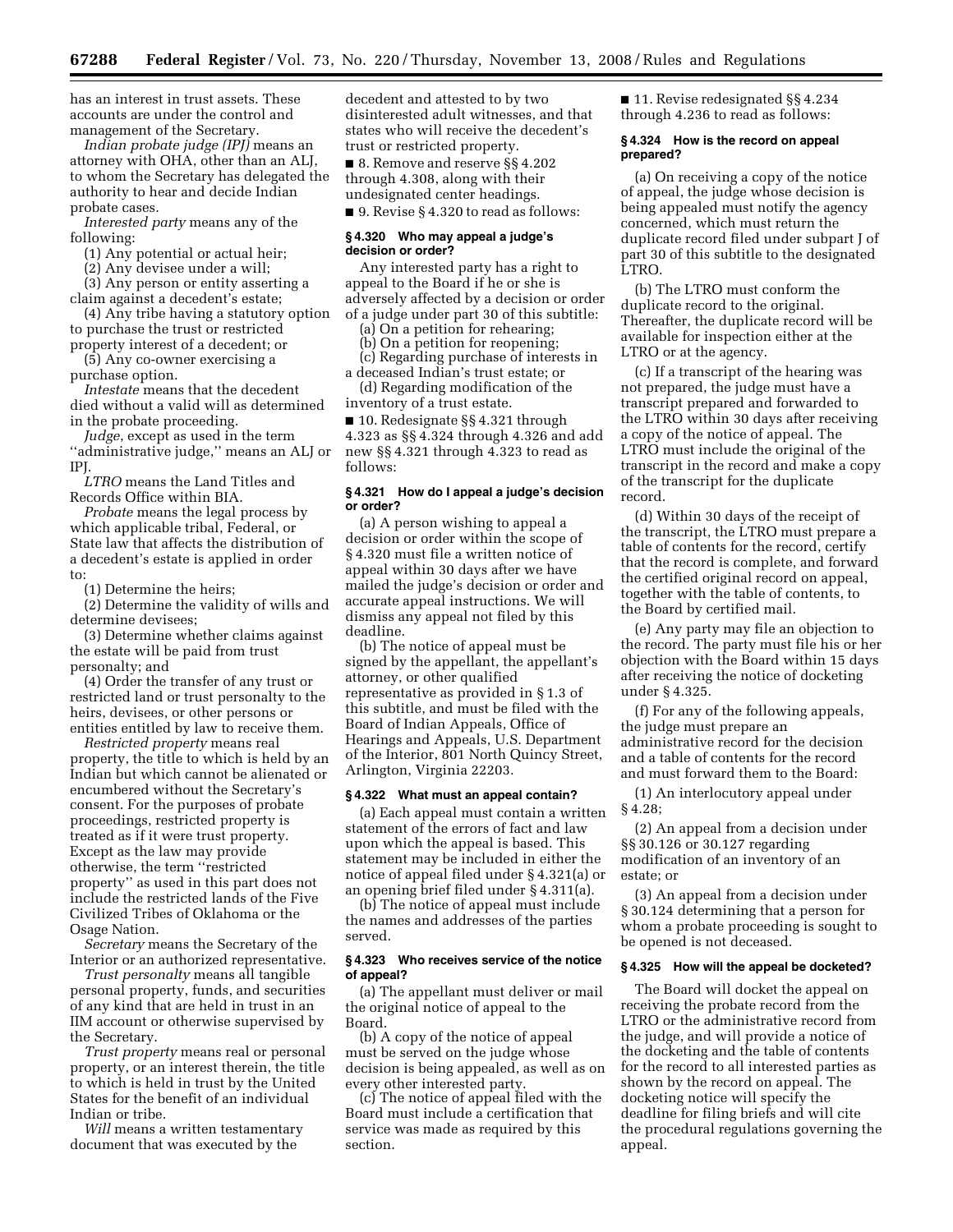has an interest in trust assets. These accounts are under the control and management of the Secretary.

*Indian probate judge (IPJ)* means an attorney with OHA, other than an ALJ, to whom the Secretary has delegated the authority to hear and decide Indian probate cases.

*Interested party* means any of the following:

(1) Any potential or actual heir;

(2) Any devisee under a will;

(3) Any person or entity asserting a claim against a decedent's estate;

(4) Any tribe having a statutory option to purchase the trust or restricted property interest of a decedent; or

(5) Any co-owner exercising a purchase option.

*Intestate* means that the decedent died without a valid will as determined in the probate proceeding.

*Judge*, except as used in the term ''administrative judge,'' means an ALJ or IPJ.

*LTRO* means the Land Titles and Records Office within BIA.

*Probate* means the legal process by which applicable tribal, Federal, or State law that affects the distribution of a decedent's estate is applied in order to:

(1) Determine the heirs;

(2) Determine the validity of wills and determine devisees;

(3) Determine whether claims against the estate will be paid from trust personalty; and

(4) Order the transfer of any trust or restricted land or trust personalty to the heirs, devisees, or other persons or entities entitled by law to receive them.

*Restricted property* means real property, the title to which is held by an Indian but which cannot be alienated or encumbered without the Secretary's consent. For the purposes of probate proceedings, restricted property is treated as if it were trust property. Except as the law may provide otherwise, the term ''restricted property'' as used in this part does not include the restricted lands of the Five Civilized Tribes of Oklahoma or the Osage Nation.

*Secretary* means the Secretary of the Interior or an authorized representative.

*Trust personalty* means all tangible personal property, funds, and securities of any kind that are held in trust in an IIM account or otherwise supervised by the Secretary.

*Trust property* means real or personal property, or an interest therein, the title to which is held in trust by the United States for the benefit of an individual Indian or tribe.

*Will* means a written testamentary document that was executed by the decedent and attested to by two disinterested adult witnesses, and that states who will receive the decedent's trust or restricted property.

■ 8. Remove and reserve §§ 4.202 through 4.308, along with their undesignated center headings.

■ 9. Revise § 4.320 to read as follows:

**§ 4.320 Who may appeal a judge's decision or order?**

Any interested party has a right to appeal to the Board if he or she is adversely affected by a decision or order of a judge under part 30 of this subtitle:

(a) On a petition for rehearing;

(b) On a petition for reopening;

(c) Regarding purchase of interests in a deceased Indian's trust estate; or

(d) Regarding modification of the inventory of a trust estate.

■ 10. Redesignate §§ 4.321 through 4.323 as §§ 4.324 through 4.326 and add new §§ 4.321 through 4.323 to read as follows:

**§ 4.321 How do I appeal a judge's decision or order?**

(a) A person wishing to appeal a decision or order within the scope of § 4.320 must file a written notice of appeal within 30 days after we have mailed the judge's decision or order and accurate appeal instructions. We will dismiss any appeal not filed by this deadline.

(b) The notice of appeal must be signed by the appellant, the appellant's attorney, or other qualified representative as provided in § 1.3 of this subtitle, and must be filed with the Board of Indian Appeals, Office of Hearings and Appeals, U.S. Department of the Interior, 801 North Quincy Street, Arlington, Virginia 22203.

**§ 4.322 What must an appeal contain?**

(a) Each appeal must contain a written statement of the errors of fact and law upon which the appeal is based. This statement may be included in either the notice of appeal filed under § 4.321(a) or an opening brief filed under § 4.311(a).

(b) The notice of appeal must include the names and addresses of the parties served.

**§ 4.323 Who receives service of the notice of appeal?**

(a) The appellant must deliver or mail the original notice of appeal to the Board.

(b) A copy of the notice of appeal must be served on the judge whose decision is being appealed, as well as on every other interested party.

(c) The notice of appeal filed with the Board must include a certification that service was made as required by this section.

■ 11. Revise redesignated §§ 4.234 through 4.236 to read as follows:

**§ 4.324 How is the record on appeal prepared?**

(a) On receiving a copy of the notice of appeal, the judge whose decision is being appealed must notify the agency concerned, which must return the duplicate record filed under subpart J of part 30 of this subtitle to the designated LTRO.

(b) The LTRO must conform the duplicate record to the original. Thereafter, the duplicate record will be available for inspection either at the LTRO or at the agency.

(c) If a transcript of the hearing was not prepared, the judge must have a transcript prepared and forwarded to the LTRO within 30 days after receiving a copy of the notice of appeal. The LTRO must include the original of the transcript in the record and make a copy of the transcript for the duplicate record.

(d) Within 30 days of the receipt of the transcript, the LTRO must prepare a table of contents for the record, certify that the record is complete, and forward the certified original record on appeal, together with the table of contents, to the Board by certified mail.

(e) Any party may file an objection to the record. The party must file his or her objection with the Board within 15 days after receiving the notice of docketing under § 4.325.

(f) For any of the following appeals, the judge must prepare an administrative record for the decision and a table of contents for the record and must forward them to the Board:

(1) An interlocutory appeal under § 4.28;

(2) An appeal from a decision under §§ 30.126 or 30.127 regarding modification of an inventory of an estate; or

(3) An appeal from a decision under § 30.124 determining that a person for whom a probate proceeding is sought to be opened is not deceased.

**§ 4.325 How will the appeal be docketed?**

The Board will docket the appeal on receiving the probate record from the LTRO or the administrative record from the judge, and will provide a notice of the docketing and the table of contents for the record to all interested parties as shown by the record on appeal. The docketing notice will specify the deadline for filing briefs and will cite the procedural regulations governing the appeal.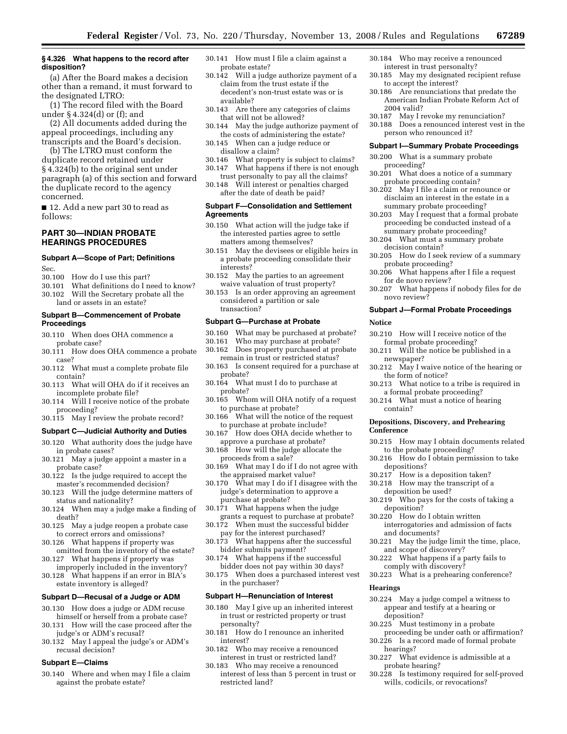**§ 4.326 What happens to the record after disposition?**

(a) After the Board makes a decision other than a remand, it must forward to the designated LTRO:

(1) The record filed with the Board under § 4.324(d) or (f); and

(2) All documents added during the appeal proceedings, including any transcripts and the Board's decision.

(b) The LTRO must conform the duplicate record retained under § 4.324(b) to the original sent under paragraph (a) of this section and forward the duplicate record to the agency concerned.

■ 12. Add a new part 30 to read as follows:

## PART 30—INDIAN PROBATE HEARINGS PROCEDURES

### Subpart A—Scope of Part; Definitions

Sec.

30.100 How do I use this part?
30.101 What definitions do I need to know?
30.102 Will the Secretary probate all the land or assets in an estate?

### Subpart B—Commencement of Probate Proceedings

30.110 When does OHA commence a probate case?
30.111 How does OHA commence a probate case?
30.112 What must a complete probate file contain?
30.113 What will OHA do if it receives an incomplete probate file?
30.114 Will I receive notice of the probate proceeding?
30.115 May I review the probate record?

### Subpart C—Judicial Authority and Duties

30.120 What authority does the judge have in probate cases?
30.121 May a judge appoint a master in a probate case?
30.122 Is the judge required to accept the master's recommended decision?
30.123 Will the judge determine matters of status and nationality?
30.124 When may a judge make a finding of death?
30.125 May a judge reopen a probate case to correct errors and omissions?
30.126 What happens if property was omitted from the inventory of the estate?
30.127 What happens if property was improperly included in the inventory?
30.128 What happens if an error in BIA's estate inventory is alleged?

### Subpart D—Recusal of a Judge or ADM

30.130 How does a judge or ADM recuse himself or herself from a probate case?
30.131 How will the case proceed after the judge's or ADM's recusal?
30.132 May I appeal the judge's or ADM's recusal decision?

### Subpart E—Claims

30.140 Where and when may I file a claim against the probate estate?
30.141 How must I file a claim against a probate estate?
30.142 Will a judge authorize payment of a claim from the trust estate if the decedent's non-trust estate was or is available?
30.143 Are there any categories of claims that will not be allowed?
30.144 May the judge authorize payment of the costs of administering the estate?
30.145 When can a judge reduce or disallow a claim?
30.146 What property is subject to claims?
30.147 What happens if there is not enough trust personalty to pay all the claims?
30.148 Will interest or penalties charged after the date of death be paid?

### Subpart F—Consolidation and Settlement Agreements

30.150 What action will the judge take if the interested parties agree to settle matters among themselves?
30.151 May the devisees or eligible heirs in a probate proceeding consolidate their interests?
30.152 May the parties to an agreement waive valuation of trust property?
30.153 Is an order approving an agreement considered a partition or sale transaction?

### Subpart G—Purchase at Probate

30.160 What may be purchased at probate?
30.161 Who may purchase at probate?
30.162 Does property purchased at probate remain in trust or restricted status?
30.163 Is consent required for a purchase at probate?
30.164 What must I do to purchase at probate?
30.165 Whom will OHA notify of a request to purchase at probate?
30.166 What will the notice of the request to purchase at probate include?
30.167 How does OHA decide whether to approve a purchase at probate?
30.168 How will the judge allocate the proceeds from a sale?
30.169 What may I do if I do not agree with the appraised market value?
30.170 What may I do if I disagree with the judge's determination to approve a purchase at probate?
30.171 What happens when the judge grants a request to purchase at probate?
30.172 When must the successful bidder pay for the interest purchased?
30.173 What happens after the successful bidder submits payment?
30.174 What happens if the successful bidder does not pay within 30 days?
30.175 When does a purchased interest vest in the purchaser?

### Subpart H—Renunciation of Interest

30.180 May I give up an inherited interest in trust or restricted property or trust personalty?
30.181 How do I renounce an inherited interest?
30.182 Who may receive a renounced interest in trust or restricted land?
30.183 Who may receive a renounced interest of less than 5 percent in trust or restricted land?
30.184 Who may receive a renounced interest in trust personalty?
30.185 May my designated recipient refuse to accept the interest?
30.186 Are renunciations that predate the American Indian Probate Reform Act of 2004 valid?
30.187 May I revoke my renunciation?
30.188 Does a renounced interest vest in the person who renounced it?

### Subpart I—Summary Probate Proceedings

30.200 What is a summary probate proceeding?
30.201 What does a notice of a summary probate proceeding contain?
30.202 May I file a claim or renounce or disclaim an interest in the estate in a summary probate proceeding?
30.203 May I request that a formal probate proceeding be conducted instead of a summary probate proceeding?
30.204 What must a summary probate decision contain?
30.205 How do I seek review of a summary probate proceeding?
30.206 What happens after I file a request for de novo review?
30.207 What happens if nobody files for de novo review?

### Subpart J—Formal Probate Proceedings

#### Notice

30.210 How will I receive notice of the formal probate proceeding?
30.211 Will the notice be published in a newspaper?
30.212 May I waive notice of the hearing or the form of notice?
30.213 What notice to a tribe is required in a formal probate proceeding?
30.214 What must a notice of hearing contain?

#### Depositions, Discovery, and Prehearing Conference

30.215 How may I obtain documents related to the probate proceeding?
30.216 How do I obtain permission to take depositions?
30.217 How is a deposition taken?
30.218 How may the transcript of a deposition be used?
30.219 Who pays for the costs of taking a deposition?
30.220 How do I obtain written interrogatories and admission of facts and documents?
30.221 May the judge limit the time, place, and scope of discovery?
30.222 What happens if a party fails to comply with discovery?
30.223 What is a prehearing conference?

#### Hearings

30.224 May a judge compel a witness to appear and testify at a hearing or deposition?
30.225 Must testimony in a probate proceeding be under oath or affirmation?
30.226 Is a record made of formal probate hearings?
30.227 What evidence is admissible at a probate hearing?
30.228 Is testimony required for self-proved wills, codicils, or revocations?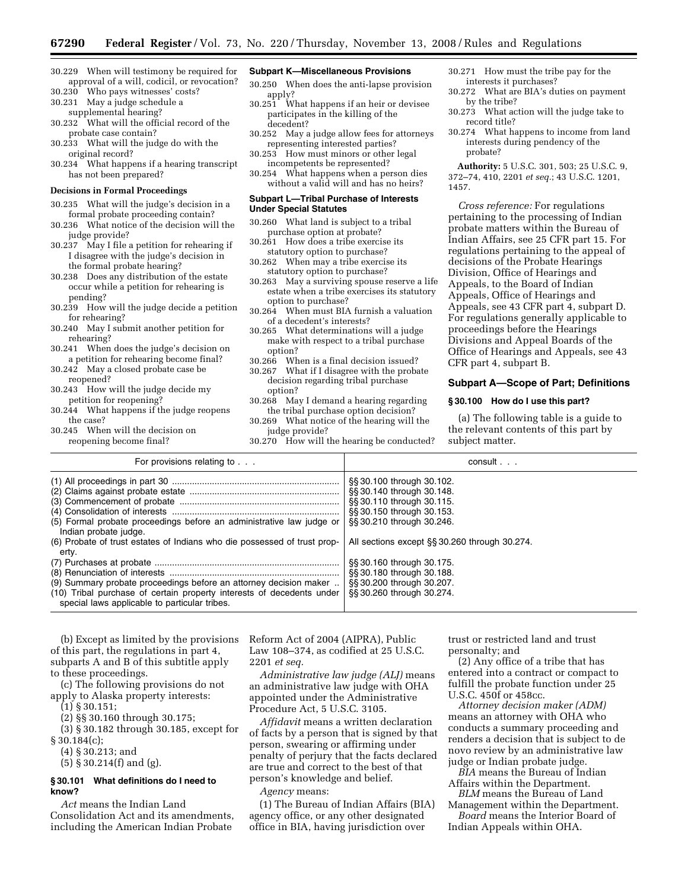30.229 When will testimony be required for approval of a will, codicil, or revocation?
30.230 Who pays witnesses' costs?
30.231 May a judge schedule a supplemental hearing?
30.232 What will the official record of the probate case contain?
30.233 What will the judge do with the original record?
30.234 What happens if a hearing transcript has not been prepared?

**Decisions in Formal Proceedings**

30.235 What will the judge's decision in a formal probate proceeding contain?
30.236 What notice of the decision will the judge provide?
30.237 May I file a petition for rehearing if I disagree with the judge's decision in the formal probate hearing?
30.238 Does any distribution of the estate occur while a petition for rehearing is pending?
30.239 How will the judge decide a petition for rehearing?
30.240 May I submit another petition for rehearing?
30.241 When does the judge's decision on a petition for rehearing become final?
30.242 May a closed probate case be reopened?
30.243 How will the judge decide my petition for reopening?
30.244 What happens if the judge reopens the case?
30.245 When will the decision on reopening become final?

**Subpart K—Miscellaneous Provisions**

30.250 When does the anti-lapse provision apply?
30.251 What happens if an heir or devisee participates in the killing of the decedent?
30.252 May a judge allow fees for attorneys representing interested parties?
30.253 How must minors or other legal incompetents be represented?
30.254 What happens when a person dies without a valid will and has no heirs?

**Subpart L—Tribal Purchase of Interests Under Special Statutes**

30.260 What land is subject to a tribal purchase option at probate?
30.261 How does a tribe exercise its statutory option to purchase?
30.262 When may a tribe exercise its statutory option to purchase?
30.263 May a surviving spouse reserve a life estate when a tribe exercises its statutory option to purchase?
30.264 When must BIA furnish a valuation of a decedent's interests?
30.265 What determinations will a judge make with respect to a tribal purchase option?
30.266 When is a final decision issued?
30.267 What if I disagree with the probate decision regarding tribal purchase option?
30.268 May I demand a hearing regarding the tribal purchase option decision?
30.269 What notice of the hearing will the judge provide?
30.270 How will the hearing be conducted?
30.271 How must the tribe pay for the interests it purchases?
30.272 What are BIA's duties on payment by the tribe?
30.273 What action will the judge take to record title?
30.274 What happens to income from land interests during pendency of the probate?

**Authority:** 5 U.S.C. 301, 503; 25 U.S.C. 9, 372–74, 410, 2201 *et seq.*; 43 U.S.C. 1201, 1457.

*Cross reference:* For regulations pertaining to the processing of Indian probate matters within the Bureau of Indian Affairs, see 25 CFR part 15. For regulations pertaining to the appeal of decisions of the Probate Hearings Division, Office of Hearings and Appeals, to the Board of Indian Appeals, Office of Hearings and Appeals, see 43 CFR part 4, subpart D. For regulations generally applicable to proceedings before the Hearings Divisions and Appeal Boards of the Office of Hearings and Appeals, see 43 CFR part 4, subpart B.

## Subpart A—Scope of Part; Definitions

### § 30.100 How do I use this part?

(a) The following table is a guide to the relevant contents of this part by subject matter.

| For provisions relating to . . . | consult . . . |
|---|---|
| (1) All proceedings in part 30 | §§ 30.100 through 30.102. |
| (2) Claims against probate estate | §§ 30.140 through 30.148. |
| (3) Commencement of probate | §§ 30.110 through 30.115. |
| (4) Consolidation of interests | §§ 30.150 through 30.153. |
| (5) Formal probate proceedings before an administrative law judge or Indian probate judge. | §§ 30.210 through 30.246. |
| (6) Probate of trust estates of Indians who die possessed of trust property. | All sections except §§ 30.260 through 30.274. |
| (7) Purchases at probate | §§ 30.160 through 30.175. |
| (8) Renunciation of interests | §§ 30.180 through 30.188. |
| (9) Summary probate proceedings before an attorney decision maker | §§ 30.200 through 30.207. |
| (10) Tribal purchase of certain property interests of decedents under special laws applicable to particular tribes. | §§ 30.260 through 30.274. |

(b) Except as limited by the provisions of this part, the regulations in part 4, subparts A and B of this subtitle apply to these proceedings.

(c) The following provisions do not apply to Alaska property interests:

(1) § 30.151;

(2) §§ 30.160 through 30.175;

(3) § 30.182 through 30.185, except for § 30.184(c);

(4) § 30.213; and

(5) § 30.214(f) and (g).

### § 30.101 What definitions do I need to know?

*Act* means the Indian Land Consolidation Act and its amendments, including the American Indian Probate Reform Act of 2004 (AIPRA), Public Law 108–374, as codified at 25 U.S.C. 2201 *et seq.*

*Administrative law judge (ALJ)* means an administrative law judge with OHA appointed under the Administrative Procedure Act, 5 U.S.C. 3105.

*Affidavit* means a written declaration of facts by a person that is signed by that person, swearing or affirming under penalty of perjury that the facts declared are true and correct to the best of that person's knowledge and belief.

*Agency* means:

(1) The Bureau of Indian Affairs (BIA) agency office, or any other designated office in BIA, having jurisdiction over trust or restricted land and trust personalty; and

(2) Any office of a tribe that has entered into a contract or compact to fulfill the probate function under 25 U.S.C. 450f or 458cc.

*Attorney decision maker (ADM)* means an attorney with OHA who conducts a summary proceeding and renders a decision that is subject to de novo review by an administrative law judge or Indian probate judge.

*BIA* means the Bureau of Indian Affairs within the Department.

*BLM* means the Bureau of Land Management within the Department.

*Board* means the Interior Board of Indian Appeals within OHA.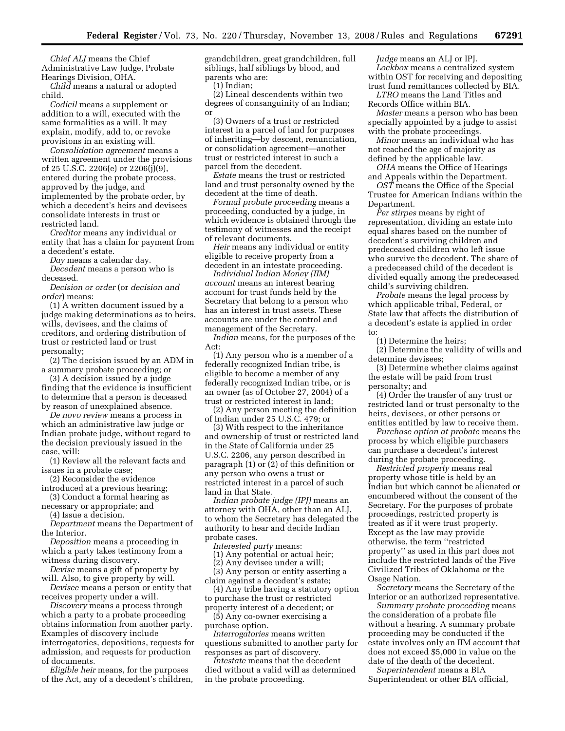*Chief ALJ* means the Chief Administrative Law Judge, Probate Hearings Division, OHA.

*Child* means a natural or adopted child.

*Codicil* means a supplement or addition to a will, executed with the same formalities as a will. It may explain, modify, add to, or revoke provisions in an existing will.

*Consolidation agreement* means a written agreement under the provisions of 25 U.S.C. 2206(e) or 2206(j)(9), entered during the probate process, approved by the judge, and implemented by the probate order, by which a decedent's heirs and devisees consolidate interests in trust or restricted land.

*Creditor* means any individual or entity that has a claim for payment from a decedent's estate.

*Day* means a calendar day.

*Decedent* means a person who is deceased.

*Decision or order* (or *decision and order*) means:

(1) A written document issued by a judge making determinations as to heirs, wills, devisees, and the claims of creditors, and ordering distribution of trust or restricted land or trust personalty;

(2) The decision issued by an ADM in a summary probate proceeding; or

(3) A decision issued by a judge finding that the evidence is insufficient to determine that a person is deceased by reason of unexplained absence.

*De novo review* means a process in which an administrative law judge or Indian probate judge, without regard to the decision previously issued in the case, will:

(1) Review all the relevant facts and issues in a probate case;

(2) Reconsider the evidence introduced at a previous hearing;

(3) Conduct a formal hearing as necessary or appropriate; and

(4) Issue a decision.

*Department* means the Department of the Interior.

*Deposition* means a proceeding in which a party takes testimony from a witness during discovery.

*Devise* means a gift of property by will. Also, to give property by will.

*Devisee* means a person or entity that receives property under a will.

*Discovery* means a process through which a party to a probate proceeding obtains information from another party. Examples of discovery include interrogatories, depositions, requests for admission, and requests for production of documents.

*Eligible heir* means, for the purposes of the Act, any of a decedent's children, grandchildren, great grandchildren, full siblings, half siblings by blood, and parents who are:

(1) Indian;

(2) Lineal descendents within two degrees of consanguinity of an Indian; or

(3) Owners of a trust or restricted interest in a parcel of land for purposes of inheriting—by descent, renunciation, or consolidation agreement—another trust or restricted interest in such a parcel from the decedent.

*Estate* means the trust or restricted land and trust personalty owned by the decedent at the time of death.

*Formal probate proceeding* means a proceeding, conducted by a judge, in which evidence is obtained through the testimony of witnesses and the receipt of relevant documents.

*Heir* means any individual or entity eligible to receive property from a decedent in an intestate proceeding.

*Individual Indian Money (IIM) account* means an interest bearing account for trust funds held by the Secretary that belong to a person who has an interest in trust assets. These accounts are under the control and management of the Secretary.

*Indian* means, for the purposes of the Act:

(1) Any person who is a member of a federally recognized Indian tribe, is eligible to become a member of any federally recognized Indian tribe, or is an owner (as of October 27, 2004) of a trust or restricted interest in land;

(2) Any person meeting the definition of Indian under 25 U.S.C. 479; or

(3) With respect to the inheritance and ownership of trust or restricted land in the State of California under 25 U.S.C. 2206, any person described in paragraph (1) or (2) of this definition or any person who owns a trust or restricted interest in a parcel of such land in that State.

*Indian probate judge (IPJ)* means an attorney with OHA, other than an ALJ, to whom the Secretary has delegated the authority to hear and decide Indian probate cases.

*Interested party* means:

(1) Any potential or actual heir;

(2) Any devisee under a will;

(3) Any person or entity asserting a claim against a decedent's estate;

(4) Any tribe having a statutory option to purchase the trust or restricted property interest of a decedent; or

(5) Any co-owner exercising a purchase option.

*Interrogatories* means written questions submitted to another party for responses as part of discovery.

*Intestate* means that the decedent died without a valid will as determined in the probate proceeding.

*Judge* means an ALJ or IPJ.

*Lockbox* means a centralized system within OST for receiving and depositing trust fund remittances collected by BIA.

*LTRO* means the Land Titles and Records Office within BIA.

*Master* means a person who has been specially appointed by a judge to assist with the probate proceedings.

*Minor* means an individual who has not reached the age of majority as defined by the applicable law.

*OHA* means the Office of Hearings and Appeals within the Department.

*OST* means the Office of the Special Trustee for American Indians within the Department.

*Per stirpes* means by right of representation, dividing an estate into equal shares based on the number of decedent's surviving children and predeceased children who left issue who survive the decedent. The share of a predeceased child of the decedent is divided equally among the predeceased child's surviving children.

*Probate* means the legal process by which applicable tribal, Federal, or State law that affects the distribution of a decedent's estate is applied in order to:

(1) Determine the heirs;

(2) Determine the validity of wills and determine devisees;

(3) Determine whether claims against the estate will be paid from trust personalty; and

(4) Order the transfer of any trust or restricted land or trust personalty to the heirs, devisees, or other persons or entities entitled by law to receive them.

*Purchase option at probate* means the process by which eligible purchasers can purchase a decedent's interest during the probate proceeding.

*Restricted property* means real property whose title is held by an Indian but which cannot be alienated or encumbered without the consent of the Secretary. For the purposes of probate proceedings, restricted property is treated as if it were trust property. Except as the law may provide otherwise, the term "restricted property" as used in this part does not include the restricted lands of the Five Civilized Tribes of Oklahoma or the Osage Nation.

*Secretary* means the Secretary of the Interior or an authorized representative.

*Summary probate proceeding* means the consideration of a probate file without a hearing. A summary probate proceeding may be conducted if the estate involves only an IIM account that does not exceed $5,000 in value on the date of the death of the decedent.

*Superintendent* means a BIA Superintendent or other BIA official,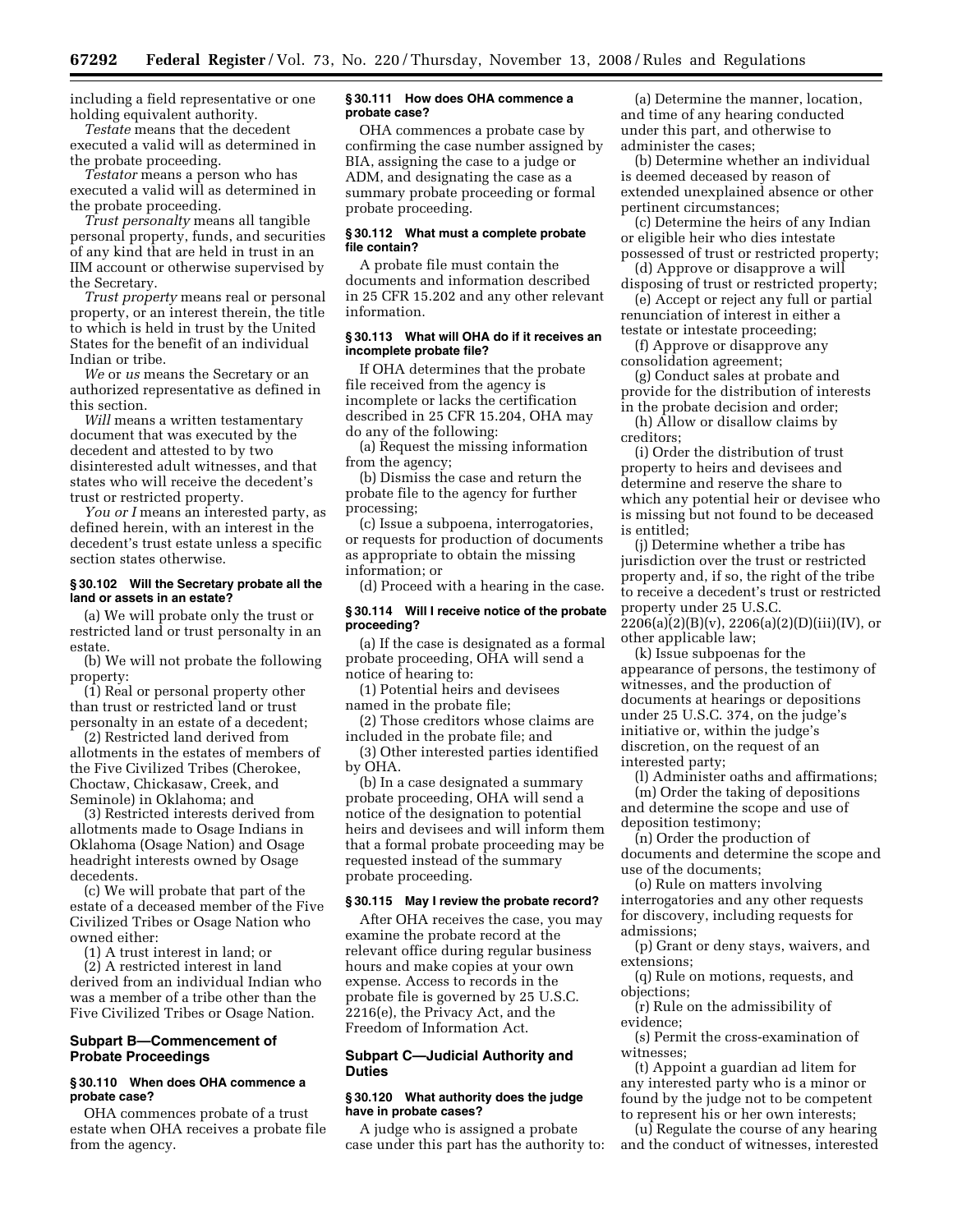including a field representative or one holding equivalent authority.

*Testate* means that the decedent executed a valid will as determined in the probate proceeding.

*Testator* means a person who has executed a valid will as determined in the probate proceeding.

*Trust personalty* means all tangible personal property, funds, and securities of any kind that are held in trust in an IIM account or otherwise supervised by the Secretary.

*Trust property* means real or personal property, or an interest therein, the title to which is held in trust by the United States for the benefit of an individual Indian or tribe.

*We* or *us* means the Secretary or an authorized representative as defined in this section.

*Will* means a written testamentary document that was executed by the decedent and attested to by two disinterested adult witnesses, and that states who will receive the decedent's trust or restricted property.

*You or I* means an interested party, as defined herein, with an interest in the decedent's trust estate unless a specific section states otherwise.

#### § 30.102 Will the Secretary probate all the land or assets in an estate?

(a) We will probate only the trust or restricted land or trust personalty in an estate.

(b) We will not probate the following property:

(1) Real or personal property other than trust or restricted land or trust personalty in an estate of a decedent;

(2) Restricted land derived from allotments in the estates of members of the Five Civilized Tribes (Cherokee, Choctaw, Chickasaw, Creek, and Seminole) in Oklahoma; and

(3) Restricted interests derived from allotments made to Osage Indians in Oklahoma (Osage Nation) and Osage headright interests owned by Osage decedents.

(c) We will probate that part of the estate of a deceased member of the Five Civilized Tribes or Osage Nation who owned either:

(1) A trust interest in land; or

(2) A restricted interest in land derived from an individual Indian who was a member of a tribe other than the Five Civilized Tribes or Osage Nation.

### Subpart B—Commencement of Probate Proceedings

#### § 30.110 When does OHA commence a probate case?

OHA commences probate of a trust estate when OHA receives a probate file from the agency.

#### § 30.111 How does OHA commence a probate case?

OHA commences a probate case by confirming the case number assigned by BIA, assigning the case to a judge or ADM, and designating the case as a summary probate proceeding or formal probate proceeding.

#### § 30.112 What must a complete probate file contain?

A probate file must contain the documents and information described in 25 CFR 15.202 and any other relevant information.

#### § 30.113 What will OHA do if it receives an incomplete probate file?

If OHA determines that the probate file received from the agency is incomplete or lacks the certification described in 25 CFR 15.204, OHA may do any of the following:

(a) Request the missing information from the agency;

(b) Dismiss the case and return the probate file to the agency for further processing;

(c) Issue a subpoena, interrogatories, or requests for production of documents as appropriate to obtain the missing information; or

(d) Proceed with a hearing in the case.

#### § 30.114 Will I receive notice of the probate proceeding?

(a) If the case is designated as a formal probate proceeding, OHA will send a notice of hearing to:

(1) Potential heirs and devisees named in the probate file;

(2) Those creditors whose claims are included in the probate file; and

(3) Other interested parties identified by OHA.

(b) In a case designated a summary probate proceeding, OHA will send a notice of the designation to potential heirs and devisees and will inform them that a formal probate proceeding may be requested instead of the summary probate proceeding.

#### § 30.115 May I review the probate record?

After OHA receives the case, you may examine the probate record at the relevant office during regular business hours and make copies at your own expense. Access to records in the probate file is governed by 25 U.S.C. 2216(e), the Privacy Act, and the Freedom of Information Act.

### Subpart C—Judicial Authority and Duties

#### § 30.120 What authority does the judge have in probate cases?

A judge who is assigned a probate case under this part has the authority to:

(a) Determine the manner, location, and time of any hearing conducted under this part, and otherwise to administer the cases;

(b) Determine whether an individual is deemed deceased by reason of extended unexplained absence or other pertinent circumstances;

(c) Determine the heirs of any Indian or eligible heir who dies intestate possessed of trust or restricted property;

(d) Approve or disapprove a will disposing of trust or restricted property;

(e) Accept or reject any full or partial renunciation of interest in either a testate or intestate proceeding;

(f) Approve or disapprove any consolidation agreement;

(g) Conduct sales at probate and provide for the distribution of interests in the probate decision and order;

(h) Allow or disallow claims by creditors;

(i) Order the distribution of trust property to heirs and devisees and determine and reserve the share to which any potential heir or devisee who is missing but not found to be deceased is entitled;

(j) Determine whether a tribe has jurisdiction over the trust or restricted property and, if so, the right of the tribe to receive a decedent's trust or restricted property under 25 U.S.C. 2206(a)(2)(B)(v), 2206(a)(2)(D)(iii)(IV), or other applicable law;

(k) Issue subpoenas for the appearance of persons, the testimony of witnesses, and the production of documents at hearings or depositions under 25 U.S.C. 374, on the judge's initiative or, within the judge's discretion, on the request of an interested party;

(l) Administer oaths and affirmations;

(m) Order the taking of depositions and determine the scope and use of deposition testimony;

(n) Order the production of documents and determine the scope and use of the documents;

(o) Rule on matters involving interrogatories and any other requests for discovery, including requests for admissions;

(p) Grant or deny stays, waivers, and extensions;

(q) Rule on motions, requests, and objections;

(r) Rule on the admissibility of evidence;

(s) Permit the cross-examination of witnesses;

(t) Appoint a guardian ad litem for any interested party who is a minor or found by the judge not to be competent to represent his or her own interests;

(u) Regulate the course of any hearing and the conduct of witnesses, interested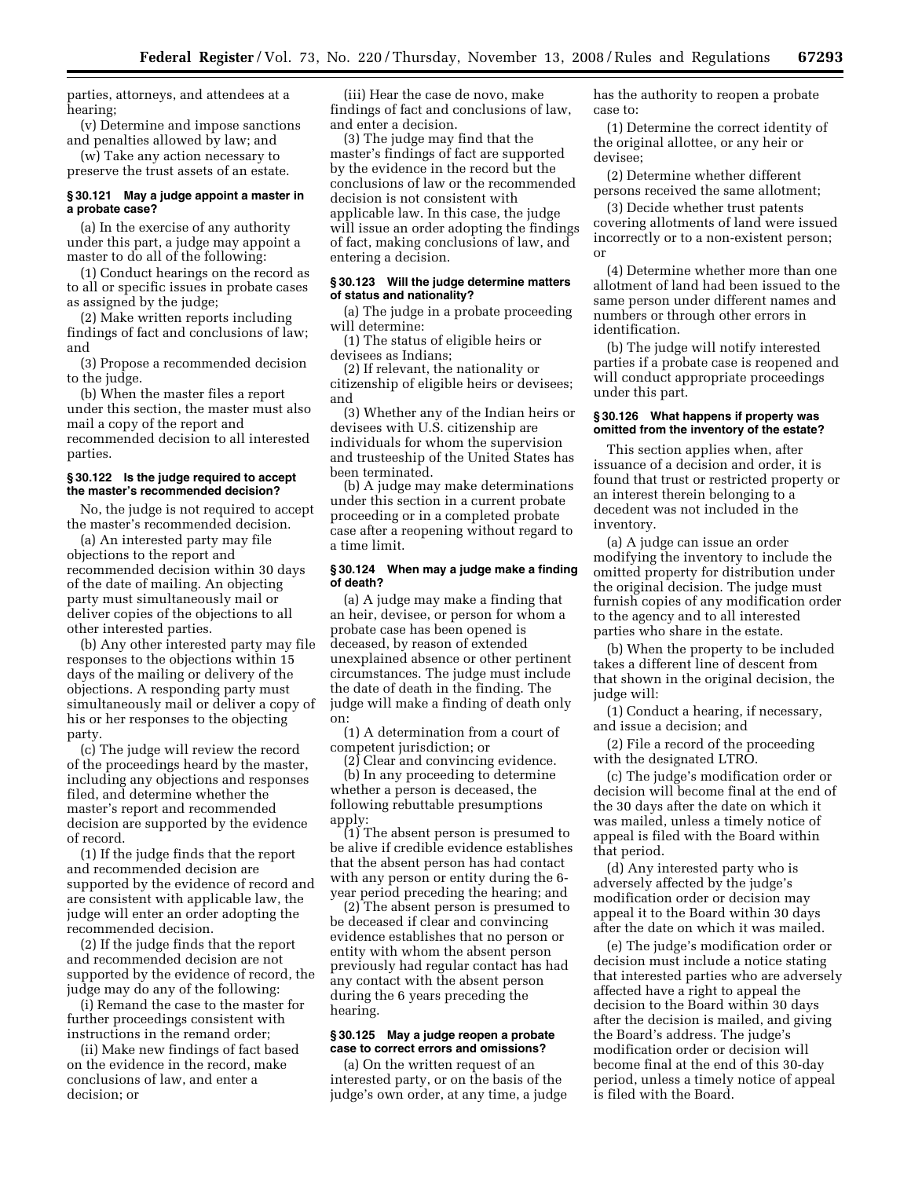parties, attorneys, and attendees at a hearing;

(v) Determine and impose sanctions and penalties allowed by law; and

(w) Take any action necessary to preserve the trust assets of an estate.

### § 30.121 May a judge appoint a master in a probate case?

(a) In the exercise of any authority under this part, a judge may appoint a master to do all of the following:

(1) Conduct hearings on the record as to all or specific issues in probate cases as assigned by the judge;

(2) Make written reports including findings of fact and conclusions of law; and

(3) Propose a recommended decision to the judge.

(b) When the master files a report under this section, the master must also mail a copy of the report and recommended decision to all interested parties.

### § 30.122 Is the judge required to accept the master's recommended decision?

No, the judge is not required to accept the master's recommended decision.

(a) An interested party may file objections to the report and recommended decision within 30 days of the date of mailing. An objecting party must simultaneously mail or deliver copies of the objections to all other interested parties.

(b) Any other interested party may file responses to the objections within 15 days of the mailing or delivery of the objections. A responding party must simultaneously mail or deliver a copy of his or her responses to the objecting party.

(c) The judge will review the record of the proceedings heard by the master, including any objections and responses filed, and determine whether the master's report and recommended decision are supported by the evidence of record.

(1) If the judge finds that the report and recommended decision are supported by the evidence of record and are consistent with applicable law, the judge will enter an order adopting the recommended decision.

(2) If the judge finds that the report and recommended decision are not supported by the evidence of record, the judge may do any of the following:

(i) Remand the case to the master for further proceedings consistent with instructions in the remand order;

(ii) Make new findings of fact based on the evidence in the record, make conclusions of law, and enter a decision; or

(iii) Hear the case de novo, make findings of fact and conclusions of law, and enter a decision.

(3) The judge may find that the master's findings of fact are supported by the evidence in the record but the conclusions of law or the recommended decision is not consistent with applicable law. In this case, the judge will issue an order adopting the findings of fact, making conclusions of law, and entering a decision.

### § 30.123 Will the judge determine matters of status and nationality?

(a) The judge in a probate proceeding will determine:

(1) The status of eligible heirs or devisees as Indians;

(2) If relevant, the nationality or citizenship of eligible heirs or devisees; and

(3) Whether any of the Indian heirs or devisees with U.S. citizenship are individuals for whom the supervision and trusteeship of the United States has been terminated.

(b) A judge may make determinations under this section in a current probate proceeding or in a completed probate case after a reopening without regard to a time limit.

### § 30.124 When may a judge make a finding of death?

(a) A judge may make a finding that an heir, devisee, or person for whom a probate case has been opened is deceased, by reason of extended unexplained absence or other pertinent circumstances. The judge must include the date of death in the finding. The judge will make a finding of death only on:

(1) A determination from a court of competent jurisdiction; or

(2) Clear and convincing evidence.

(b) In any proceeding to determine whether a person is deceased, the following rebuttable presumptions apply:

(1) The absent person is presumed to be alive if credible evidence establishes that the absent person has had contact with any person or entity during the 6-year period preceding the hearing; and

(2) The absent person is presumed to be deceased if clear and convincing evidence establishes that no person or entity with whom the absent person previously had regular contact has had any contact with the absent person during the 6 years preceding the hearing.

### § 30.125 May a judge reopen a probate case to correct errors and omissions?

(a) On the written request of an interested party, or on the basis of the judge's own order, at any time, a judge has the authority to reopen a probate case to:

(1) Determine the correct identity of the original allottee, or any heir or devisee;

(2) Determine whether different persons received the same allotment;

(3) Decide whether trust patents covering allotments of land were issued incorrectly or to a non-existent person; or

(4) Determine whether more than one allotment of land had been issued to the same person under different names and numbers or through other errors in identification.

(b) The judge will notify interested parties if a probate case is reopened and will conduct appropriate proceedings under this part.

### § 30.126 What happens if property was omitted from the inventory of the estate?

This section applies when, after issuance of a decision and order, it is found that trust or restricted property or an interest therein belonging to a decedent was not included in the inventory.

(a) A judge can issue an order modifying the inventory to include the omitted property for distribution under the original decision. The judge must furnish copies of any modification order to the agency and to all interested parties who share in the estate.

(b) When the property to be included takes a different line of descent from that shown in the original decision, the judge will:

(1) Conduct a hearing, if necessary, and issue a decision; and

(2) File a record of the proceeding with the designated LTRO.

(c) The judge's modification order or decision will become final at the end of the 30 days after the date on which it was mailed, unless a timely notice of appeal is filed with the Board within that period.

(d) Any interested party who is adversely affected by the judge's modification order or decision may appeal it to the Board within 30 days after the date on which it was mailed.

(e) The judge's modification order or decision must include a notice stating that interested parties who are adversely affected have a right to appeal the decision to the Board within 30 days after the decision is mailed, and giving the Board's address. The judge's modification order or decision will become final at the end of this 30-day period, unless a timely notice of appeal is filed with the Board.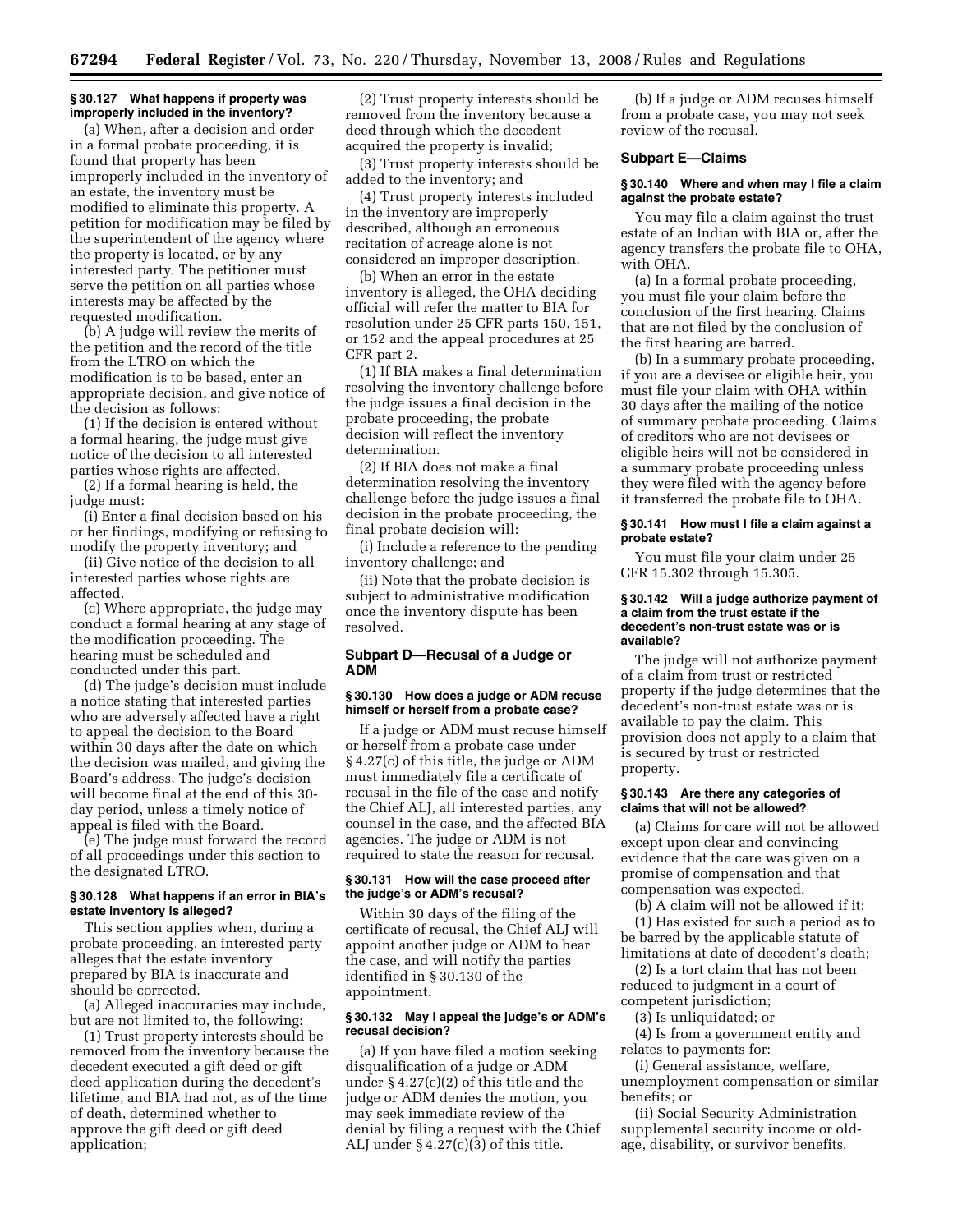### § 30.127 What happens if property was improperly included in the inventory?

(a) When, after a decision and order in a formal probate proceeding, it is found that property has been improperly included in the inventory of an estate, the inventory must be modified to eliminate this property. A petition for modification may be filed by the superintendent of the agency where the property is located, or by any interested party. The petitioner must serve the petition on all parties whose interests may be affected by the requested modification.

(b) A judge will review the merits of the petition and the record of the title from the LTRO on which the modification is to be based, enter an appropriate decision, and give notice of the decision as follows:

(1) If the decision is entered without a formal hearing, the judge must give notice of the decision to all interested parties whose rights are affected.

(2) If a formal hearing is held, the judge must:

(i) Enter a final decision based on his or her findings, modifying or refusing to modify the property inventory; and

(ii) Give notice of the decision to all interested parties whose rights are affected.

(c) Where appropriate, the judge may conduct a formal hearing at any stage of the modification proceeding. The hearing must be scheduled and conducted under this part.

(d) The judge's decision must include a notice stating that interested parties who are adversely affected have a right to appeal the decision to the Board within 30 days after the date on which the decision was mailed, and giving the Board's address. The judge's decision will become final at the end of this 30-day period, unless a timely notice of appeal is filed with the Board.

(e) The judge must forward the record of all proceedings under this section to the designated LTRO.

### § 30.128 What happens if an error in BIA's estate inventory is alleged?

This section applies when, during a probate proceeding, an interested party alleges that the estate inventory prepared by BIA is inaccurate and should be corrected.

(a) Alleged inaccuracies may include, but are not limited to, the following:

(1) Trust property interests should be removed from the inventory because the decedent executed a gift deed or gift deed application during the decedent's lifetime, and BIA had not, as of the time of death, determined whether to approve the gift deed or gift deed application;

(2) Trust property interests should be removed from the inventory because a deed through which the decedent acquired the property is invalid;

(3) Trust property interests should be added to the inventory; and

(4) Trust property interests included in the inventory are improperly described, although an erroneous recitation of acreage alone is not considered an improper description.

(b) When an error in the estate inventory is alleged, the OHA deciding official will refer the matter to BIA for resolution under 25 CFR parts 150, 151, or 152 and the appeal procedures at 25 CFR part 2.

(1) If BIA makes a final determination resolving the inventory challenge before the judge issues a final decision in the probate proceeding, the probate decision will reflect the inventory determination.

(2) If BIA does not make a final determination resolving the inventory challenge before the judge issues a final decision in the probate proceeding, the final probate decision will:

(i) Include a reference to the pending inventory challenge; and

(ii) Note that the probate decision is subject to administrative modification once the inventory dispute has been resolved.

## Subpart D—Recusal of a Judge or ADM

### § 30.130 How does a judge or ADM recuse himself or herself from a probate case?

If a judge or ADM must recuse himself or herself from a probate case under § 4.27(c) of this title, the judge or ADM must immediately file a certificate of recusal in the file of the case and notify the Chief ALJ, all interested parties, any counsel in the case, and the affected BIA agencies. The judge or ADM is not required to state the reason for recusal.

### § 30.131 How will the case proceed after the judge's or ADM's recusal?

Within 30 days of the filing of the certificate of recusal, the Chief ALJ will appoint another judge or ADM to hear the case, and will notify the parties identified in § 30.130 of the appointment.

### § 30.132 May I appeal the judge's or ADM's recusal decision?

(a) If you have filed a motion seeking disqualification of a judge or ADM under § 4.27(c)(2) of this title and the judge or ADM denies the motion, you may seek immediate review of the denial by filing a request with the Chief ALJ under § 4.27(c)(3) of this title.

(b) If a judge or ADM recuses himself from a probate case, you may not seek review of the recusal.

## Subpart E—Claims

### § 30.140 Where and when may I file a claim against the probate estate?

You may file a claim against the trust estate of an Indian with BIA or, after the agency transfers the probate file to OHA, with OHA.

(a) In a formal probate proceeding, you must file your claim before the conclusion of the first hearing. Claims that are not filed by the conclusion of the first hearing are barred.

(b) In a summary probate proceeding, if you are a devisee or eligible heir, you must file your claim with OHA within 30 days after the mailing of the notice of summary probate proceeding. Claims of creditors who are not devisees or eligible heirs will not be considered in a summary probate proceeding unless they were filed with the agency before it transferred the probate file to OHA.

### § 30.141 How must I file a claim against a probate estate?

You must file your claim under 25 CFR 15.302 through 15.305.

### § 30.142 Will a judge authorize payment of a claim from the trust estate if the decedent's non-trust estate was or is available?

The judge will not authorize payment of a claim from trust or restricted property if the judge determines that the decedent's non-trust estate was or is available to pay the claim. This provision does not apply to a claim that is secured by trust or restricted property.

### § 30.143 Are there any categories of claims that will not be allowed?

(a) Claims for care will not be allowed except upon clear and convincing evidence that the care was given on a promise of compensation and that compensation was expected.

(b) A claim will not be allowed if it:

(1) Has existed for such a period as to be barred by the applicable statute of limitations at date of decedent's death;

(2) Is a tort claim that has not been reduced to judgment in a court of competent jurisdiction;

(3) Is unliquidated; or

(4) Is from a government entity and relates to payments for:

(i) General assistance, welfare, unemployment compensation or similar benefits; or

(ii) Social Security Administration supplemental security income or old-age, disability, or survivor benefits.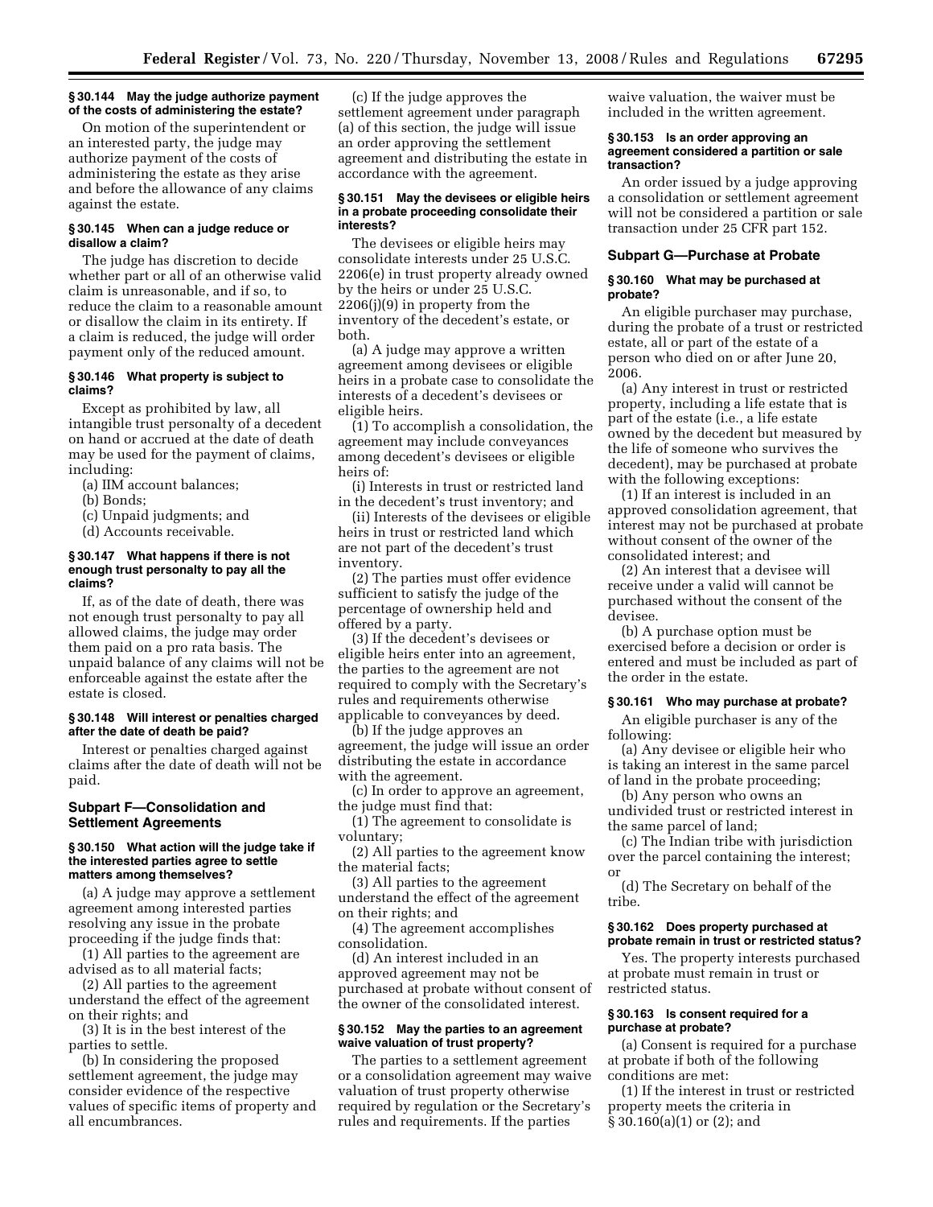#### § 30.144 May the judge authorize payment of the costs of administering the estate?

On motion of the superintendent or an interested party, the judge may authorize payment of the costs of administering the estate as they arise and before the allowance of any claims against the estate.

#### § 30.145 When can a judge reduce or disallow a claim?

The judge has discretion to decide whether part or all of an otherwise valid claim is unreasonable, and if so, to reduce the claim to a reasonable amount or disallow the claim in its entirety. If a claim is reduced, the judge will order payment only of the reduced amount.

#### § 30.146 What property is subject to claims?

Except as prohibited by law, all intangible trust personalty of a decedent on hand or accrued at the date of death may be used for the payment of claims, including:

(a) IIM account balances;

(b) Bonds;

(c) Unpaid judgments; and

(d) Accounts receivable.

#### § 30.147 What happens if there is not enough trust personalty to pay all the claims?

If, as of the date of death, there was not enough trust personalty to pay all allowed claims, the judge may order them paid on a pro rata basis. The unpaid balance of any claims will not be enforceable against the estate after the estate is closed.

#### § 30.148 Will interest or penalties charged after the date of death be paid?

Interest or penalties charged against claims after the date of death will not be paid.

### Subpart F—Consolidation and Settlement Agreements

#### § 30.150 What action will the judge take if the interested parties agree to settle matters among themselves?

(a) A judge may approve a settlement agreement among interested parties resolving any issue in the probate proceeding if the judge finds that:

(1) All parties to the agreement are advised as to all material facts;

(2) All parties to the agreement understand the effect of the agreement on their rights; and

(3) It is in the best interest of the parties to settle.

(b) In considering the proposed settlement agreement, the judge may consider evidence of the respective values of specific items of property and all encumbrances.

(c) If the judge approves the settlement agreement under paragraph (a) of this section, the judge will issue an order approving the settlement agreement and distributing the estate in accordance with the agreement.

#### § 30.151 May the devisees or eligible heirs in a probate proceeding consolidate their interests?

The devisees or eligible heirs may consolidate interests under 25 U.S.C. 2206(e) in trust property already owned by the heirs or under 25 U.S.C. 2206(j)(9) in property from the inventory of the decedent's estate, or both.

(a) A judge may approve a written agreement among devisees or eligible heirs in a probate case to consolidate the interests of a decedent's devisees or eligible heirs.

(1) To accomplish a consolidation, the agreement may include conveyances among decedent's devisees or eligible heirs of:

(i) Interests in trust or restricted land in the decedent's trust inventory; and

(ii) Interests of the devisees or eligible heirs in trust or restricted land which are not part of the decedent's trust inventory.

(2) The parties must offer evidence sufficient to satisfy the judge of the percentage of ownership held and offered by a party.

(3) If the decedent's devisees or eligible heirs enter into an agreement, the parties to the agreement are not required to comply with the Secretary's rules and requirements otherwise applicable to conveyances by deed.

(b) If the judge approves an agreement, the judge will issue an order distributing the estate in accordance with the agreement.

(c) In order to approve an agreement, the judge must find that:

(1) The agreement to consolidate is voluntary;

(2) All parties to the agreement know the material facts;

(3) All parties to the agreement understand the effect of the agreement on their rights; and

(4) The agreement accomplishes consolidation.

(d) An interest included in an approved agreement may not be purchased at probate without consent of the owner of the consolidated interest.

#### § 30.152 May the parties to an agreement waive valuation of trust property?

The parties to a settlement agreement or a consolidation agreement may waive valuation of trust property otherwise required by regulation or the Secretary's rules and requirements. If the parties waive valuation, the waiver must be included in the written agreement.

#### § 30.153 Is an order approving an agreement considered a partition or sale transaction?

An order issued by a judge approving a consolidation or settlement agreement will not be considered a partition or sale transaction under 25 CFR part 152.

### Subpart G—Purchase at Probate

#### § 30.160 What may be purchased at probate?

An eligible purchaser may purchase, during the probate of a trust or restricted estate, all or part of the estate of a person who died on or after June 20, 2006.

(a) Any interest in trust or restricted property, including a life estate that is part of the estate (i.e., a life estate owned by the decedent but measured by the life of someone who survives the decedent), may be purchased at probate with the following exceptions:

(1) If an interest is included in an approved consolidation agreement, that interest may not be purchased at probate without consent of the owner of the consolidated interest; and

(2) An interest that a devisee will receive under a valid will cannot be purchased without the consent of the devisee.

(b) A purchase option must be exercised before a decision or order is entered and must be included as part of the order in the estate.

#### § 30.161 Who may purchase at probate?

An eligible purchaser is any of the following:

(a) Any devisee or eligible heir who is taking an interest in the same parcel of land in the probate proceeding;

(b) Any person who owns an undivided trust or restricted interest in the same parcel of land;

(c) The Indian tribe with jurisdiction over the parcel containing the interest; or

(d) The Secretary on behalf of the tribe.

#### § 30.162 Does property purchased at probate remain in trust or restricted status?

Yes. The property interests purchased at probate must remain in trust or restricted status.

#### § 30.163 Is consent required for a purchase at probate?

(a) Consent is required for a purchase at probate if both of the following conditions are met:

(1) If the interest in trust or restricted property meets the criteria in § 30.160(a)(1) or (2); and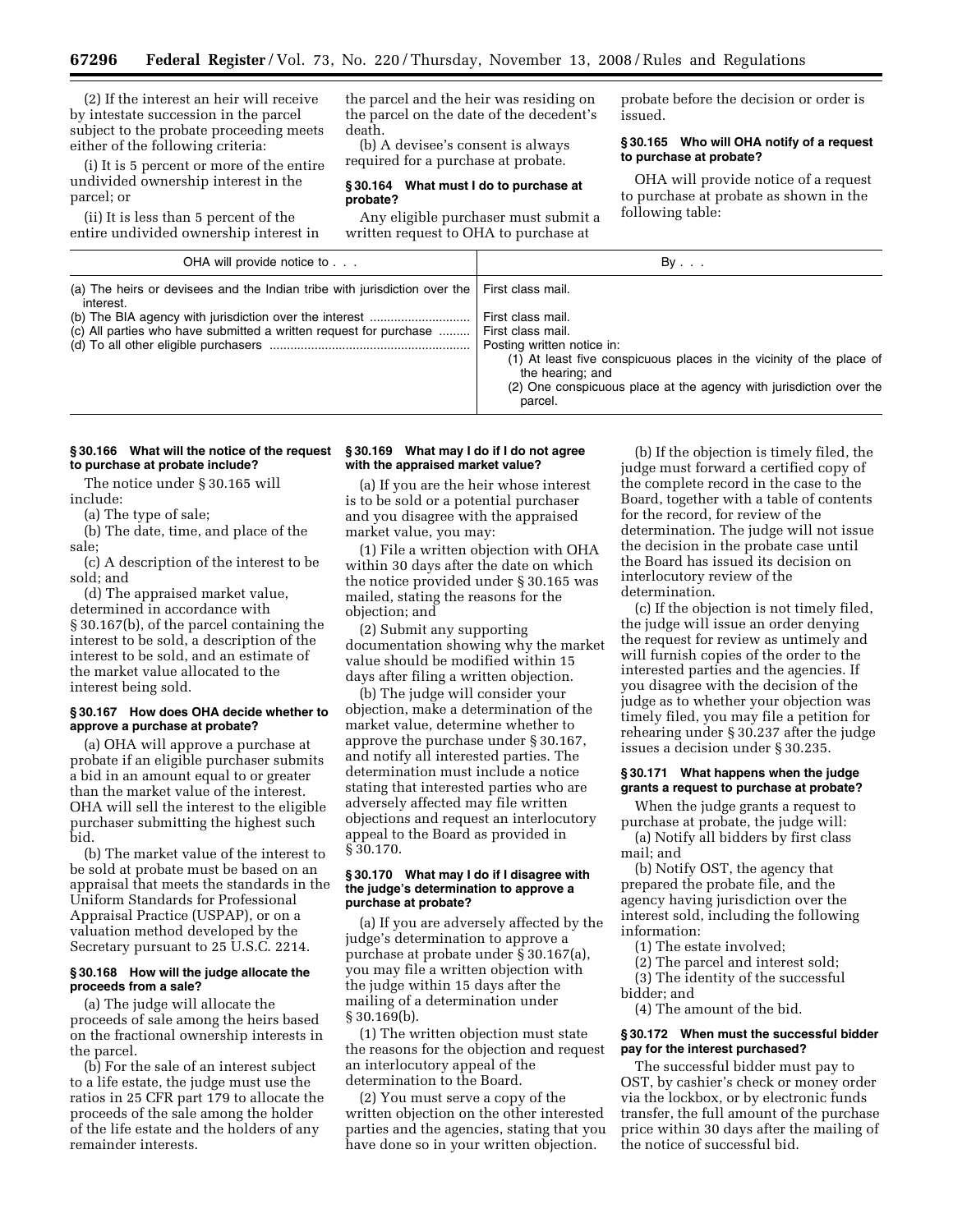(2) If the interest an heir will receive by intestate succession in the parcel subject to the probate proceeding meets either of the following criteria:

(i) It is 5 percent or more of the entire undivided ownership interest in the parcel; or

(ii) It is less than 5 percent of the entire undivided ownership interest in the parcel and the heir was residing on the parcel on the date of the decedent's death.

(b) A devisee's consent is always required for a purchase at probate.

### § 30.164 What must I do to purchase at probate?

Any eligible purchaser must submit a written request to OHA to purchase at probate before the decision or order is issued.

### § 30.165 Who will OHA notify of a request to purchase at probate?

OHA will provide notice of a request to purchase at probate as shown in the following table:

| OHA will provide notice to . . . | By . . . |
|---|---|
| (a) The heirs or devisees and the Indian tribe with jurisdiction over the interest. | First class mail. |
| (b) The BIA agency with jurisdiction over the interest | First class mail. |
| (c) All parties who have submitted a written request for purchase | First class mail. |
| (d) To all other eligible purchasers | Posting written notice in: (1) At least five conspicuous places in the vicinity of the place of the hearing; and (2) One conspicuous place at the agency with jurisdiction over the parcel. |

### § 30.166 What will the notice of the request to purchase at probate include?

The notice under § 30.165 will include:

(a) The type of sale;

(b) The date, time, and place of the sale;

(c) A description of the interest to be sold; and

(d) The appraised market value, determined in accordance with § 30.167(b), of the parcel containing the interest to be sold, a description of the interest to be sold, and an estimate of the market value allocated to the interest being sold.

### § 30.167 How does OHA decide whether to approve a purchase at probate?

(a) OHA will approve a purchase at probate if an eligible purchaser submits a bid in an amount equal to or greater than the market value of the interest. OHA will sell the interest to the eligible purchaser submitting the highest such bid.

(b) The market value of the interest to be sold at probate must be based on an appraisal that meets the standards in the Uniform Standards for Professional Appraisal Practice (USPAP), or on a valuation method developed by the Secretary pursuant to 25 U.S.C. 2214.

### § 30.168 How will the judge allocate the proceeds from a sale?

(a) The judge will allocate the proceeds of sale among the heirs based on the fractional ownership interests in the parcel.

(b) For the sale of an interest subject to a life estate, the judge must use the ratios in 25 CFR part 179 to allocate the proceeds of the sale among the holder of the life estate and the holders of any remainder interests.

### § 30.169 What may I do if I do not agree with the appraised market value?

(a) If you are the heir whose interest is to be sold or a potential purchaser and you disagree with the appraised market value, you may:

(1) File a written objection with OHA within 30 days after the date on which the notice provided under § 30.165 was mailed, stating the reasons for the objection; and

(2) Submit any supporting documentation showing why the market value should be modified within 15 days after filing a written objection.

(b) The judge will consider your objection, make a determination of the market value, determine whether to approve the purchase under § 30.167, and notify all interested parties. The determination must include a notice stating that interested parties who are adversely affected may file written objections and request an interlocutory appeal to the Board as provided in § 30.170.

### § 30.170 What may I do if I disagree with the judge's determination to approve a purchase at probate?

(a) If you are adversely affected by the judge's determination to approve a purchase at probate under § 30.167(a), you may file a written objection with the judge within 15 days after the mailing of a determination under § 30.169(b).

(1) The written objection must state the reasons for the objection and request an interlocutory appeal of the determination to the Board.

(2) You must serve a copy of the written objection on the other interested parties and the agencies, stating that you have done so in your written objection.

(b) If the objection is timely filed, the judge must forward a certified copy of the complete record in the case to the Board, together with a table of contents for the record, for review of the determination. The judge will not issue the decision in the probate case until the Board has issued its decision on interlocutory review of the determination.

(c) If the objection is not timely filed, the judge will issue an order denying the request for review as untimely and will furnish copies of the order to the interested parties and the agencies. If you disagree with the decision of the judge as to whether your objection was timely filed, you may file a petition for rehearing under § 30.237 after the judge issues a decision under § 30.235.

### § 30.171 What happens when the judge grants a request to purchase at probate?

When the judge grants a request to purchase at probate, the judge will:

(a) Notify all bidders by first class mail; and

(b) Notify OST, the agency that prepared the probate file, and the agency having jurisdiction over the interest sold, including the following information:

(1) The estate involved;

(2) The parcel and interest sold;

(3) The identity of the successful bidder; and

(4) The amount of the bid.

### § 30.172 When must the successful bidder pay for the interest purchased?

The successful bidder must pay to OST, by cashier's check or money order via the lockbox, or by electronic funds transfer, the full amount of the purchase price within 30 days after the mailing of the notice of successful bid.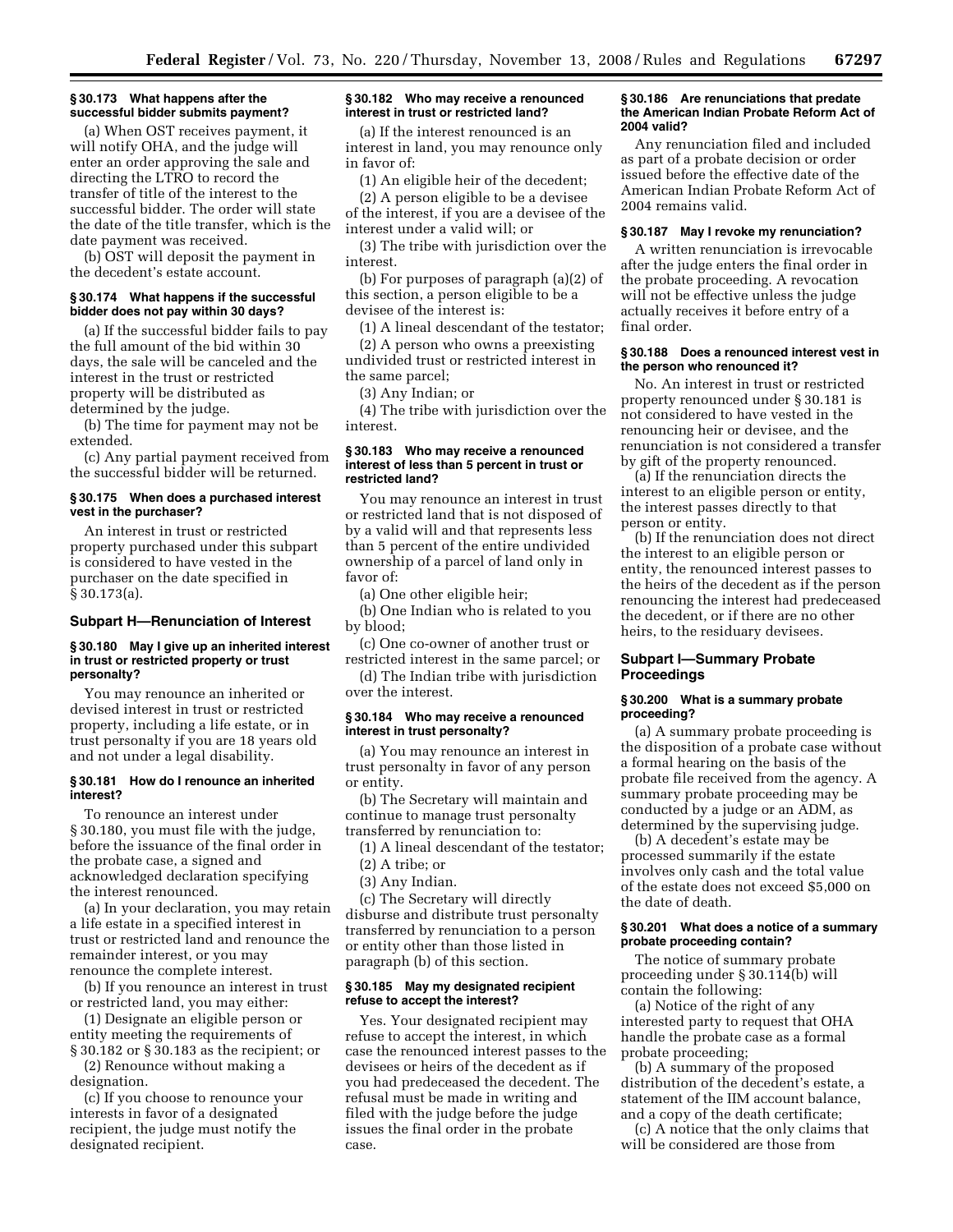**§ 30.173 What happens after the successful bidder submits payment?**

(a) When OST receives payment, it will notify OHA, and the judge will enter an order approving the sale and directing the LTRO to record the transfer of title of the interest to the successful bidder. The order will state the date of the title transfer, which is the date payment was received.

(b) OST will deposit the payment in the decedent's estate account.

**§ 30.174 What happens if the successful bidder does not pay within 30 days?**

(a) If the successful bidder fails to pay the full amount of the bid within 30 days, the sale will be canceled and the interest in the trust or restricted property will be distributed as determined by the judge.

(b) The time for payment may not be extended.

(c) Any partial payment received from the successful bidder will be returned.

**§ 30.175 When does a purchased interest vest in the purchaser?**

An interest in trust or restricted property purchased under this subpart is considered to have vested in the purchaser on the date specified in § 30.173(a).

## Subpart H—Renunciation of Interest

**§ 30.180 May I give up an inherited interest in trust or restricted property or trust personalty?**

You may renounce an inherited or devised interest in trust or restricted property, including a life estate, or in trust personalty if you are 18 years old and not under a legal disability.

**§ 30.181 How do I renounce an inherited interest?**

To renounce an interest under § 30.180, you must file with the judge, before the issuance of the final order in the probate case, a signed and acknowledged declaration specifying the interest renounced.

(a) In your declaration, you may retain a life estate in a specified interest in trust or restricted land and renounce the remainder interest, or you may renounce the complete interest.

(b) If you renounce an interest in trust or restricted land, you may either:

(1) Designate an eligible person or entity meeting the requirements of § 30.182 or § 30.183 as the recipient; or

(2) Renounce without making a designation.

(c) If you choose to renounce your interests in favor of a designated recipient, the judge must notify the designated recipient.

**§ 30.182 Who may receive a renounced interest in trust or restricted land?**

(a) If the interest renounced is an interest in land, you may renounce only in favor of:

(1) An eligible heir of the decedent;

(2) A person eligible to be a devisee of the interest, if you are a devisee of the interest under a valid will; or

(3) The tribe with jurisdiction over the interest.

(b) For purposes of paragraph (a)(2) of this section, a person eligible to be a devisee of the interest is:

(1) A lineal descendant of the testator;

(2) A person who owns a preexisting undivided trust or restricted interest in the same parcel;

(3) Any Indian; or

(4) The tribe with jurisdiction over the interest.

**§ 30.183 Who may receive a renounced interest of less than 5 percent in trust or restricted land?**

You may renounce an interest in trust or restricted land that is not disposed of by a valid will and that represents less than 5 percent of the entire undivided ownership of a parcel of land only in favor of:

(a) One other eligible heir;

(b) One Indian who is related to you by blood;

(c) One co-owner of another trust or restricted interest in the same parcel; or

(d) The Indian tribe with jurisdiction over the interest.

**§ 30.184 Who may receive a renounced interest in trust personalty?**

(a) You may renounce an interest in trust personalty in favor of any person or entity.

(b) The Secretary will maintain and continue to manage trust personalty transferred by renunciation to:

(1) A lineal descendant of the testator;

(2) A tribe; or

(3) Any Indian.

(c) The Secretary will directly disburse and distribute trust personalty transferred by renunciation to a person or entity other than those listed in paragraph (b) of this section.

**§ 30.185 May my designated recipient refuse to accept the interest?**

Yes. Your designated recipient may refuse to accept the interest, in which case the renounced interest passes to the devisees or heirs of the decedent as if you had predeceased the decedent. The refusal must be made in writing and filed with the judge before the judge issues the final order in the probate case.

**§ 30.186 Are renunciations that predate the American Indian Probate Reform Act of 2004 valid?**

Any renunciation filed and included as part of a probate decision or order issued before the effective date of the American Indian Probate Reform Act of 2004 remains valid.

**§ 30.187 May I revoke my renunciation?**

A written renunciation is irrevocable after the judge enters the final order in the probate proceeding. A revocation will not be effective unless the judge actually receives it before entry of a final order.

**§ 30.188 Does a renounced interest vest in the person who renounced it?**

No. An interest in trust or restricted property renounced under § 30.181 is not considered to have vested in the renouncing heir or devisee, and the renunciation is not considered a transfer by gift of the property renounced.

(a) If the renunciation directs the interest to an eligible person or entity, the interest passes directly to that person or entity.

(b) If the renunciation does not direct the interest to an eligible person or entity, the renounced interest passes to the heirs of the decedent as if the person renouncing the interest had predeceased the decedent, or if there are no other heirs, to the residuary devisees.

## Subpart I—Summary Probate Proceedings

**§ 30.200 What is a summary probate proceeding?**

(a) A summary probate proceeding is the disposition of a probate case without a formal hearing on the basis of the probate file received from the agency. A summary probate proceeding may be conducted by a judge or an ADM, as determined by the supervising judge.

(b) A decedent's estate may be processed summarily if the estate involves only cash and the total value of the estate does not exceed $5,000 on the date of death.

**§ 30.201 What does a notice of a summary probate proceeding contain?**

The notice of summary probate proceeding under § 30.114(b) will contain the following:

(a) Notice of the right of any interested party to request that OHA handle the probate case as a formal probate proceeding;

(b) A summary of the proposed distribution of the decedent's estate, a statement of the IIM account balance, and a copy of the death certificate;

(c) A notice that the only claims that will be considered are those from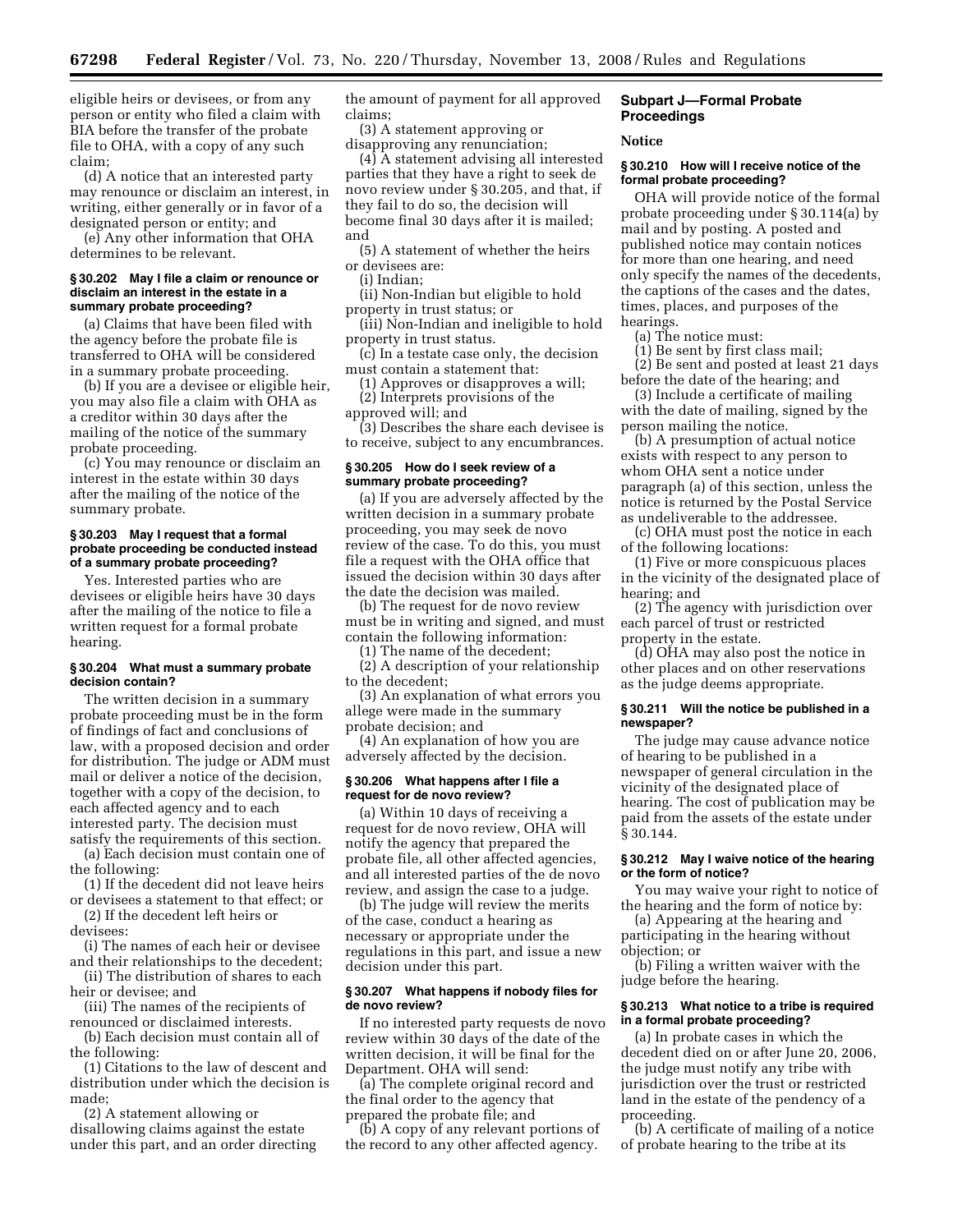eligible heirs or devisees, or from any person or entity who filed a claim with BIA before the transfer of the probate file to OHA, with a copy of any such claim;

(d) A notice that an interested party may renounce or disclaim an interest, in writing, either generally or in favor of a designated person or entity; and

(e) Any other information that OHA determines to be relevant.

#### § 30.202 May I file a claim or renounce or disclaim an interest in the estate in a summary probate proceeding?

(a) Claims that have been filed with the agency before the probate file is transferred to OHA will be considered in a summary probate proceeding.

(b) If you are a devisee or eligible heir, you may also file a claim with OHA as a creditor within 30 days after the mailing of the notice of the summary probate proceeding.

(c) You may renounce or disclaim an interest in the estate within 30 days after the mailing of the notice of the summary probate.

#### § 30.203 May I request that a formal probate proceeding be conducted instead of a summary probate proceeding?

Yes. Interested parties who are devisees or eligible heirs have 30 days after the mailing of the notice to file a written request for a formal probate hearing.

#### § 30.204 What must a summary probate decision contain?

The written decision in a summary probate proceeding must be in the form of findings of fact and conclusions of law, with a proposed decision and order for distribution. The judge or ADM must mail or deliver a notice of the decision, together with a copy of the decision, to each affected agency and to each interested party. The decision must satisfy the requirements of this section.

(a) Each decision must contain one of the following:

(1) If the decedent did not leave heirs or devisees a statement to that effect; or

(2) If the decedent left heirs or devisees:

(i) The names of each heir or devisee and their relationships to the decedent;

(ii) The distribution of shares to each heir or devisee; and

(iii) The names of the recipients of renounced or disclaimed interests.

(b) Each decision must contain all of the following:

(1) Citations to the law of descent and distribution under which the decision is made;

(2) A statement allowing or disallowing claims against the estate under this part, and an order directing the amount of payment for all approved claims;

(3) A statement approving or disapproving any renunciation;

(4) A statement advising all interested parties that they have a right to seek de novo review under § 30.205, and that, if they fail to do so, the decision will become final 30 days after it is mailed; and

(5) A statement of whether the heirs or devisees are:

(i) Indian;

(ii) Non-Indian but eligible to hold property in trust status; or

(iii) Non-Indian and ineligible to hold property in trust status.

(c) In a testate case only, the decision must contain a statement that:

(1) Approves or disapproves a will;

(2) Interprets provisions of the approved will; and

(3) Describes the share each devisee is to receive, subject to any encumbrances.

#### § 30.205 How do I seek review of a summary probate proceeding?

(a) If you are adversely affected by the written decision in a summary probate proceeding, you may seek de novo review of the case. To do this, you must file a request with the OHA office that issued the decision within 30 days after the date the decision was mailed.

(b) The request for de novo review must be in writing and signed, and must contain the following information:

(1) The name of the decedent;

(2) A description of your relationship to the decedent;

(3) An explanation of what errors you allege were made in the summary probate decision; and

(4) An explanation of how you are adversely affected by the decision.

#### § 30.206 What happens after I file a request for de novo review?

(a) Within 10 days of receiving a request for de novo review, OHA will notify the agency that prepared the probate file, all other affected agencies, and all interested parties of the de novo review, and assign the case to a judge.

(b) The judge will review the merits of the case, conduct a hearing as necessary or appropriate under the regulations in this part, and issue a new decision under this part.

#### § 30.207 What happens if nobody files for de novo review?

If no interested party requests de novo review within 30 days of the date of the written decision, it will be final for the Department. OHA will send:

(a) The complete original record and the final order to the agency that prepared the probate file; and

(b) A copy of any relevant portions of the record to any other affected agency.

## Subpart J—Formal Probate Proceedings

### Notice

#### § 30.210 How will I receive notice of the formal probate proceeding?

OHA will provide notice of the formal probate proceeding under § 30.114(a) by mail and by posting. A posted and published notice may contain notices for more than one hearing, and need only specify the names of the decedents, the captions of the cases and the dates, times, places, and purposes of the hearings.

(a) The notice must:

(1) Be sent by first class mail;

(2) Be sent and posted at least 21 days before the date of the hearing; and

(3) Include a certificate of mailing with the date of mailing, signed by the person mailing the notice.

(b) A presumption of actual notice exists with respect to any person to whom OHA sent a notice under paragraph (a) of this section, unless the notice is returned by the Postal Service as undeliverable to the addressee.

(c) OHA must post the notice in each of the following locations:

(1) Five or more conspicuous places in the vicinity of the designated place of hearing; and

(2) The agency with jurisdiction over each parcel of trust or restricted property in the estate.

(d) OHA may also post the notice in other places and on other reservations as the judge deems appropriate.

#### § 30.211 Will the notice be published in a newspaper?

The judge may cause advance notice of hearing to be published in a newspaper of general circulation in the vicinity of the designated place of hearing. The cost of publication may be paid from the assets of the estate under § 30.144.

#### § 30.212 May I waive notice of the hearing or the form of notice?

You may waive your right to notice of the hearing and the form of notice by:

(a) Appearing at the hearing and participating in the hearing without objection; or

(b) Filing a written waiver with the judge before the hearing.

#### § 30.213 What notice to a tribe is required in a formal probate proceeding?

(a) In probate cases in which the decedent died on or after June 20, 2006, the judge must notify any tribe with jurisdiction over the trust or restricted land in the estate of the pendency of a proceeding.

(b) A certificate of mailing of a notice of probate hearing to the tribe at its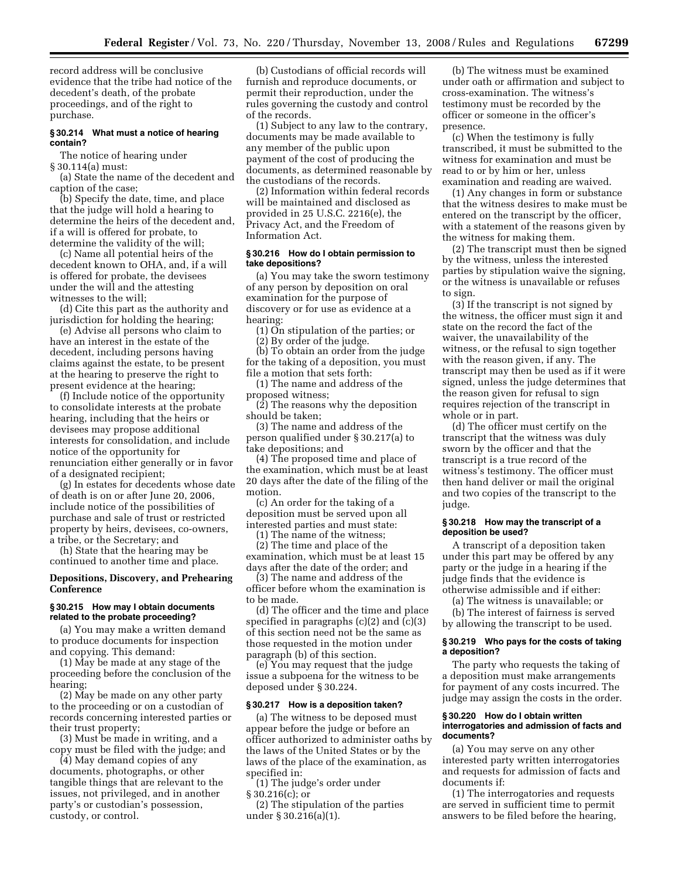record address will be conclusive evidence that the tribe had notice of the decedent's death, of the probate proceedings, and of the right to purchase.

### § 30.214 What must a notice of hearing contain?

The notice of hearing under § 30.114(a) must:

(a) State the name of the decedent and caption of the case;

(b) Specify the date, time, and place that the judge will hold a hearing to determine the heirs of the decedent and, if a will is offered for probate, to determine the validity of the will;

(c) Name all potential heirs of the decedent known to OHA, and, if a will is offered for probate, the devisees under the will and the attesting witnesses to the will;

(d) Cite this part as the authority and jurisdiction for holding the hearing;

(e) Advise all persons who claim to have an interest in the estate of the decedent, including persons having claims against the estate, to be present at the hearing to preserve the right to present evidence at the hearing;

(f) Include notice of the opportunity to consolidate interests at the probate hearing, including that the heirs or devisees may propose additional interests for consolidation, and include notice of the opportunity for renunciation either generally or in favor of a designated recipient;

(g) In estates for decedents whose date of death is on or after June 20, 2006, include notice of the possibilities of purchase and sale of trust or restricted property by heirs, devisees, co-owners, a tribe, or the Secretary; and

(h) State that the hearing may be continued to another time and place.

## Depositions, Discovery, and Prehearing Conference

### § 30.215 How may I obtain documents related to the probate proceeding?

(a) You may make a written demand to produce documents for inspection and copying. This demand:

(1) May be made at any stage of the proceeding before the conclusion of the hearing;

(2) May be made on any other party to the proceeding or on a custodian of records concerning interested parties or their trust property;

(3) Must be made in writing, and a copy must be filed with the judge; and

(4) May demand copies of any documents, photographs, or other tangible things that are relevant to the issues, not privileged, and in another party's or custodian's possession, custody, or control.

(b) Custodians of official records will furnish and reproduce documents, or permit their reproduction, under the rules governing the custody and control of the records.

(1) Subject to any law to the contrary, documents may be made available to any member of the public upon payment of the cost of producing the documents, as determined reasonable by the custodians of the records.

(2) Information within federal records will be maintained and disclosed as provided in 25 U.S.C. 2216(e), the Privacy Act, and the Freedom of Information Act.

### § 30.216 How do I obtain permission to take depositions?

(a) You may take the sworn testimony of any person by deposition on oral examination for the purpose of discovery or for use as evidence at a hearing:

(1) On stipulation of the parties; or

(2) By order of the judge.

(b) To obtain an order from the judge for the taking of a deposition, you must file a motion that sets forth:

(1) The name and address of the proposed witness;

(2) The reasons why the deposition should be taken;

(3) The name and address of the person qualified under § 30.217(a) to take depositions; and

(4) The proposed time and place of the examination, which must be at least 20 days after the date of the filing of the motion.

(c) An order for the taking of a deposition must be served upon all interested parties and must state:

(1) The name of the witness;

(2) The time and place of the examination, which must be at least 15 days after the date of the order; and

(3) The name and address of the officer before whom the examination is to be made.

(d) The officer and the time and place specified in paragraphs (c)(2) and (c)(3) of this section need not be the same as those requested in the motion under paragraph (b) of this section.

(e) You may request that the judge issue a subpoena for the witness to be deposed under § 30.224.

### § 30.217 How is a deposition taken?

(a) The witness to be deposed must appear before the judge or before an officer authorized to administer oaths by the laws of the United States or by the laws of the place of the examination, as specified in:

(1) The judge's order under § 30.216(c); or

(2) The stipulation of the parties under § 30.216(a)(1).

(b) The witness must be examined under oath or affirmation and subject to cross-examination. The witness's testimony must be recorded by the officer or someone in the officer's presence.

(c) When the testimony is fully transcribed, it must be submitted to the witness for examination and must be read to or by him or her, unless examination and reading are waived.

(1) Any changes in form or substance that the witness desires to make must be entered on the transcript by the officer, with a statement of the reasons given by the witness for making them.

(2) The transcript must then be signed by the witness, unless the interested parties by stipulation waive the signing, or the witness is unavailable or refuses to sign.

(3) If the transcript is not signed by the witness, the officer must sign it and state on the record the fact of the waiver, the unavailability of the witness, or the refusal to sign together with the reason given, if any. The transcript may then be used as if it were signed, unless the judge determines that the reason given for refusal to sign requires rejection of the transcript in whole or in part.

(d) The officer must certify on the transcript that the witness was duly sworn by the officer and that the transcript is a true record of the witness's testimony. The officer must then hand deliver or mail the original and two copies of the transcript to the judge.

### § 30.218 How may the transcript of a deposition be used?

A transcript of a deposition taken under this part may be offered by any party or the judge in a hearing if the judge finds that the evidence is otherwise admissible and if either:

(a) The witness is unavailable; or

(b) The interest of fairness is served by allowing the transcript to be used.

### § 30.219 Who pays for the costs of taking a deposition?

The party who requests the taking of a deposition must make arrangements for payment of any costs incurred. The judge may assign the costs in the order.

### § 30.220 How do I obtain written interrogatories and admission of facts and documents?

(a) You may serve on any other interested party written interrogatories and requests for admission of facts and documents if:

(1) The interrogatories and requests are served in sufficient time to permit answers to be filed before the hearing,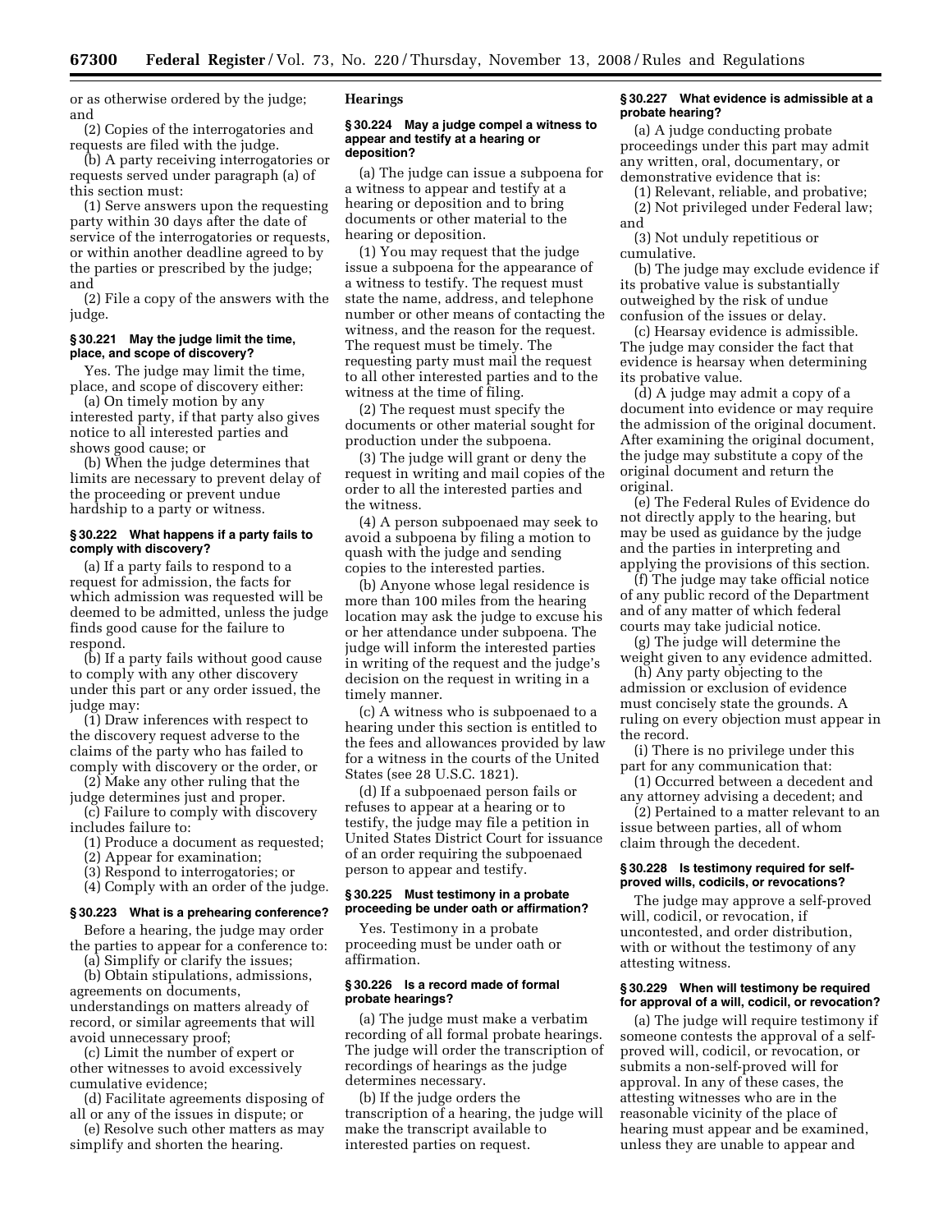or as otherwise ordered by the judge; and

(2) Copies of the interrogatories and requests are filed with the judge.

(b) A party receiving interrogatories or requests served under paragraph (a) of this section must:

(1) Serve answers upon the requesting party within 30 days after the date of service of the interrogatories or requests, or within another deadline agreed to by the parties or prescribed by the judge; and

(2) File a copy of the answers with the judge.

#### § 30.221 May the judge limit the time, place, and scope of discovery?

Yes. The judge may limit the time, place, and scope of discovery either:

(a) On timely motion by any interested party, if that party also gives notice to all interested parties and shows good cause; or

(b) When the judge determines that limits are necessary to prevent delay of the proceeding or prevent undue hardship to a party or witness.

#### § 30.222 What happens if a party fails to comply with discovery?

(a) If a party fails to respond to a request for admission, the facts for which admission was requested will be deemed to be admitted, unless the judge finds good cause for the failure to respond.

(b) If a party fails without good cause to comply with any other discovery under this part or any order issued, the judge may:

(1) Draw inferences with respect to the discovery request adverse to the claims of the party who has failed to comply with discovery or the order, or

(2) Make any other ruling that the judge determines just and proper.

(c) Failure to comply with discovery includes failure to:

(1) Produce a document as requested;

(2) Appear for examination;

(3) Respond to interrogatories; or

(4) Comply with an order of the judge.

#### § 30.223 What is a prehearing conference?

Before a hearing, the judge may order the parties to appear for a conference to:

(a) Simplify or clarify the issues;

(b) Obtain stipulations, admissions, agreements on documents, understandings on matters already of record, or similar agreements that will avoid unnecessary proof;

(c) Limit the number of expert or other witnesses to avoid excessively cumulative evidence;

(d) Facilitate agreements disposing of all or any of the issues in dispute; or

(e) Resolve such other matters as may simplify and shorten the hearing.

### Hearings

#### § 30.224 May a judge compel a witness to appear and testify at a hearing or deposition?

(a) The judge can issue a subpoena for a witness to appear and testify at a hearing or deposition and to bring documents or other material to the hearing or deposition.

(1) You may request that the judge issue a subpoena for the appearance of a witness to testify. The request must state the name, address, and telephone number or other means of contacting the witness, and the reason for the request. The request must be timely. The requesting party must mail the request to all other interested parties and to the witness at the time of filing.

(2) The request must specify the documents or other material sought for production under the subpoena.

(3) The judge will grant or deny the request in writing and mail copies of the order to all the interested parties and the witness.

(4) A person subpoenaed may seek to avoid a subpoena by filing a motion to quash with the judge and sending copies to the interested parties.

(b) Anyone whose legal residence is more than 100 miles from the hearing location may ask the judge to excuse his or her attendance under subpoena. The judge will inform the interested parties in writing of the request and the judge's decision on the request in writing in a timely manner.

(c) A witness who is subpoenaed to a hearing under this section is entitled to the fees and allowances provided by law for a witness in the courts of the United States (see 28 U.S.C. 1821).

(d) If a subpoenaed person fails or refuses to appear at a hearing or to testify, the judge may file a petition in United States District Court for issuance of an order requiring the subpoenaed person to appear and testify.

#### § 30.225 Must testimony in a probate proceeding be under oath or affirmation?

Yes. Testimony in a probate proceeding must be under oath or affirmation.

#### § 30.226 Is a record made of formal probate hearings?

(a) The judge must make a verbatim recording of all formal probate hearings. The judge will order the transcription of recordings of hearings as the judge determines necessary.

(b) If the judge orders the transcription of a hearing, the judge will make the transcript available to interested parties on request.

#### § 30.227 What evidence is admissible at a probate hearing?

(a) A judge conducting probate proceedings under this part may admit any written, oral, documentary, or demonstrative evidence that is:

(1) Relevant, reliable, and probative;

(2) Not privileged under Federal law; and

(3) Not unduly repetitious or cumulative.

(b) The judge may exclude evidence if its probative value is substantially outweighed by the risk of undue confusion of the issues or delay.

(c) Hearsay evidence is admissible. The judge may consider the fact that evidence is hearsay when determining its probative value.

(d) A judge may admit a copy of a document into evidence or may require the admission of the original document. After examining the original document, the judge may substitute a copy of the original document and return the original.

(e) The Federal Rules of Evidence do not directly apply to the hearing, but may be used as guidance by the judge and the parties in interpreting and applying the provisions of this section.

(f) The judge may take official notice of any public record of the Department and of any matter of which federal courts may take judicial notice.

(g) The judge will determine the weight given to any evidence admitted.

(h) Any party objecting to the admission or exclusion of evidence must concisely state the grounds. A ruling on every objection must appear in the record.

(i) There is no privilege under this part for any communication that:

(1) Occurred between a decedent and any attorney advising a decedent; and

(2) Pertained to a matter relevant to an issue between parties, all of whom claim through the decedent.

#### § 30.228 Is testimony required for self-proved wills, codicils, or revocations?

The judge may approve a self-proved will, codicil, or revocation, if uncontested, and order distribution, with or without the testimony of any attesting witness.

#### § 30.229 When will testimony be required for approval of a will, codicil, or revocation?

(a) The judge will require testimony if someone contests the approval of a self-proved will, codicil, or revocation, or submits a non-self-proved will for approval. In any of these cases, the attesting witnesses who are in the reasonable vicinity of the place of hearing must appear and be examined, unless they are unable to appear and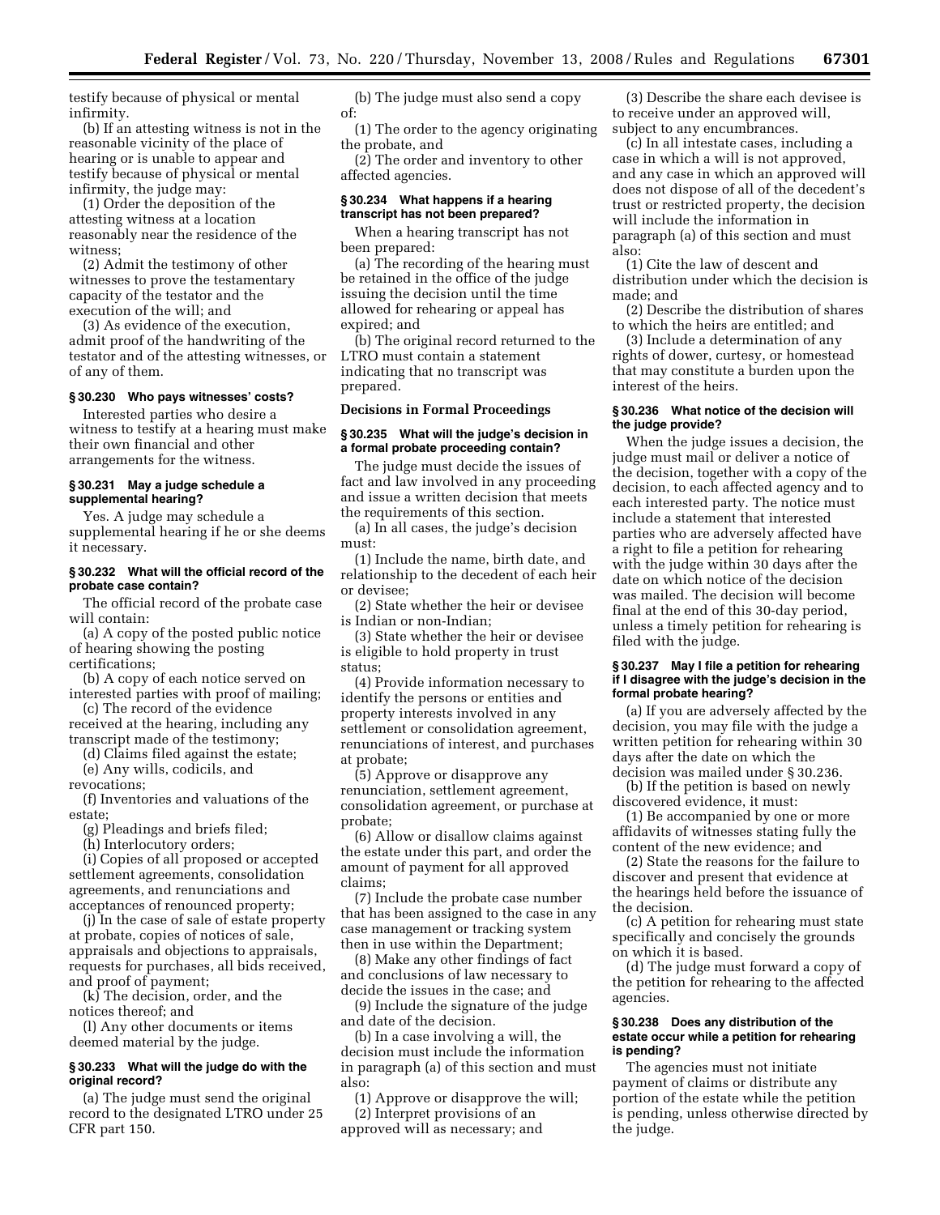testify because of physical or mental infirmity.

(b) If an attesting witness is not in the reasonable vicinity of the place of hearing or is unable to appear and testify because of physical or mental infirmity, the judge may:

(1) Order the deposition of the attesting witness at a location reasonably near the residence of the witness;

(2) Admit the testimony of other witnesses to prove the testamentary capacity of the testator and the execution of the will; and

(3) As evidence of the execution, admit proof of the handwriting of the testator and of the attesting witnesses, or of any of them.

### § 30.230 Who pays witnesses' costs?

Interested parties who desire a witness to testify at a hearing must make their own financial and other arrangements for the witness.

### § 30.231 May a judge schedule a supplemental hearing?

Yes. A judge may schedule a supplemental hearing if he or she deems it necessary.

### § 30.232 What will the official record of the probate case contain?

The official record of the probate case will contain:

(a) A copy of the posted public notice of hearing showing the posting certifications;

(b) A copy of each notice served on interested parties with proof of mailing;

(c) The record of the evidence received at the hearing, including any transcript made of the testimony;

(d) Claims filed against the estate;

(e) Any wills, codicils, and revocations;

(f) Inventories and valuations of the estate;

(g) Pleadings and briefs filed;

(h) Interlocutory orders;

(i) Copies of all proposed or accepted settlement agreements, consolidation agreements, and renunciations and acceptances of renounced property;

(j) In the case of sale of estate property at probate, copies of notices of sale, appraisals and objections to appraisals, requests for purchases, all bids received, and proof of payment;

(k) The decision, order, and the notices thereof; and

(l) Any other documents or items deemed material by the judge.

### § 30.233 What will the judge do with the original record?

(a) The judge must send the original record to the designated LTRO under 25 CFR part 150.

(b) The judge must also send a copy of:

(1) The order to the agency originating the probate, and

(2) The order and inventory to other affected agencies.

### § 30.234 What happens if a hearing transcript has not been prepared?

When a hearing transcript has not been prepared:

(a) The recording of the hearing must be retained in the office of the judge issuing the decision until the time allowed for rehearing or appeal has expired; and

(b) The original record returned to the LTRO must contain a statement indicating that no transcript was prepared.

## Decisions in Formal Proceedings

### § 30.235 What will the judge's decision in a formal probate proceeding contain?

The judge must decide the issues of fact and law involved in any proceeding and issue a written decision that meets the requirements of this section.

(a) In all cases, the judge's decision must:

(1) Include the name, birth date, and relationship to the decedent of each heir or devisee;

(2) State whether the heir or devisee is Indian or non-Indian;

(3) State whether the heir or devisee is eligible to hold property in trust status;

(4) Provide information necessary to identify the persons or entities and property interests involved in any settlement or consolidation agreement, renunciations of interest, and purchases at probate;

(5) Approve or disapprove any renunciation, settlement agreement, consolidation agreement, or purchase at probate;

(6) Allow or disallow claims against the estate under this part, and order the amount of payment for all approved claims;

(7) Include the probate case number that has been assigned to the case in any case management or tracking system then in use within the Department;

(8) Make any other findings of fact and conclusions of law necessary to decide the issues in the case; and

(9) Include the signature of the judge and date of the decision.

(b) In a case involving a will, the decision must include the information in paragraph (a) of this section and must also:

(1) Approve or disapprove the will;

(2) Interpret provisions of an approved will as necessary; and

(3) Describe the share each devisee is to receive under an approved will, subject to any encumbrances.

(c) In all intestate cases, including a case in which a will is not approved, and any case in which an approved will does not dispose of all of the decedent's trust or restricted property, the decision will include the information in paragraph (a) of this section and must also:

(1) Cite the law of descent and distribution under which the decision is made; and

(2) Describe the distribution of shares to which the heirs are entitled; and

(3) Include a determination of any rights of dower, curtesy, or homestead that may constitute a burden upon the interest of the heirs.

### § 30.236 What notice of the decision will the judge provide?

When the judge issues a decision, the judge must mail or deliver a notice of the decision, together with a copy of the decision, to each affected agency and to each interested party. The notice must include a statement that interested parties who are adversely affected have a right to file a petition for rehearing with the judge within 30 days after the date on which notice of the decision was mailed. The decision will become final at the end of this 30-day period, unless a timely petition for rehearing is filed with the judge.

### § 30.237 May I file a petition for rehearing if I disagree with the judge's decision in the formal probate hearing?

(a) If you are adversely affected by the decision, you may file with the judge a written petition for rehearing within 30 days after the date on which the decision was mailed under § 30.236.

(b) If the petition is based on newly discovered evidence, it must:

(1) Be accompanied by one or more affidavits of witnesses stating fully the content of the new evidence; and

(2) State the reasons for the failure to discover and present that evidence at the hearings held before the issuance of the decision.

(c) A petition for rehearing must state specifically and concisely the grounds on which it is based.

(d) The judge must forward a copy of the petition for rehearing to the affected agencies.

### § 30.238 Does any distribution of the estate occur while a petition for rehearing is pending?

The agencies must not initiate payment of claims or distribute any portion of the estate while the petition is pending, unless otherwise directed by the judge.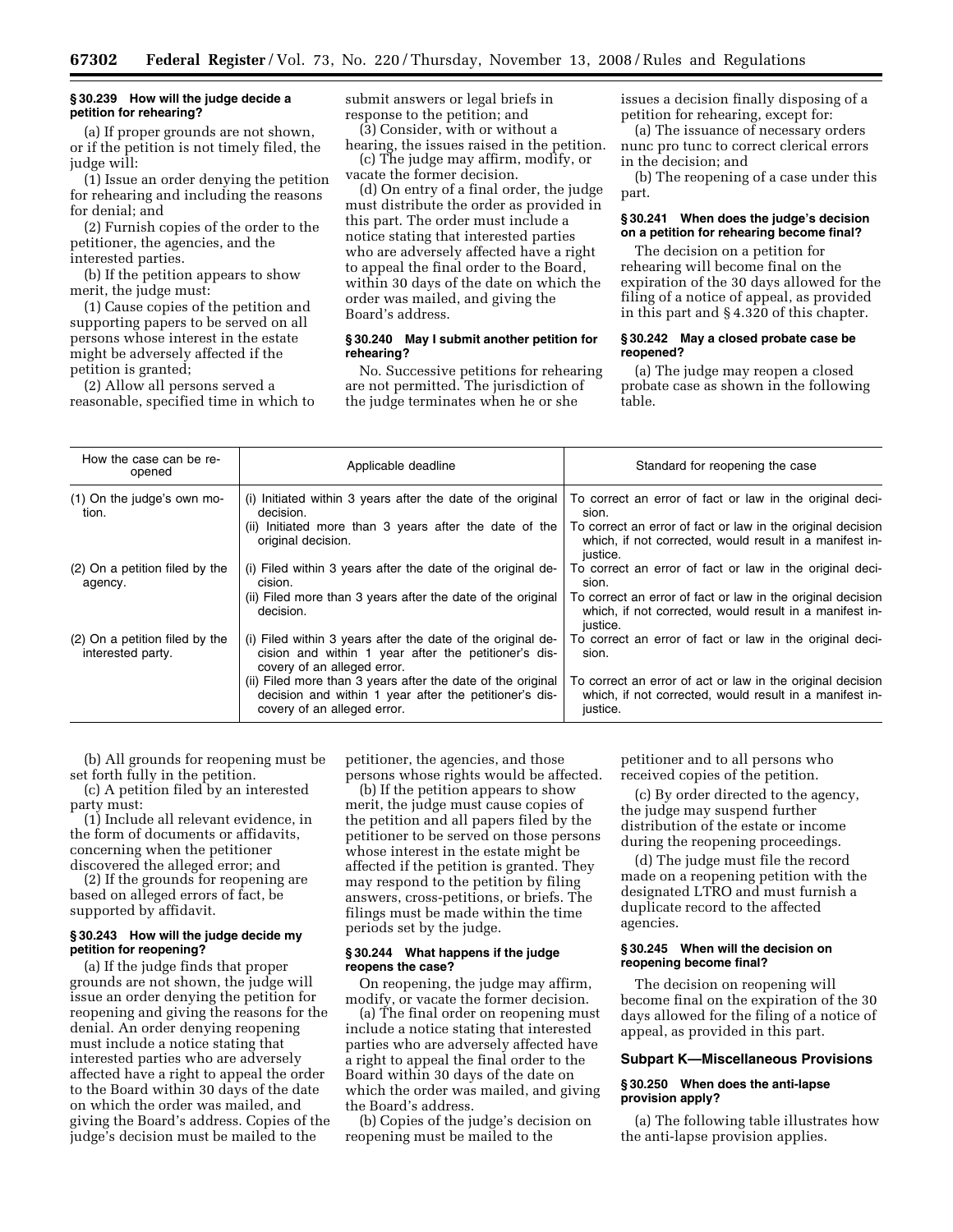#### § 30.239 How will the judge decide a petition for rehearing?

(a) If proper grounds are not shown, or if the petition is not timely filed, the judge will:

(1) Issue an order denying the petition for rehearing and including the reasons for denial; and

(2) Furnish copies of the order to the petitioner, the agencies, and the interested parties.

(b) If the petition appears to show merit, the judge must:

(1) Cause copies of the petition and supporting papers to be served on all persons whose interest in the estate might be adversely affected if the petition is granted;

(2) Allow all persons served a reasonable, specified time in which to submit answers or legal briefs in response to the petition; and

(3) Consider, with or without a hearing, the issues raised in the petition.

(c) The judge may affirm, modify, or vacate the former decision.

(d) On entry of a final order, the judge must distribute the order as provided in this part. The order must include a notice stating that interested parties who are adversely affected have a right to appeal the final order to the Board, within 30 days of the date on which the order was mailed, and giving the Board's address.

#### § 30.240 May I submit another petition for rehearing?

No. Successive petitions for rehearing are not permitted. The jurisdiction of the judge terminates when he or she issues a decision finally disposing of a petition for rehearing, except for:

(a) The issuance of necessary orders nunc pro tunc to correct clerical errors in the decision; and

(b) The reopening of a case under this part.

#### § 30.241 When does the judge's decision on a petition for rehearing become final?

The decision on a petition for rehearing will become final on the expiration of the 30 days allowed for the filing of a notice of appeal, as provided in this part and § 4.320 of this chapter.

#### § 30.242 May a closed probate case be reopened?

(a) The judge may reopen a closed probate case as shown in the following table.

| How the case can be reopened | Applicable deadline | Standard for reopening the case |
| --- | --- | --- |
| (1) On the judge's own motion. | (i) Initiated within 3 years after the date of the original decision. | To correct an error of fact or law in the original decision. |
| | (ii) Initiated more than 3 years after the date of the original decision. | To correct an error of fact or law in the original decision which, if not corrected, would result in a manifest injustice. |
| (2) On a petition filed by the agency. | (i) Filed within 3 years after the date of the original decision. | To correct an error of fact or law in the original decision. |
| | (ii) Filed more than 3 years after the date of the original decision. | To correct an error of fact or law in the original decision which, if not corrected, would result in a manifest injustice. |
| (2) On a petition filed by the interested party. | (i) Filed within 3 years after the date of the original decision and within 1 year after the petitioner's discovery of an alleged error. | To correct an error of fact or law in the original decision. |
| | (ii) Filed more than 3 years after the date of the original decision and within 1 year after the petitioner's discovery of an alleged error. | To correct an error of act or law in the original decision which, if not corrected, would result in a manifest injustice. |

(b) All grounds for reopening must be set forth fully in the petition.

(c) A petition filed by an interested party must:

(1) Include all relevant evidence, in the form of documents or affidavits, concerning when the petitioner discovered the alleged error; and

(2) If the grounds for reopening are based on alleged errors of fact, be supported by affidavit.

#### § 30.243 How will the judge decide my petition for reopening?

(a) If the judge finds that proper grounds are not shown, the judge will issue an order denying the petition for reopening and giving the reasons for the denial. An order denying reopening must include a notice stating that interested parties who are adversely affected have a right to appeal the order to the Board within 30 days of the date on which the order was mailed, and giving the Board's address. Copies of the judge's decision must be mailed to the petitioner, the agencies, and those persons whose rights would be affected.

(b) If the petition appears to show merit, the judge must cause copies of the petition and all papers filed by the petitioner to be served on those persons whose interest in the estate might be affected if the petition is granted. They may respond to the petition by filing answers, cross-petitions, or briefs. The filings must be made within the time periods set by the judge.

#### § 30.244 What happens if the judge reopens the case?

On reopening, the judge may affirm, modify, or vacate the former decision.

(a) The final order on reopening must include a notice stating that interested parties who are adversely affected have a right to appeal the final order to the Board within 30 days of the date on which the order was mailed, and giving the Board's address.

(b) Copies of the judge's decision on reopening must be mailed to the petitioner and to all persons who received copies of the petition.

(c) By order directed to the agency, the judge may suspend further distribution of the estate or income during the reopening proceedings.

(d) The judge must file the record made on a reopening petition with the designated LTRO and must furnish a duplicate record to the affected agencies.

#### § 30.245 When will the decision on reopening become final?

The decision on reopening will become final on the expiration of the 30 days allowed for the filing of a notice of appeal, as provided in this part.

### Subpart K—Miscellaneous Provisions

#### § 30.250 When does the anti-lapse provision apply?

(a) The following table illustrates how the anti-lapse provision applies.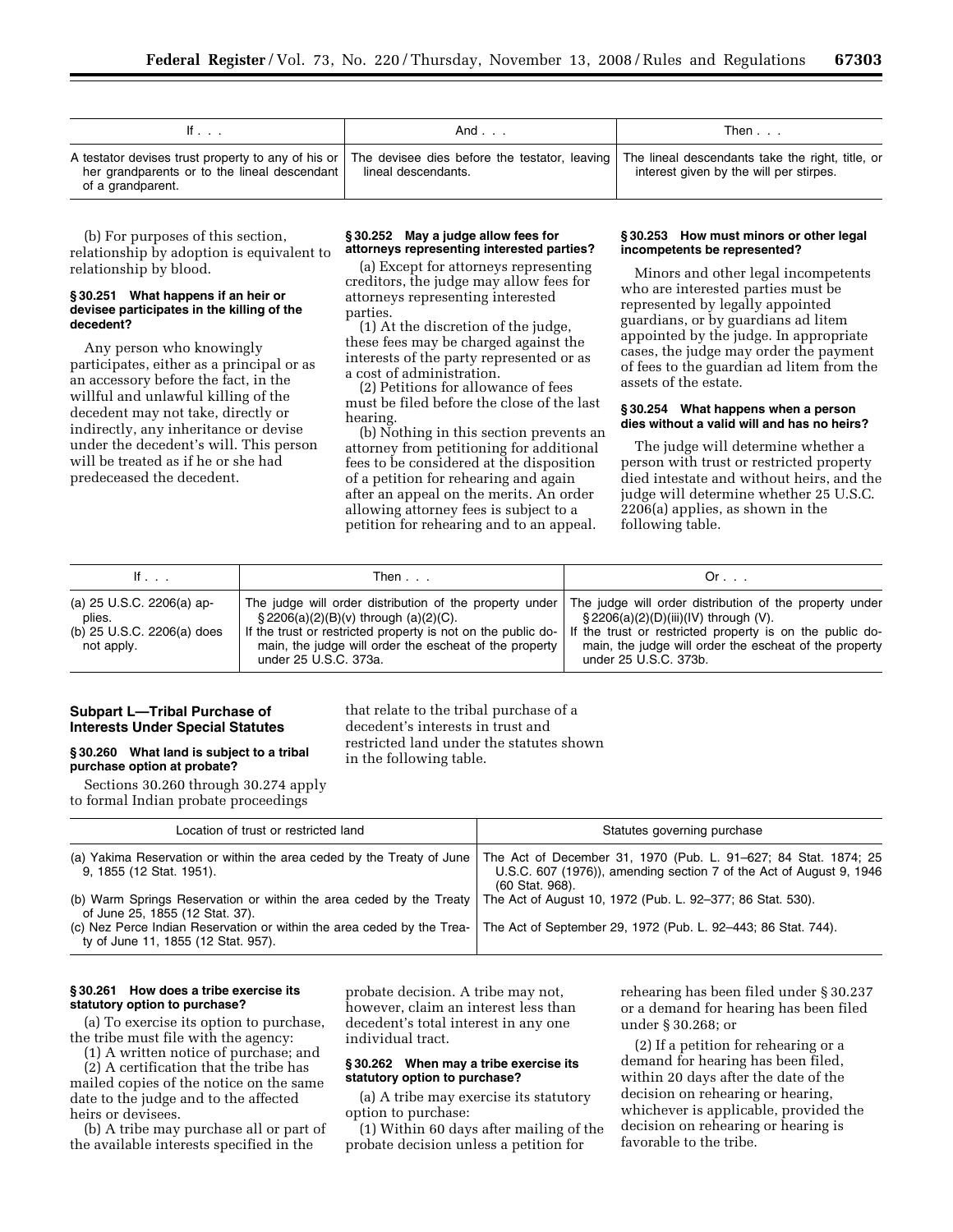| If . . . | And . . . | Then . . . |
| --- | --- | --- |
| A testator devises trust property to any of his or her grandparents or to the lineal descendant of a grandparent. | The devisee dies before the testator, leaving lineal descendants. | The lineal descendants take the right, title, or interest given by the will per stirpes. |

(b) For purposes of this section, relationship by adoption is equivalent to relationship by blood.

### § 30.251 What happens if an heir or devisee participates in the killing of the decedent?

Any person who knowingly participates, either as a principal or as an accessory before the fact, in the willful and unlawful killing of the decedent may not take, directly or indirectly, any inheritance or devise under the decedent's will. This person will be treated as if he or she had predeceased the decedent.

### § 30.252 May a judge allow fees for attorneys representing interested parties?

(a) Except for attorneys representing creditors, the judge may allow fees for attorneys representing interested parties.

(1) At the discretion of the judge, these fees may be charged against the interests of the party represented or as a cost of administration.

(2) Petitions for allowance of fees must be filed before the close of the last hearing.

(b) Nothing in this section prevents an attorney from petitioning for additional fees to be considered at the disposition of a petition for rehearing and again after an appeal on the merits. An order allowing attorney fees is subject to a petition for rehearing and to an appeal.

### § 30.253 How must minors or other legal incompetents be represented?

Minors and other legal incompetents who are interested parties must be represented by legally appointed guardians, or by guardians ad litem appointed by the judge. In appropriate cases, the judge may order the payment of fees to the guardian ad litem from the assets of the estate.

### § 30.254 What happens when a person dies without a valid will and has no heirs?

The judge will determine whether a person with trust or restricted property died intestate and without heirs, and the judge will determine whether 25 U.S.C. 2206(a) applies, as shown in the following table.

| If . . . | Then . . . | Or . . . |
| --- | --- | --- |
| (a) 25 U.S.C. 2206(a) applies. | The judge will order distribution of the property under § 2206(a)(2)(B)(v) through (a)(2)(C). | The judge will order distribution of the property under § 2206(a)(2)(D)(iii)(IV) through (V). |
| (b) 25 U.S.C. 2206(a) does not apply. | If the trust or restricted property is not on the public domain, the judge will order the escheat of the property under 25 U.S.C. 373a. | If the trust or restricted property is on the public domain, the judge will order the escheat of the property under 25 U.S.C. 373b. |

## Subpart L—Tribal Purchase of Interests Under Special Statutes

### § 30.260 What land is subject to a tribal purchase option at probate?

Sections 30.260 through 30.274 apply to formal Indian probate proceedings that relate to the tribal purchase of a decedent's interests in trust and restricted land under the statutes shown in the following table.

| Location of trust or restricted land | Statutes governing purchase |
| --- | --- |
| (a) Yakima Reservation or within the area ceded by the Treaty of June 9, 1855 (12 Stat. 1951). | The Act of December 31, 1970 (Pub. L. 91–627; 84 Stat. 1874; 25 U.S.C. 607 (1976)), amending section 7 of the Act of August 9, 1946 (60 Stat. 968). |
| (b) Warm Springs Reservation or within the area ceded by the Treaty of June 25, 1855 (12 Stat. 37). | The Act of August 10, 1972 (Pub. L. 92–377; 86 Stat. 530). |
| (c) Nez Perce Indian Reservation or within the area ceded by the Treaty of June 11, 1855 (12 Stat. 957). | The Act of September 29, 1972 (Pub. L. 92–443; 86 Stat. 744). |

### § 30.261 How does a tribe exercise its statutory option to purchase?

(a) To exercise its option to purchase, the tribe must file with the agency:

(1) A written notice of purchase; and

(2) A certification that the tribe has mailed copies of the notice on the same date to the judge and to the affected heirs or devisees.

(b) A tribe may purchase all or part of the available interests specified in the probate decision. A tribe may not, however, claim an interest less than decedent's total interest in any one individual tract.

### § 30.262 When may a tribe exercise its statutory option to purchase?

(a) A tribe may exercise its statutory option to purchase:

(1) Within 60 days after mailing of the probate decision unless a petition for rehearing has been filed under § 30.237 or a demand for hearing has been filed under § 30.268; or

(2) If a petition for rehearing or a demand for hearing has been filed, within 20 days after the date of the decision on rehearing or hearing, whichever is applicable, provided the decision on rehearing or hearing is favorable to the tribe.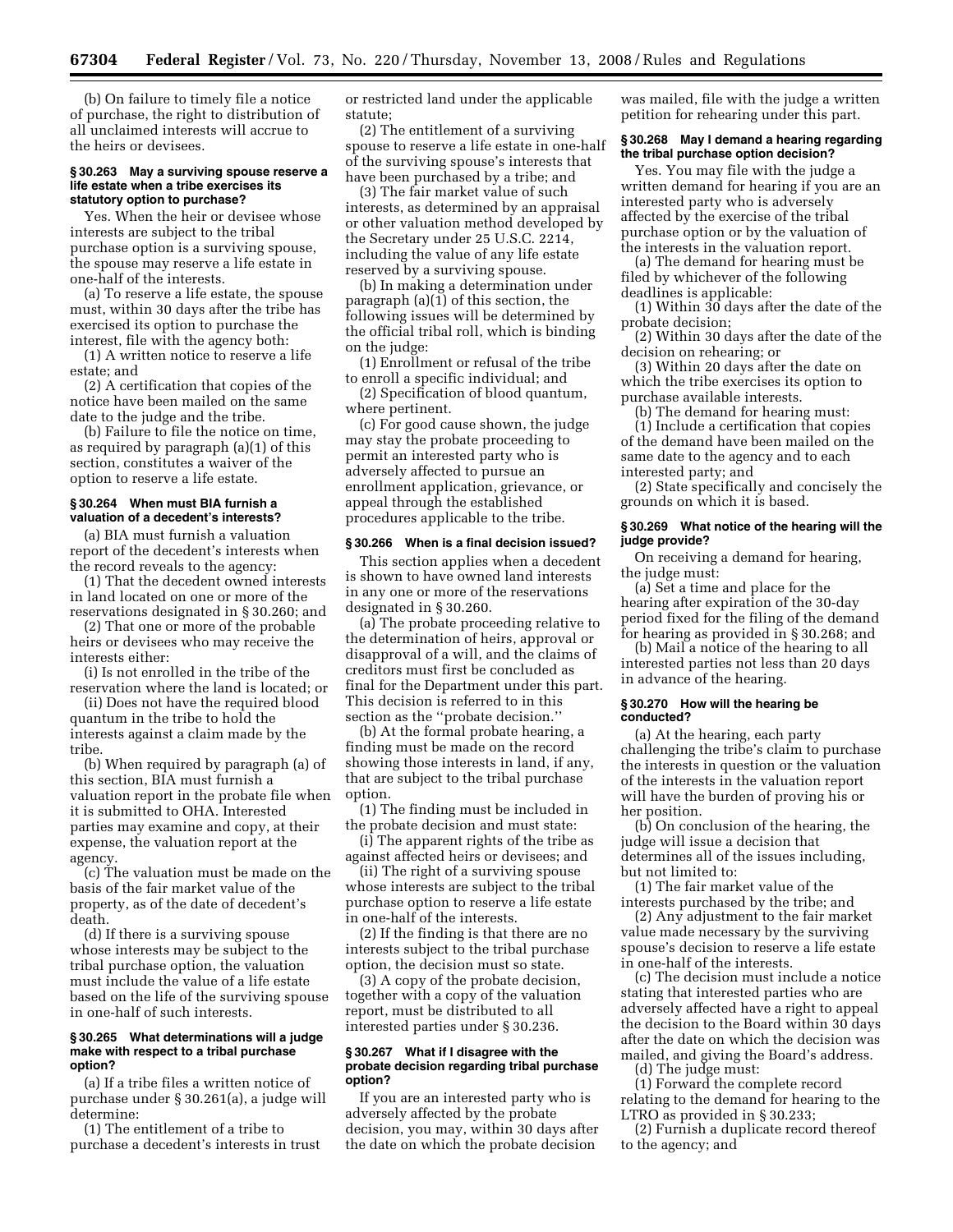(b) On failure to timely file a notice of purchase, the right to distribution of all unclaimed interests will accrue to the heirs or devisees.

### § 30.263 May a surviving spouse reserve a life estate when a tribe exercises its statutory option to purchase?

Yes. When the heir or devisee whose interests are subject to the tribal purchase option is a surviving spouse, the spouse may reserve a life estate in one-half of the interests.

(a) To reserve a life estate, the spouse must, within 30 days after the tribe has exercised its option to purchase the interest, file with the agency both:

(1) A written notice to reserve a life estate; and

(2) A certification that copies of the notice have been mailed on the same date to the judge and the tribe.

(b) Failure to file the notice on time, as required by paragraph (a)(1) of this section, constitutes a waiver of the option to reserve a life estate.

### § 30.264 When must BIA furnish a valuation of a decedent's interests?

(a) BIA must furnish a valuation report of the decedent's interests when the record reveals to the agency:

(1) That the decedent owned interests in land located on one or more of the reservations designated in § 30.260; and

(2) That one or more of the probable heirs or devisees who may receive the interests either:

(i) Is not enrolled in the tribe of the reservation where the land is located; or

(ii) Does not have the required blood quantum in the tribe to hold the interests against a claim made by the tribe.

(b) When required by paragraph (a) of this section, BIA must furnish a valuation report in the probate file when it is submitted to OHA. Interested parties may examine and copy, at their expense, the valuation report at the agency.

(c) The valuation must be made on the basis of the fair market value of the property, as of the date of decedent's death.

(d) If there is a surviving spouse whose interests may be subject to the tribal purchase option, the valuation must include the value of a life estate based on the life of the surviving spouse in one-half of such interests.

### § 30.265 What determinations will a judge make with respect to a tribal purchase option?

(a) If a tribe files a written notice of purchase under § 30.261(a), a judge will determine:

(1) The entitlement of a tribe to purchase a decedent's interests in trust or restricted land under the applicable statute;

(2) The entitlement of a surviving spouse to reserve a life estate in one-half of the surviving spouse's interests that have been purchased by a tribe; and

(3) The fair market value of such interests, as determined by an appraisal or other valuation method developed by the Secretary under 25 U.S.C. 2214, including the value of any life estate reserved by a surviving spouse.

(b) In making a determination under paragraph (a)(1) of this section, the following issues will be determined by the official tribal roll, which is binding on the judge:

(1) Enrollment or refusal of the tribe to enroll a specific individual; and

(2) Specification of blood quantum, where pertinent.

(c) For good cause shown, the judge may stay the probate proceeding to permit an interested party who is adversely affected to pursue an enrollment application, grievance, or appeal through the established procedures applicable to the tribe.

### § 30.266 When is a final decision issued?

This section applies when a decedent is shown to have owned land interests in any one or more of the reservations designated in § 30.260.

(a) The probate proceeding relative to the determination of heirs, approval or disapproval of a will, and the claims of creditors must first be concluded as final for the Department under this part. This decision is referred to in this section as the "probate decision."

(b) At the formal probate hearing, a finding must be made on the record showing those interests in land, if any, that are subject to the tribal purchase option.

(1) The finding must be included in the probate decision and must state:

(i) The apparent rights of the tribe as against affected heirs or devisees; and

(ii) The right of a surviving spouse whose interests are subject to the tribal purchase option to reserve a life estate in one-half of the interests.

(2) If the finding is that there are no interests subject to the tribal purchase option, the decision must so state.

(3) A copy of the probate decision, together with a copy of the valuation report, must be distributed to all interested parties under § 30.236.

### § 30.267 What if I disagree with the probate decision regarding tribal purchase option?

If you are an interested party who is adversely affected by the probate decision, you may, within 30 days after the date on which the probate decision was mailed, file with the judge a written petition for rehearing under this part.

### § 30.268 May I demand a hearing regarding the tribal purchase option decision?

Yes. You may file with the judge a written demand for hearing if you are an interested party who is adversely affected by the exercise of the tribal purchase option or by the valuation of the interests in the valuation report.

(a) The demand for hearing must be filed by whichever of the following deadlines is applicable:

(1) Within 30 days after the date of the probate decision;

(2) Within 30 days after the date of the decision on rehearing; or

(3) Within 20 days after the date on which the tribe exercises its option to purchase available interests.

(b) The demand for hearing must:

(1) Include a certification that copies of the demand have been mailed on the same date to the agency and to each interested party; and

(2) State specifically and concisely the grounds on which it is based.

### § 30.269 What notice of the hearing will the judge provide?

On receiving a demand for hearing, the judge must:

(a) Set a time and place for the hearing after expiration of the 30-day period fixed for the filing of the demand for hearing as provided in § 30.268; and

(b) Mail a notice of the hearing to all interested parties not less than 20 days in advance of the hearing.

### § 30.270 How will the hearing be conducted?

(a) At the hearing, each party challenging the tribe's claim to purchase the interests in question or the valuation of the interests in the valuation report will have the burden of proving his or her position.

(b) On conclusion of the hearing, the judge will issue a decision that determines all of the issues including, but not limited to:

(1) The fair market value of the interests purchased by the tribe; and

(2) Any adjustment to the fair market value made necessary by the surviving spouse's decision to reserve a life estate in one-half of the interests.

(c) The decision must include a notice stating that interested parties who are adversely affected have a right to appeal the decision to the Board within 30 days after the date on which the decision was mailed, and giving the Board's address.

(d) The judge must:

(1) Forward the complete record relating to the demand for hearing to the LTRO as provided in § 30.233;

(2) Furnish a duplicate record thereof to the agency; and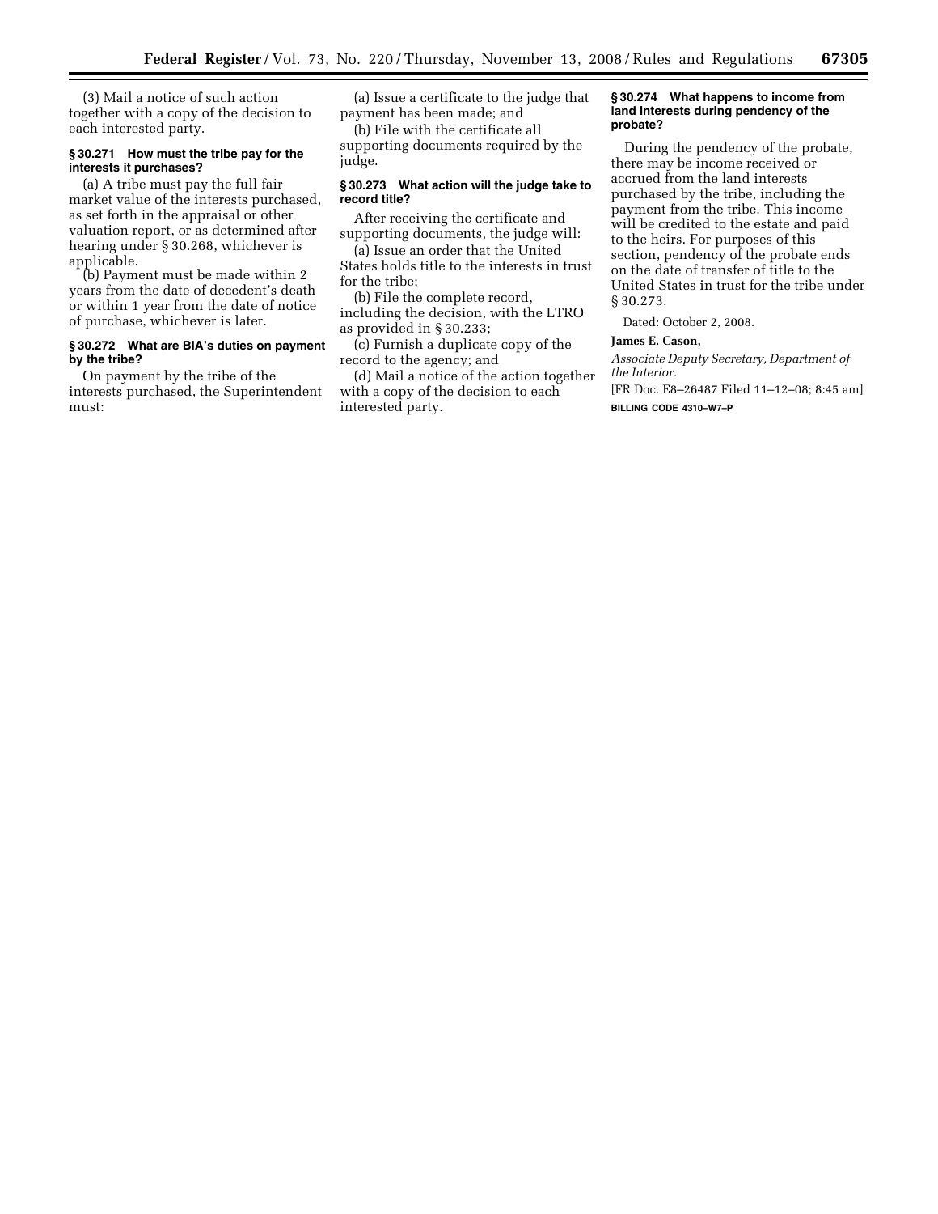(3) Mail a notice of such action together with a copy of the decision to each interested party.

### § 30.271 How must the tribe pay for the interests it purchases?

(a) A tribe must pay the full fair market value of the interests purchased, as set forth in the appraisal or other valuation report, or as determined after hearing under § 30.268, whichever is applicable.

(b) Payment must be made within 2 years from the date of decedent's death or within 1 year from the date of notice of purchase, whichever is later.

### § 30.272 What are BIA's duties on payment by the tribe?

On payment by the tribe of the interests purchased, the Superintendent must:

(a) Issue a certificate to the judge that payment has been made; and

(b) File with the certificate all supporting documents required by the judge.

### § 30.273 What action will the judge take to record title?

After receiving the certificate and supporting documents, the judge will:

(a) Issue an order that the United States holds title to the interests in trust for the tribe;

(b) File the complete record, including the decision, with the LTRO as provided in § 30.233;

(c) Furnish a duplicate copy of the record to the agency; and

(d) Mail a notice of the action together with a copy of the decision to each interested party.

### § 30.274 What happens to income from land interests during pendency of the probate?

During the pendency of the probate, there may be income received or accrued from the land interests purchased by the tribe, including the payment from the tribe. This income will be credited to the estate and paid to the heirs. For purposes of this section, pendency of the probate ends on the date of transfer of title to the United States in trust for the tribe under § 30.273.

Dated: October 2, 2008.

**James E. Cason,**

*Associate Deputy Secretary, Department of the Interior.*

[FR Doc. E8–26487 Filed 11–12–08; 8:45 am]

**BILLING CODE 4310–W7–P**